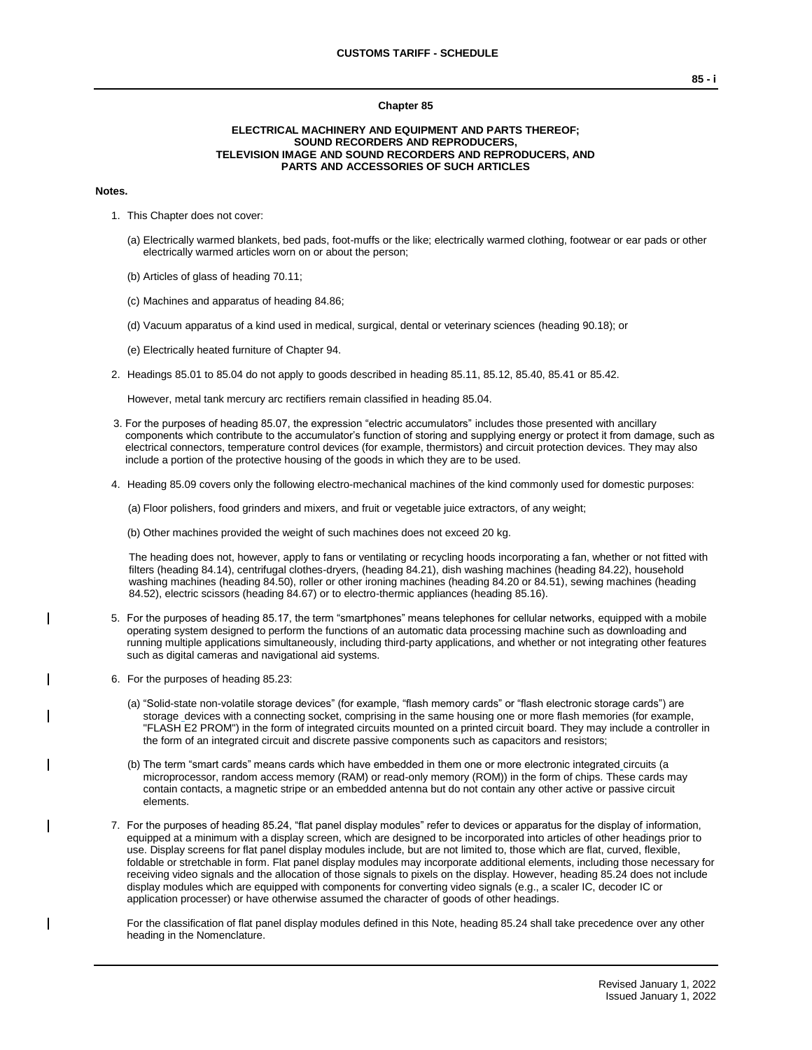## Chapter 85

### ELECTRICAL MACHINERY AND EQUIPMENT AND PARTS THEREOF; SOUND RECORDERS AND REPRODUCERS, TELEVISION IMAGE AND SOUND RECORDERS AND REPRODUCERS, AND PARTS AND ACCESSORIES OF SUCH ARTICLES

**Notes.**

1. This Chapter does not cover:

   (a) Electrically warmed blankets, bed pads, foot-muffs or the like; electrically warmed clothing, footwear or ear pads or other electrically warmed articles worn on or about the person;

   (b) Articles of glass of heading 70.11;

   (c) Machines and apparatus of heading 84.86;

   (d) Vacuum apparatus of a kind used in medical, surgical, dental or veterinary sciences (heading 90.18); or

   (e) Electrically heated furniture of Chapter 94.

2. Headings 85.01 to 85.04 do not apply to goods described in heading 85.11, 85.12, 85.40, 85.41 or 85.42.

   However, metal tank mercury arc rectifiers remain classified in heading 85.04.

3. For the purposes of heading 85.07, the expression "electric accumulators" includes those presented with ancillary components which contribute to the accumulator's function of storing and supplying energy or protect it from damage, such as electrical connectors, temperature control devices (for example, thermistors) and circuit protection devices. They may also include a portion of the protective housing of the goods in which they are to be used.

4. Heading 85.09 covers only the following electro-mechanical machines of the kind commonly used for domestic purposes:

   (a) Floor polishers, food grinders and mixers, and fruit or vegetable juice extractors, of any weight;

   (b) Other machines provided the weight of such machines does not exceed 20 kg.

   The heading does not, however, apply to fans or ventilating or recycling hoods incorporating a fan, whether or not fitted with filters (heading 84.14), centrifugal clothes-dryers, (heading 84.21), dish washing machines (heading 84.22), household washing machines (heading 84.50), roller or other ironing machines (heading 84.20 or 84.51), sewing machines (heading 84.52), electric scissors (heading 84.67) or to electro-thermic appliances (heading 85.16).

5. For the purposes of heading 85.17, the term "smartphones" means telephones for cellular networks, equipped with a mobile operating system designed to perform the functions of an automatic data processing machine such as downloading and running multiple applications simultaneously, including third-party applications, and whether or not integrating other features such as digital cameras and navigational aid systems.

6. For the purposes of heading 85.23:

   (a) "Solid-state non-volatile storage devices" (for example, "flash memory cards" or "flash electronic storage cards") are storage devices with a connecting socket, comprising in the same housing one or more flash memories (for example, "FLASH E2 PROM") in the form of integrated circuits mounted on a printed circuit board. They may include a controller in the form of an integrated circuit and discrete passive components such as capacitors and resistors;

   (b) The term "smart cards" means cards which have embedded in them one or more electronic integrated circuits (a microprocessor, random access memory (RAM) or read-only memory (ROM)) in the form of chips. These cards may contain contacts, a magnetic stripe or an embedded antenna but do not contain any other active or passive circuit elements.

7. For the purposes of heading 85.24, "flat panel display modules" refer to devices or apparatus for the display of information, equipped at a minimum with a display screen, which are designed to be incorporated into articles of other headings prior to use. Display screens for flat panel display modules include, but are not limited to, those which are flat, curved, flexible, foldable or stretchable in form. Flat panel display modules may incorporate additional elements, including those necessary for receiving video signals and the allocation of those signals to pixels on the display. However, heading 85.24 does not include display modules which are equipped with components for converting video signals (e.g., a scaler IC, decoder IC or application processer) or have otherwise assumed the character of goods of other headings.

   For the classification of flat panel display modules defined in this Note, heading 85.24 shall take precedence over any other heading in the Nomenclature.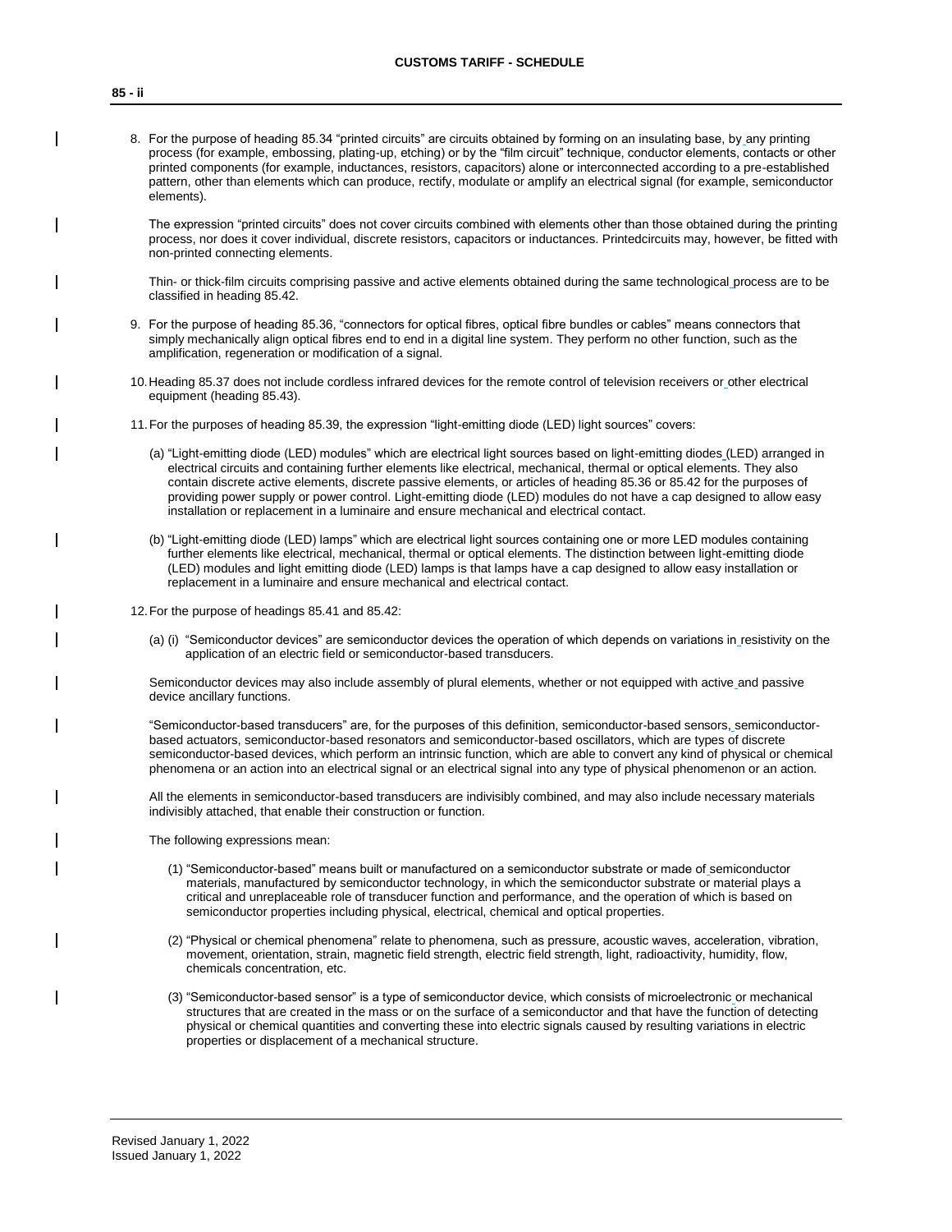8. For the purpose of heading 85.34 "printed circuits" are circuits obtained by forming on an insulating base, by any printing process (for example, embossing, plating-up, etching) or by the "film circuit" technique, conductor elements, contacts or other printed components (for example, inductances, resistors, capacitors) alone or interconnected according to a pre-established pattern, other than elements which can produce, rectify, modulate or amplify an electrical signal (for example, semiconductor elements).

   The expression "printed circuits" does not cover circuits combined with elements other than those obtained during the printing process, nor does it cover individual, discrete resistors, capacitors or inductances. Printedcircuits may, however, be fitted with non-printed connecting elements.

   Thin- or thick-film circuits comprising passive and active elements obtained during the same technological process are to be classified in heading 85.42.

9. For the purpose of heading 85.36, "connectors for optical fibres, optical fibre bundles or cables" means connectors that simply mechanically align optical fibres end to end in a digital line system. They perform no other function, such as the amplification, regeneration or modification of a signal.

10. Heading 85.37 does not include cordless infrared devices for the remote control of television receivers or other electrical equipment (heading 85.43).

11. For the purposes of heading 85.39, the expression "light-emitting diode (LED) light sources" covers:

    (a) "Light-emitting diode (LED) modules" which are electrical light sources based on light-emitting diodes (LED) arranged in electrical circuits and containing further elements like electrical, mechanical, thermal or optical elements. They also contain discrete active elements, discrete passive elements, or articles of heading 85.36 or 85.42 for the purposes of providing power supply or power control. Light-emitting diode (LED) modules do not have a cap designed to allow easy installation or replacement in a luminaire and ensure mechanical and electrical contact.

    (b) "Light-emitting diode (LED) lamps" which are electrical light sources containing one or more LED modules containing further elements like electrical, mechanical, thermal or optical elements. The distinction between light-emitting diode (LED) modules and light emitting diode (LED) lamps is that lamps have a cap designed to allow easy installation or replacement in a luminaire and ensure mechanical and electrical contact.

12. For the purpose of headings 85.41 and 85.42:

    (a) (i) "Semiconductor devices" are semiconductor devices the operation of which depends on variations in resistivity on the application of an electric field or semiconductor-based transducers.

    Semiconductor devices may also include assembly of plural elements, whether or not equipped with active and passive device ancillary functions.

    "Semiconductor-based transducers" are, for the purposes of this definition, semiconductor-based sensors, semiconductor-based actuators, semiconductor-based resonators and semiconductor-based oscillators, which are types of discrete semiconductor-based devices, which perform an intrinsic function, which are able to convert any kind of physical or chemical phenomena or an action into an electrical signal or an electrical signal into any type of physical phenomenon or an action.

    All the elements in semiconductor-based transducers are indivisibly combined, and may also include necessary materials indivisibly attached, that enable their construction or function.

    The following expressions mean:

    (1) "Semiconductor-based" means built or manufactured on a semiconductor substrate or made of semiconductor materials, manufactured by semiconductor technology, in which the semiconductor substrate or material plays a critical and unreplaceable role of transducer function and performance, and the operation of which is based on semiconductor properties including physical, electrical, chemical and optical properties.

    (2) "Physical or chemical phenomena" relate to phenomena, such as pressure, acoustic waves, acceleration, vibration, movement, orientation, strain, magnetic field strength, electric field strength, light, radioactivity, humidity, flow, chemicals concentration, etc.

    (3) "Semiconductor-based sensor" is a type of semiconductor device, which consists of microelectronic or mechanical structures that are created in the mass or on the surface of a semiconductor and that have the function of detecting physical or chemical quantities and converting these into electric signals caused by resulting variations in electric properties or displacement of a mechanical structure.

Revised January 1, 2022
Issued January 1, 2022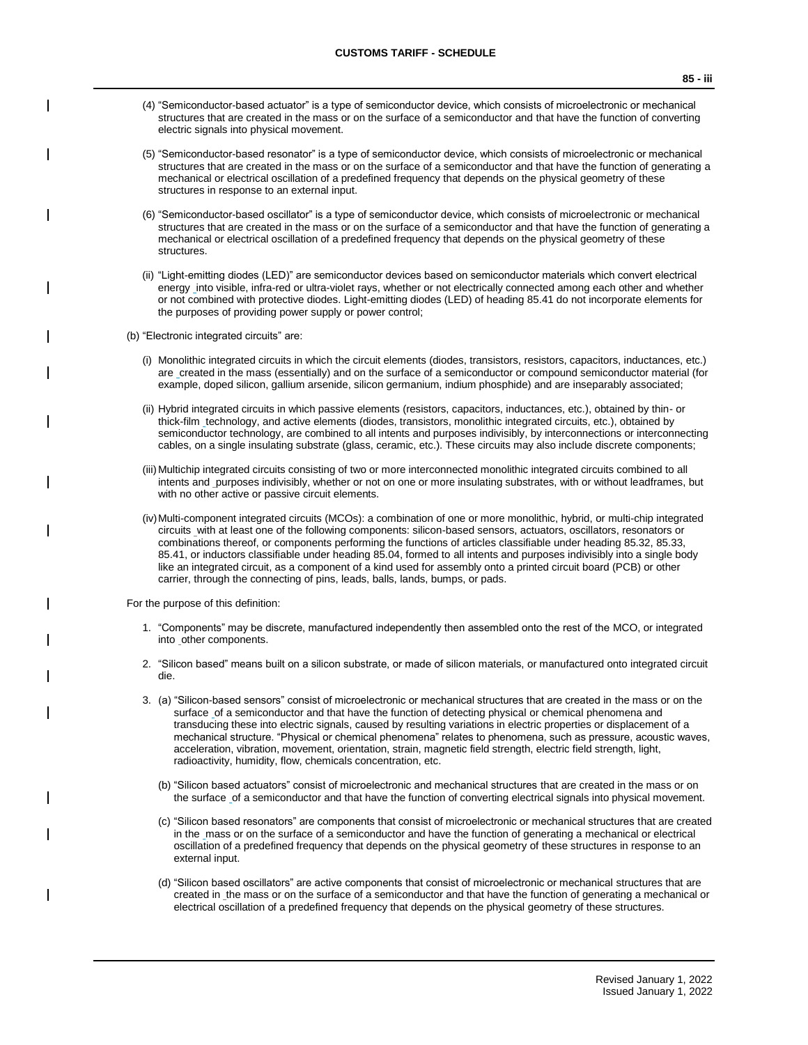(4) "Semiconductor-based actuator" is a type of semiconductor device, which consists of microelectronic or mechanical structures that are created in the mass or on the surface of a semiconductor and that have the function of converting electric signals into physical movement.

(5) "Semiconductor-based resonator" is a type of semiconductor device, which consists of microelectronic or mechanical structures that are created in the mass or on the surface of a semiconductor and that have the function of generating a mechanical or electrical oscillation of a predefined frequency that depends on the physical geometry of these structures in response to an external input.

(6) "Semiconductor-based oscillator" is a type of semiconductor device, which consists of microelectronic or mechanical structures that are created in the mass or on the surface of a semiconductor and that have the function of generating a mechanical or electrical oscillation of a predefined frequency that depends on the physical geometry of these structures.

(ii) "Light-emitting diodes (LED)" are semiconductor devices based on semiconductor materials which convert electrical energy into visible, infra-red or ultra-violet rays, whether or not electrically connected among each other and whether or not combined with protective diodes. Light-emitting diodes (LED) of heading 85.41 do not incorporate elements for the purposes of providing power supply or power control;

(b) "Electronic integrated circuits" are:

(i) Monolithic integrated circuits in which the circuit elements (diodes, transistors, resistors, capacitors, inductances, etc.) are created in the mass (essentially) and on the surface of a semiconductor or compound semiconductor material (for example, doped silicon, gallium arsenide, silicon germanium, indium phosphide) and are inseparably associated;

(ii) Hybrid integrated circuits in which passive elements (resistors, capacitors, inductances, etc.), obtained by thin- or thick-film technology, and active elements (diodes, transistors, monolithic integrated circuits, etc.), obtained by semiconductor technology, are combined to all intents and purposes indivisibly, by interconnections or interconnecting cables, on a single insulating substrate (glass, ceramic, etc.). These circuits may also include discrete components;

(iii) Multichip integrated circuits consisting of two or more interconnected monolithic integrated circuits combined to all intents and purposes indivisibly, whether or not on one or more insulating substrates, with or without leadframes, but with no other active or passive circuit elements.

(iv) Multi-component integrated circuits (MCOs): a combination of one or more monolithic, hybrid, or multi-chip integrated circuits with at least one of the following components: silicon-based sensors, actuators, oscillators, resonators or combinations thereof, or components performing the functions of articles classifiable under heading 85.32, 85.33, 85.41, or inductors classifiable under heading 85.04, formed to all intents and purposes indivisibly into a single body like an integrated circuit, as a component of a kind used for assembly onto a printed circuit board (PCB) or other carrier, through the connecting of pins, leads, balls, lands, bumps, or pads.

For the purpose of this definition:

1. "Components" may be discrete, manufactured independently then assembled onto the rest of the MCO, or integrated into other components.

2. "Silicon based" means built on a silicon substrate, or made of silicon materials, or manufactured onto integrated circuit die.

3. (a) "Silicon-based sensors" consist of microelectronic or mechanical structures that are created in the mass or on the surface of a semiconductor and that have the function of detecting physical or chemical phenomena and transducing these into electric signals, caused by resulting variations in electric properties or displacement of a mechanical structure. "Physical or chemical phenomena" relates to phenomena, such as pressure, acoustic waves, acceleration, vibration, movement, orientation, strain, magnetic field strength, electric field strength, light, radioactivity, humidity, flow, chemicals concentration, etc.

   (b) "Silicon based actuators" consist of microelectronic and mechanical structures that are created in the mass or on the surface of a semiconductor and that have the function of converting electrical signals into physical movement.

   (c) "Silicon based resonators" are components that consist of microelectronic or mechanical structures that are created in the mass or on the surface of a semiconductor and have the function of generating a mechanical or electrical oscillation of a predefined frequency that depends on the physical geometry of these structures in response to an external input.

   (d) "Silicon based oscillators" are active components that consist of microelectronic or mechanical structures that are created in the mass or on the surface of a semiconductor and that have the function of generating a mechanical or electrical oscillation of a predefined frequency that depends on the physical geometry of these structures.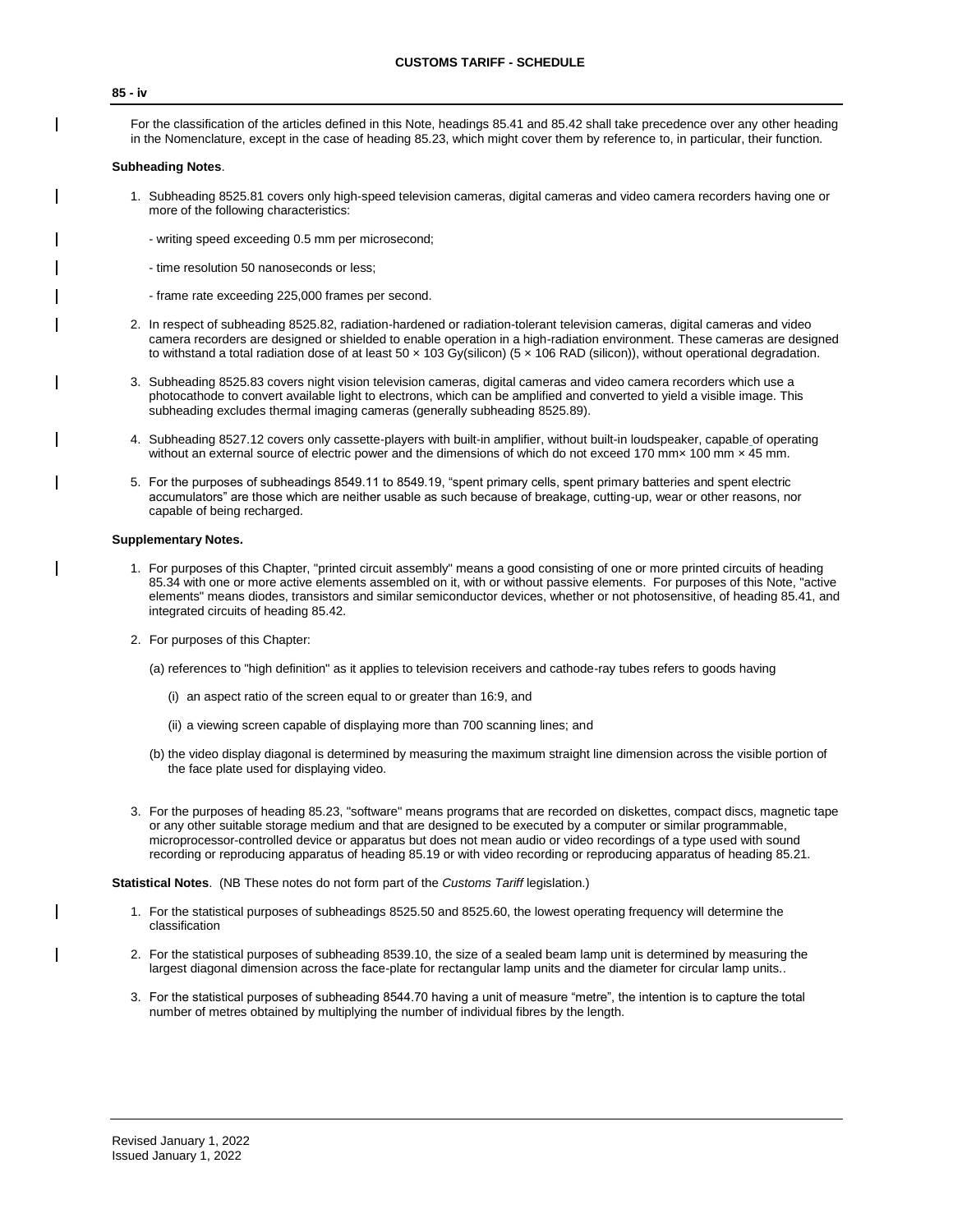For the classification of the articles defined in this Note, headings 85.41 and 85.42 shall take precedence over any other heading in the Nomenclature, except in the case of heading 85.23, which might cover them by reference to, in particular, their function.

**Subheading Notes**.

1. Subheading 8525.81 covers only high-speed television cameras, digital cameras and video camera recorders having one or more of the following characteristics:

   - writing speed exceeding 0.5 mm per microsecond;

   - time resolution 50 nanoseconds or less;

   - frame rate exceeding 225,000 frames per second.

2. In respect of subheading 8525.82, radiation-hardened or radiation-tolerant television cameras, digital cameras and video camera recorders are designed or shielded to enable operation in a high-radiation environment. These cameras are designed to withstand a total radiation dose of at least 50 × 103 Gy(silicon) (5 × 106 RAD (silicon)), without operational degradation.

3. Subheading 8525.83 covers night vision television cameras, digital cameras and video camera recorders which use a photocathode to convert available light to electrons, which can be amplified and converted to yield a visible image. This subheading excludes thermal imaging cameras (generally subheading 8525.89).

4. Subheading 8527.12 covers only cassette-players with built-in amplifier, without built-in loudspeaker, capable of operating without an external source of electric power and the dimensions of which do not exceed 170 mm× 100 mm × 45 mm.

5. For the purposes of subheadings 8549.11 to 8549.19, "spent primary cells, spent primary batteries and spent electric accumulators" are those which are neither usable as such because of breakage, cutting-up, wear or other reasons, nor capable of being recharged.

**Supplementary Notes.**

1. For purposes of this Chapter, "printed circuit assembly" means a good consisting of one or more printed circuits of heading 85.34 with one or more active elements assembled on it, with or without passive elements. For purposes of this Note, "active elements" means diodes, transistors and similar semiconductor devices, whether or not photosensitive, of heading 85.41, and integrated circuits of heading 85.42.

2. For purposes of this Chapter:

   (a) references to "high definition" as it applies to television receivers and cathode-ray tubes refers to goods having

      (i) an aspect ratio of the screen equal to or greater than 16:9, and

      (ii) a viewing screen capable of displaying more than 700 scanning lines; and

   (b) the video display diagonal is determined by measuring the maximum straight line dimension across the visible portion of the face plate used for displaying video.

3. For the purposes of heading 85.23, "software" means programs that are recorded on diskettes, compact discs, magnetic tape or any other suitable storage medium and that are designed to be executed by a computer or similar programmable, microprocessor-controlled device or apparatus but does not mean audio or video recordings of a type used with sound recording or reproducing apparatus of heading 85.19 or with video recording or reproducing apparatus of heading 85.21.

**Statistical Notes**. (NB These notes do not form part of the *Customs Tariff* legislation.)

1. For the statistical purposes of subheadings 8525.50 and 8525.60, the lowest operating frequency will determine the classification

2. For the statistical purposes of subheading 8539.10, the size of a sealed beam lamp unit is determined by measuring the largest diagonal dimension across the face-plate for rectangular lamp units and the diameter for circular lamp units..

3. For the statistical purposes of subheading 8544.70 having a unit of measure "metre", the intention is to capture the total number of metres obtained by multiplying the number of individual fibres by the length.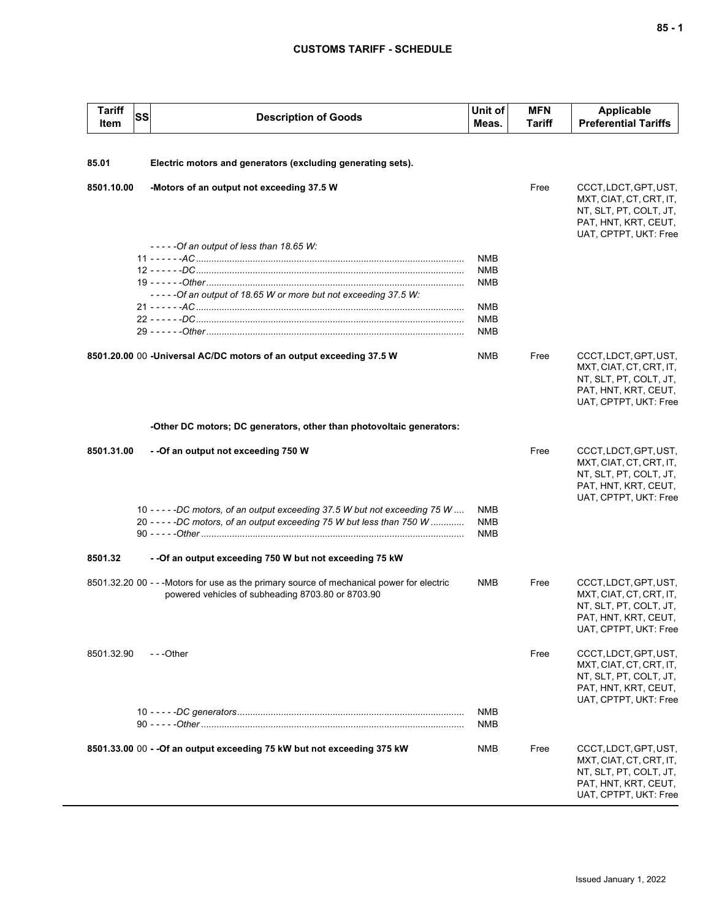| Tariff Item | SS | Description of Goods | Unit of Meas. | MFN Tariff | Applicable Preferential Tariffs |
|---|---|---|---|---|---|
| **85.01** | | **Electric motors and generators (excluding generating sets).** | | | |
| **8501.10.00** | | **-Motors of an output not exceeding 37.5 W** | | Free | CCCT, LDCT, GPT, UST, MXT, CIAT, CT, CRT, IT, NT, SLT, PT, COLT, JT, PAT, HNT, KRT, CEUT, UAT, CPTPT, UKT: Free |
| | | *-----Of an output of less than 18.65 W:* | | | |
| | 11 | *------AC* | NMB | | |
| | 12 | *------DC* | NMB | | |
| | 19 | *------Other* | NMB | | |
| | | *-----Of an output of 18.65 W or more but not exceeding 37.5 W:* | | | |
| | 21 | *------AC* | NMB | | |
| | 22 | *------DC* | NMB | | |
| | 29 | *------Other* | NMB | | |
| **8501.20.00** | 00 | **-Universal AC/DC motors of an output exceeding 37.5 W** | NMB | Free | CCCT, LDCT, GPT, UST, MXT, CIAT, CT, CRT, IT, NT, SLT, PT, COLT, JT, PAT, HNT, KRT, CEUT, UAT, CPTPT, UKT: Free |
| | | **-Other DC motors; DC generators, other than photovoltaic generators:** | | | |
| **8501.31.00** | | **--Of an output not exceeding 750 W** | | Free | CCCT, LDCT, GPT, UST, MXT, CIAT, CT, CRT, IT, NT, SLT, PT, COLT, JT, PAT, HNT, KRT, CEUT, UAT, CPTPT, UKT: Free |
| | 10 | *-----DC motors, of an output exceeding 37.5 W but not exceeding 75 W* | NMB | | |
| | 20 | *-----DC motors, of an output exceeding 75 W but less than 750 W* | NMB | | |
| | 90 | *-----Other* | NMB | | |
| **8501.32** | | **--Of an output exceeding 750 W but not exceeding 75 kW** | | | |
| 8501.32.20 | 00 | ---Motors for use as the primary source of mechanical power for electric powered vehicles of subheading 8703.80 or 8703.90 | NMB | Free | CCCT, LDCT, GPT, UST, MXT, CIAT, CT, CRT, IT, NT, SLT, PT, COLT, JT, PAT, HNT, KRT, CEUT, UAT, CPTPT, UKT: Free |
| 8501.32.90 | | ---Other | | Free | CCCT, LDCT, GPT, UST, MXT, CIAT, CT, CRT, IT, NT, SLT, PT, COLT, JT, PAT, HNT, KRT, CEUT, UAT, CPTPT, UKT: Free |
| | 10 | *-----DC generators* | NMB | | |
| | 90 | *-----Other* | NMB | | |
| **8501.33.00** | 00 | **--Of an output exceeding 75 kW but not exceeding 375 kW** | NMB | Free | CCCT, LDCT, GPT, UST, MXT, CIAT, CT, CRT, IT, NT, SLT, PT, COLT, JT, PAT, HNT, KRT, CEUT, UAT, CPTPT, UKT: Free |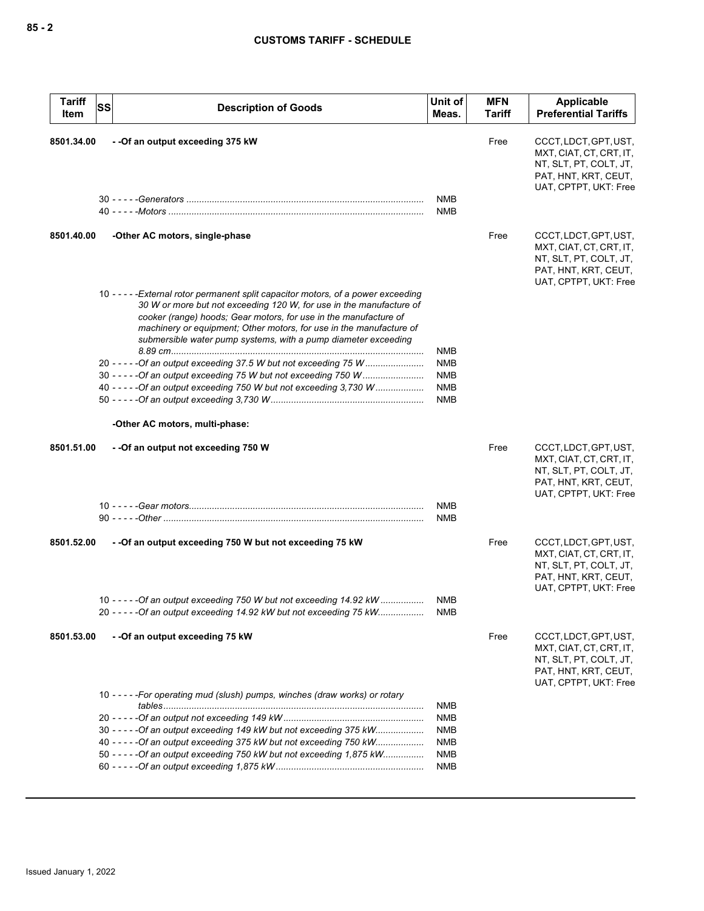| Tariff Item | SS | Description of Goods | Unit of Meas. | MFN Tariff | Applicable Preferential Tariffs |
|---|---|---|---|---|---|
| 8501.34.00 | | - -Of an output exceeding 375 kW | | Free | CCCT, LDCT, GPT, UST, MXT, CIAT, CT, CRT, IT, NT, SLT, PT, COLT, JT, PAT, HNT, KRT, CEUT, UAT, CPTPT, UKT: Free |
| | | 30 - - - - -*Generators* | NMB | | |
| | | 40 - - - - -*Motors* | NMB | | |
| 8501.40.00 | | -Other AC motors, single-phase | | Free | CCCT, LDCT, GPT, UST, MXT, CIAT, CT, CRT, IT, NT, SLT, PT, COLT, JT, PAT, HNT, KRT, CEUT, UAT, CPTPT, UKT: Free |
| | | 10 - - - - -*External rotor permanent split capacitor motors, of a power exceeding 30 W or more but not exceeding 120 W, for use in the manufacture of cooker (range) hoods; Gear motors, for use in the manufacture of machinery or equipment; Other motors, for use in the manufacture of submersible water pump systems, with a pump diameter exceeding 8.89 cm* | NMB | | |
| | | 20 - - - - -*Of an output exceeding 37.5 W but not exceeding 75 W* | NMB | | |
| | | 30 - - - - -*Of an output exceeding 75 W but not exceeding 750 W* | NMB | | |
| | | 40 - - - - -*Of an output exceeding 750 W but not exceeding 3,730 W* | NMB | | |
| | | 50 - - - - -*Of an output exceeding 3,730 W* | NMB | | |
| | | -Other AC motors, multi-phase: | | | |
| 8501.51.00 | | - -Of an output not exceeding 750 W | | Free | CCCT, LDCT, GPT, UST, MXT, CIAT, CT, CRT, IT, NT, SLT, PT, COLT, JT, PAT, HNT, KRT, CEUT, UAT, CPTPT, UKT: Free |
| | | 10 - - - - -*Gear motors* | NMB | | |
| | | 90 - - - - -*Other* | NMB | | |
| 8501.52.00 | | - -Of an output exceeding 750 W but not exceeding 75 kW | | Free | CCCT, LDCT, GPT, UST, MXT, CIAT, CT, CRT, IT, NT, SLT, PT, COLT, JT, PAT, HNT, KRT, CEUT, UAT, CPTPT, UKT: Free |
| | | 10 - - - - -*Of an output exceeding 750 W but not exceeding 14.92 kW* | NMB | | |
| | | 20 - - - - -*Of an output exceeding 14.92 kW but not exceeding 75 kW* | NMB | | |
| 8501.53.00 | | - -Of an output exceeding 75 kW | | Free | CCCT, LDCT, GPT, UST, MXT, CIAT, CT, CRT, IT, NT, SLT, PT, COLT, JT, PAT, HNT, KRT, CEUT, UAT, CPTPT, UKT: Free |
| | | 10 - - - - -*For operating mud (slush) pumps, winches (draw works) or rotary tables* | NMB | | |
| | | 20 - - - - -*Of an output not exceeding 149 kW* | NMB | | |
| | | 30 - - - - -*Of an output exceeding 149 kW but not exceeding 375 kW* | NMB | | |
| | | 40 - - - - -*Of an output exceeding 375 kW but not exceeding 750 kW* | NMB | | |
| | | 50 - - - - -*Of an output exceeding 750 kW but not exceeding 1,875 kW* | NMB | | |
| | | 60 - - - - -*Of an output exceeding 1,875 kW* | NMB | | |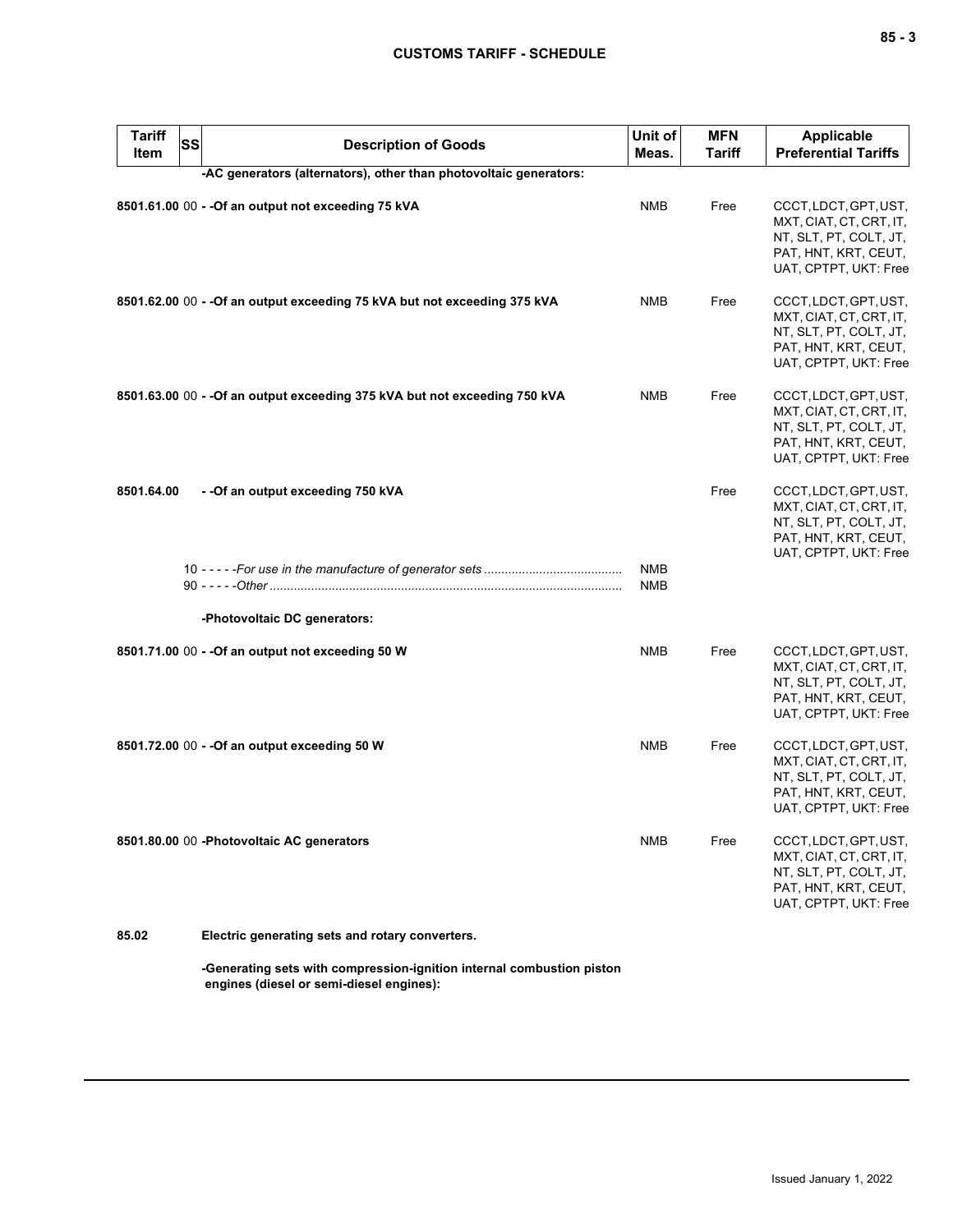| Tariff Item | SS | Description of Goods | Unit of Meas. | MFN Tariff | Applicable Preferential Tariffs |
|---|---|---|---|---|---|
| | | **-AC generators (alternators), other than photovoltaic generators:** | | | |
| **8501.61.00** | 00 | **- -Of an output not exceeding 75 kVA** | NMB | Free | CCCT, LDCT, GPT, UST, MXT, CIAT, CT, CRT, IT, NT, SLT, PT, COLT, JT, PAT, HNT, KRT, CEUT, UAT, CPTPT, UKT: Free |
| **8501.62.00** | 00 | **- -Of an output exceeding 75 kVA but not exceeding 375 kVA** | NMB | Free | CCCT, LDCT, GPT, UST, MXT, CIAT, CT, CRT, IT, NT, SLT, PT, COLT, JT, PAT, HNT, KRT, CEUT, UAT, CPTPT, UKT: Free |
| **8501.63.00** | 00 | **- -Of an output exceeding 375 kVA but not exceeding 750 kVA** | NMB | Free | CCCT, LDCT, GPT, UST, MXT, CIAT, CT, CRT, IT, NT, SLT, PT, COLT, JT, PAT, HNT, KRT, CEUT, UAT, CPTPT, UKT: Free |
| **8501.64.00** | | **- -Of an output exceeding 750 kVA** | | Free | CCCT, LDCT, GPT, UST, MXT, CIAT, CT, CRT, IT, NT, SLT, PT, COLT, JT, PAT, HNT, KRT, CEUT, UAT, CPTPT, UKT: Free |
| | 10 | - - - - -*For use in the manufacture of generator sets* | NMB | | |
| | 90 | - - - - -*Other* | NMB | | |
| | | **-Photovoltaic DC generators:** | | | |
| **8501.71.00** | 00 | **- -Of an output not exceeding 50 W** | NMB | Free | CCCT, LDCT, GPT, UST, MXT, CIAT, CT, CRT, IT, NT, SLT, PT, COLT, JT, PAT, HNT, KRT, CEUT, UAT, CPTPT, UKT: Free |
| **8501.72.00** | 00 | **- -Of an output exceeding 50 W** | NMB | Free | CCCT, LDCT, GPT, UST, MXT, CIAT, CT, CRT, IT, NT, SLT, PT, COLT, JT, PAT, HNT, KRT, CEUT, UAT, CPTPT, UKT: Free |
| **8501.80.00** | 00 | **-Photovoltaic AC generators** | NMB | Free | CCCT, LDCT, GPT, UST, MXT, CIAT, CT, CRT, IT, NT, SLT, PT, COLT, JT, PAT, HNT, KRT, CEUT, UAT, CPTPT, UKT: Free |
| **85.02** | | **Electric generating sets and rotary converters.** | | | |
| | | **-Generating sets with compression-ignition internal combustion piston engines (diesel or semi-diesel engines):** | | | |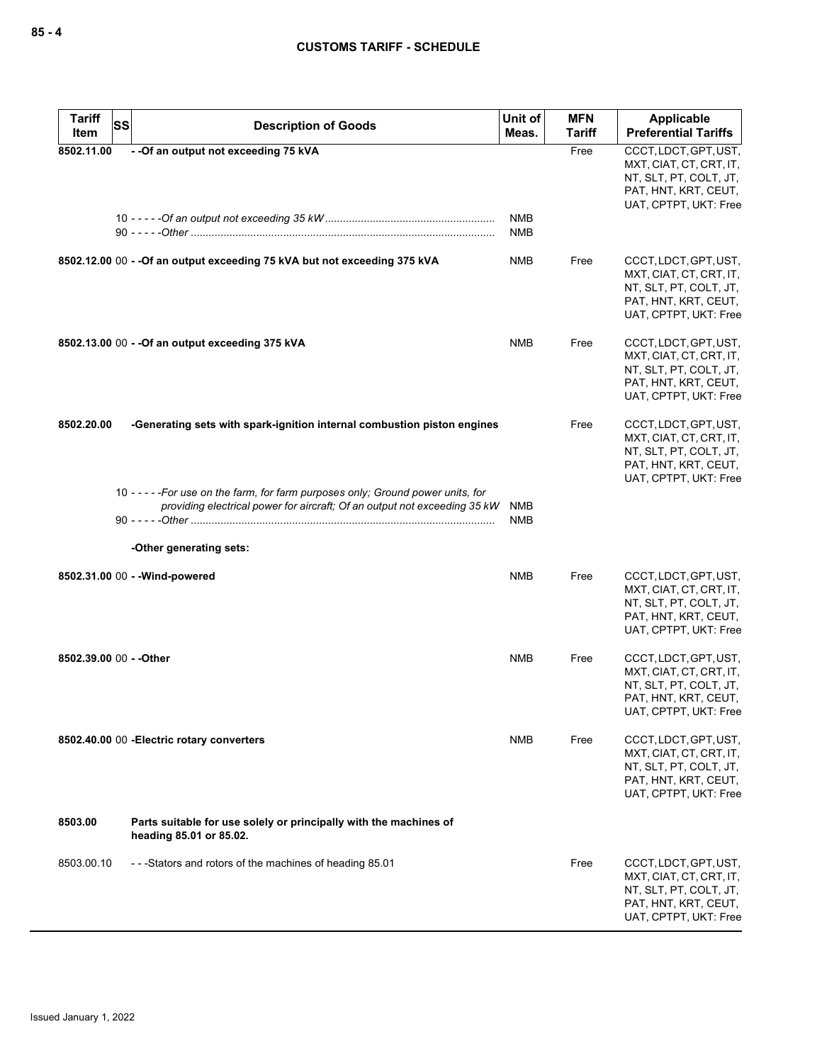| Tariff Item | SS | Description of Goods | Unit of Meas. | MFN Tariff | Applicable Preferential Tariffs |
|---|---|---|---|---|---|
| **8502.11.00** | | **- -Of an output not exceeding 75 kVA** | | Free | CCCT, LDCT, GPT, UST, MXT, CIAT, CT, CRT, IT, NT, SLT, PT, COLT, JT, PAT, HNT, KRT, CEUT, UAT, CPTPT, UKT: Free |
| | 10 | - - - - -*Of an output not exceeding 35 kW* | NMB | | |
| | 90 | - - - - -*Other* | NMB | | |
| **8502.12.00** | 00 | **- -Of an output exceeding 75 kVA but not exceeding 375 kVA** | NMB | Free | CCCT, LDCT, GPT, UST, MXT, CIAT, CT, CRT, IT, NT, SLT, PT, COLT, JT, PAT, HNT, KRT, CEUT, UAT, CPTPT, UKT: Free |
| **8502.13.00** | 00 | **- -Of an output exceeding 375 kVA** | NMB | Free | CCCT, LDCT, GPT, UST, MXT, CIAT, CT, CRT, IT, NT, SLT, PT, COLT, JT, PAT, HNT, KRT, CEUT, UAT, CPTPT, UKT: Free |
| **8502.20.00** | | **-Generating sets with spark-ignition internal combustion piston engines** | | Free | CCCT, LDCT, GPT, UST, MXT, CIAT, CT, CRT, IT, NT, SLT, PT, COLT, JT, PAT, HNT, KRT, CEUT, UAT, CPTPT, UKT: Free |
| | 10 | - - - - -*For use on the farm, for farm purposes only; Ground power units, for providing electrical power for aircraft; Of an output not exceeding 35 kW* | NMB | | |
| | 90 | - - - - -*Other* | NMB | | |
| | | **-Other generating sets:** | | | |
| **8502.31.00** | 00 | **- -Wind-powered** | NMB | Free | CCCT, LDCT, GPT, UST, MXT, CIAT, CT, CRT, IT, NT, SLT, PT, COLT, JT, PAT, HNT, KRT, CEUT, UAT, CPTPT, UKT: Free |
| **8502.39.00** | 00 | **- -Other** | NMB | Free | CCCT, LDCT, GPT, UST, MXT, CIAT, CT, CRT, IT, NT, SLT, PT, COLT, JT, PAT, HNT, KRT, CEUT, UAT, CPTPT, UKT: Free |
| **8502.40.00** | 00 | **-Electric rotary converters** | NMB | Free | CCCT, LDCT, GPT, UST, MXT, CIAT, CT, CRT, IT, NT, SLT, PT, COLT, JT, PAT, HNT, KRT, CEUT, UAT, CPTPT, UKT: Free |
| **8503.00** | | **Parts suitable for use solely or principally with the machines of heading 85.01 or 85.02.** | | | |
| 8503.00.10 | | - - -Stators and rotors of the machines of heading 85.01 | | Free | CCCT, LDCT, GPT, UST, MXT, CIAT, CT, CRT, IT, NT, SLT, PT, COLT, JT, PAT, HNT, KRT, CEUT, UAT, CPTPT, UKT: Free |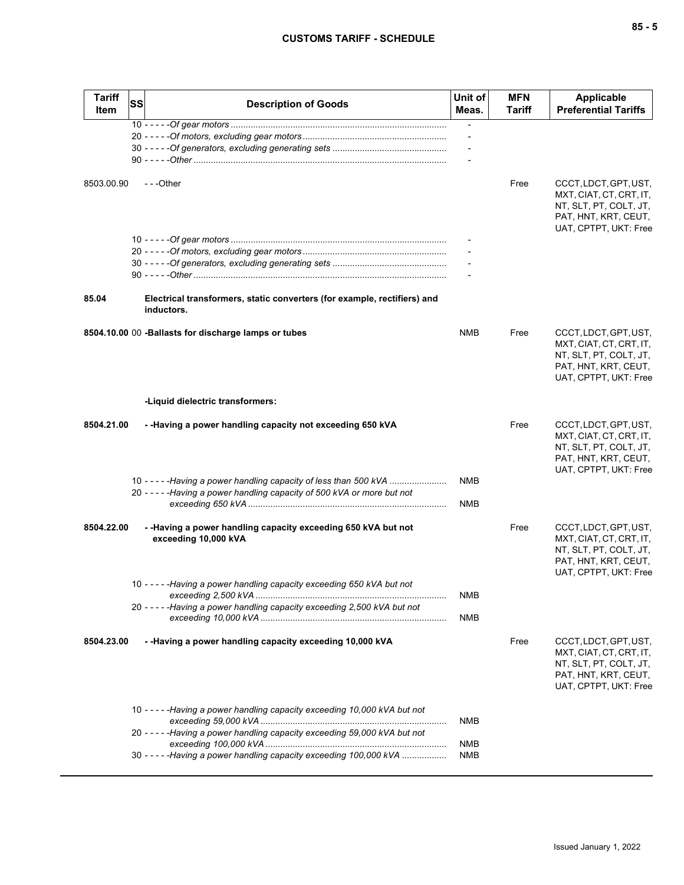| Tariff Item | SS | Description of Goods | Unit of Meas. | MFN Tariff | Applicable Preferential Tariffs |
|---|---|---|---|---|---|
| | 10 | - - - - -*Of gear motors* | - | | |
| | 20 | - - - - -*Of motors, excluding gear motors* | - | | |
| | 30 | - - - - -*Of generators, excluding generating sets* | - | | |
| | 90 | - - - - -*Other* | - | | |
| 8503.00.90 | | - - -Other | | Free | CCCT, LDCT, GPT, UST, MXT, CIAT, CT, CRT, IT, NT, SLT, PT, COLT, JT, PAT, HNT, KRT, CEUT, UAT, CPTPT, UKT: Free |
| | 10 | - - - - -*Of gear motors* | - | | |
| | 20 | - - - - -*Of motors, excluding gear motors* | - | | |
| | 30 | - - - - -*Of generators, excluding generating sets* | - | | |
| | 90 | - - - - -*Other* | - | | |
| **85.04** | | **Electrical transformers, static converters (for example, rectifiers) and inductors.** | | | |
| **8504.10.00** | 00 | **-Ballasts for discharge lamps or tubes** | NMB | Free | CCCT, LDCT, GPT, UST, MXT, CIAT, CT, CRT, IT, NT, SLT, PT, COLT, JT, PAT, HNT, KRT, CEUT, UAT, CPTPT, UKT: Free |
| | | **-Liquid dielectric transformers:** | | | |
| **8504.21.00** | | **- -Having a power handling capacity not exceeding 650 kVA** | | Free | CCCT, LDCT, GPT, UST, MXT, CIAT, CT, CRT, IT, NT, SLT, PT, COLT, JT, PAT, HNT, KRT, CEUT, UAT, CPTPT, UKT: Free |
| | 10 | - - - - -*Having a power handling capacity of less than 500 kVA* | NMB | | |
| | 20 | - - - - -*Having a power handling capacity of 500 kVA or more but not exceeding 650 kVA* | NMB | | |
| **8504.22.00** | | **- -Having a power handling capacity exceeding 650 kVA but not exceeding 10,000 kVA** | | Free | CCCT, LDCT, GPT, UST, MXT, CIAT, CT, CRT, IT, NT, SLT, PT, COLT, JT, PAT, HNT, KRT, CEUT, UAT, CPTPT, UKT: Free |
| | 10 | - - - - -*Having a power handling capacity exceeding 650 kVA but not exceeding 2,500 kVA* | NMB | | |
| | 20 | - - - - -*Having a power handling capacity exceeding 2,500 kVA but not exceeding 10,000 kVA* | NMB | | |
| **8504.23.00** | | **- -Having a power handling capacity exceeding 10,000 kVA** | | Free | CCCT, LDCT, GPT, UST, MXT, CIAT, CT, CRT, IT, NT, SLT, PT, COLT, JT, PAT, HNT, KRT, CEUT, UAT, CPTPT, UKT: Free |
| | 10 | - - - - -*Having a power handling capacity exceeding 10,000 kVA but not exceeding 59,000 kVA* | NMB | | |
| | 20 | - - - - -*Having a power handling capacity exceeding 59,000 kVA but not exceeding 100,000 kVA* | NMB | | |
| | 30 | - - - - -*Having a power handling capacity exceeding 100,000 kVA* | NMB | | |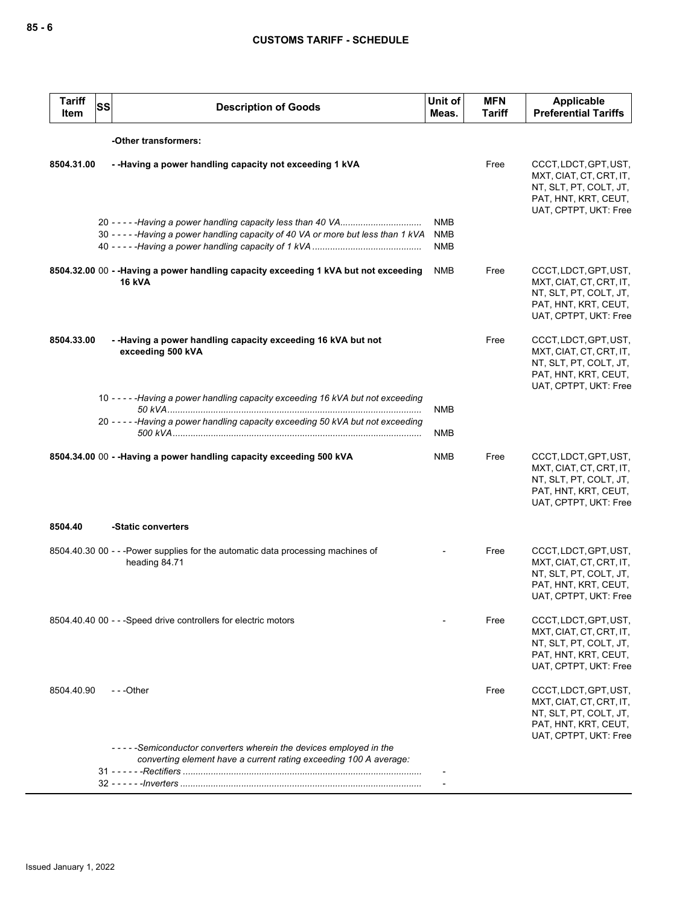| Tariff Item | SS | Description of Goods | Unit of Meas. | MFN Tariff | Applicable Preferential Tariffs |
|---|---|---|---|---|---|
| | | **-Other transformers:** | | | |
| **8504.31.00** | | **- -Having a power handling capacity not exceeding 1 kVA** | | Free | CCCT, LDCT, GPT, UST, MXT, CIAT, CT, CRT, IT, NT, SLT, PT, COLT, JT, PAT, HNT, KRT, CEUT, UAT, CPTPT, UKT: Free |
| | 20 | *- - - - -Having a power handling capacity less than 40 VA* | NMB | | |
| | 30 | *- - - - -Having a power handling capacity of 40 VA or more but less than 1 kVA* | NMB | | |
| | 40 | *- - - - -Having a power handling capacity of 1 kVA* | NMB | | |
| **8504.32.00** | 00 | **- -Having a power handling capacity exceeding 1 kVA but not exceeding 16 kVA** | NMB | Free | CCCT, LDCT, GPT, UST, MXT, CIAT, CT, CRT, IT, NT, SLT, PT, COLT, JT, PAT, HNT, KRT, CEUT, UAT, CPTPT, UKT: Free |
| **8504.33.00** | | **- -Having a power handling capacity exceeding 16 kVA but not exceeding 500 kVA** | | Free | CCCT, LDCT, GPT, UST, MXT, CIAT, CT, CRT, IT, NT, SLT, PT, COLT, JT, PAT, HNT, KRT, CEUT, UAT, CPTPT, UKT: Free |
| | 10 | *- - - - -Having a power handling capacity exceeding 16 kVA but not exceeding 50 kVA* | NMB | | |
| | 20 | *- - - - -Having a power handling capacity exceeding 50 kVA but not exceeding 500 kVA* | NMB | | |
| **8504.34.00** | 00 | **- -Having a power handling capacity exceeding 500 kVA** | NMB | Free | CCCT, LDCT, GPT, UST, MXT, CIAT, CT, CRT, IT, NT, SLT, PT, COLT, JT, PAT, HNT, KRT, CEUT, UAT, CPTPT, UKT: Free |
| **8504.40** | | **-Static converters** | | | |
| 8504.40.30 | 00 | - - -Power supplies for the automatic data processing machines of heading 84.71 | - | Free | CCCT, LDCT, GPT, UST, MXT, CIAT, CT, CRT, IT, NT, SLT, PT, COLT, JT, PAT, HNT, KRT, CEUT, UAT, CPTPT, UKT: Free |
| 8504.40.40 | 00 | - - -Speed drive controllers for electric motors | - | Free | CCCT, LDCT, GPT, UST, MXT, CIAT, CT, CRT, IT, NT, SLT, PT, COLT, JT, PAT, HNT, KRT, CEUT, UAT, CPTPT, UKT: Free |
| 8504.40.90 | | - - -Other | | Free | CCCT, LDCT, GPT, UST, MXT, CIAT, CT, CRT, IT, NT, SLT, PT, COLT, JT, PAT, HNT, KRT, CEUT, UAT, CPTPT, UKT: Free |
| | | *- - - - -Semiconductor converters wherein the devices employed in the converting element have a current rating exceeding 100 A average:* | | | |
| | 31 | *- - - - - -Rectifiers* | - | | |
| | 32 | *- - - - - -Inverters* | - | | |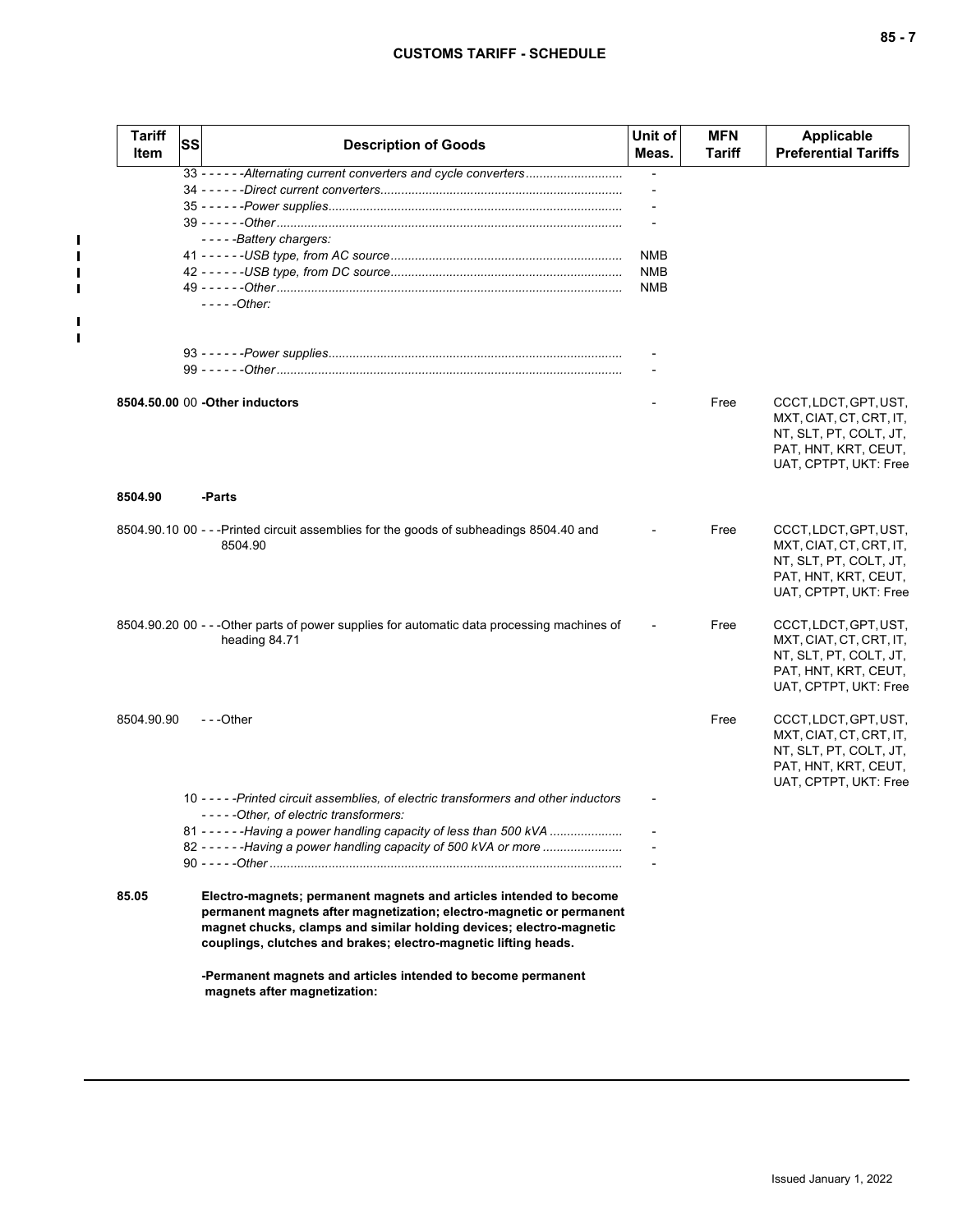| Tariff Item | SS | Description of Goods | Unit of Meas. | MFN Tariff | Applicable Preferential Tariffs |
|---|---|---|---|---|---|
| | 33 | - - - - - -*Alternating current converters and cycle converters* | - | | |
| | 34 | - - - - - -*Direct current converters* | - | | |
| | 35 | - - - - - -*Power supplies* | - | | |
| | 39 | - - - - - -*Other* | - | | |
| | | - - - - -*Battery chargers:* | | | |
| | 41 | - - - - - -*USB type, from AC source* | NMB | | |
| | 42 | - - - - - -*USB type, from DC source* | NMB | | |
| | 49 | - - - - - -*Other* | NMB | | |
| | | - - - - -*Other:* | | | |
| | 93 | - - - - - -*Power supplies* | - | | |
| | 99 | - - - - - -*Other* | - | | |
| **8504.50.00** | 00 | **-Other inductors** | - | Free | CCCT, LDCT, GPT, UST, MXT, CIAT, CT, CRT, IT, NT, SLT, PT, COLT, JT, PAT, HNT, KRT, CEUT, UAT, CPTPT, UKT: Free |
| **8504.90** | | **-Parts** | | | |
| 8504.90.10 | 00 | - - -Printed circuit assemblies for the goods of subheadings 8504.40 and 8504.90 | - | Free | CCCT, LDCT, GPT, UST, MXT, CIAT, CT, CRT, IT, NT, SLT, PT, COLT, JT, PAT, HNT, KRT, CEUT, UAT, CPTPT, UKT: Free |
| 8504.90.20 | 00 | - - -Other parts of power supplies for automatic data processing machines of heading 84.71 | - | Free | CCCT, LDCT, GPT, UST, MXT, CIAT, CT, CRT, IT, NT, SLT, PT, COLT, JT, PAT, HNT, KRT, CEUT, UAT, CPTPT, UKT: Free |
| 8504.90.90 | | - - -Other | | Free | CCCT, LDCT, GPT, UST, MXT, CIAT, CT, CRT, IT, NT, SLT, PT, COLT, JT, PAT, HNT, KRT, CEUT, UAT, CPTPT, UKT: Free |
| | 10 | - - - - -*Printed circuit assemblies, of electric transformers and other inductors* | - | | |
| | | - - - - -*Other, of electric transformers:* | | | |
| | 81 | - - - - - -*Having a power handling capacity of less than 500 kVA* | - | | |
| | 82 | - - - - - -*Having a power handling capacity of 500 kVA or more* | - | | |
| | 90 | - - - - -*Other* | - | | |
| **85.05** | | **Electro-magnets; permanent magnets and articles intended to become permanent magnets after magnetization; electro-magnetic or permanent magnet chucks, clamps and similar holding devices; electro-magnetic couplings, clutches and brakes; electro-magnetic lifting heads.** | | | |
| | | **-Permanent magnets and articles intended to become permanent magnets after magnetization:** | | | |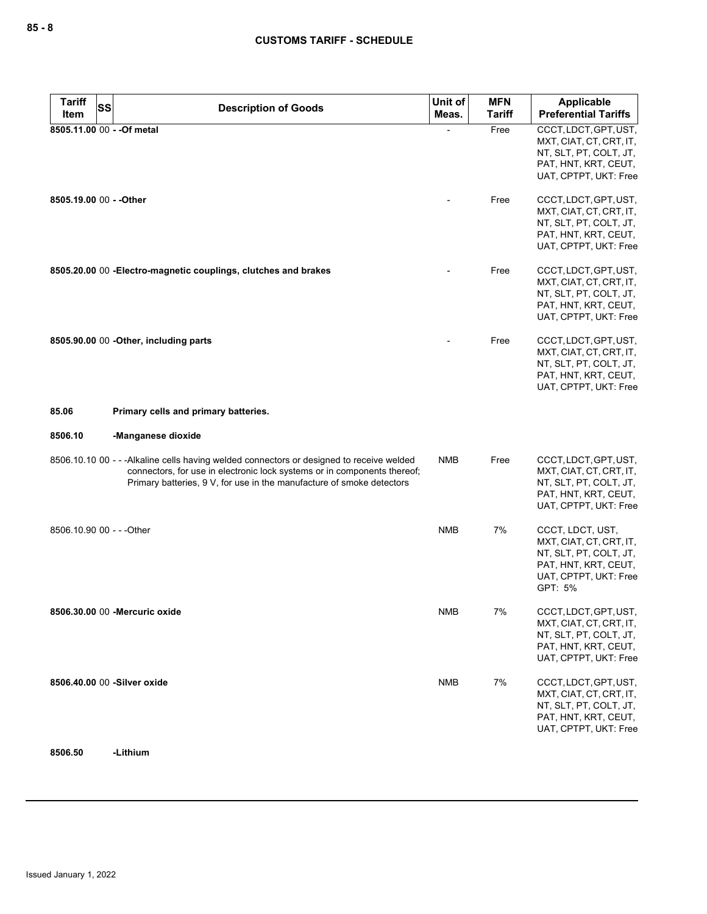| Tariff Item | SS | Description of Goods | Unit of Meas. | MFN Tariff | Applicable Preferential Tariffs |
|---|---|---|---|---|---|
| **8505.11.00** | 00 | **- -Of metal** | - | Free | CCCT, LDCT, GPT, UST, MXT, CIAT, CT, CRT, IT, NT, SLT, PT, COLT, JT, PAT, HNT, KRT, CEUT, UAT, CPTPT, UKT: Free |
| **8505.19.00** | 00 | **- -Other** | - | Free | CCCT, LDCT, GPT, UST, MXT, CIAT, CT, CRT, IT, NT, SLT, PT, COLT, JT, PAT, HNT, KRT, CEUT, UAT, CPTPT, UKT: Free |
| **8505.20.00** | 00 | **-Electro-magnetic couplings, clutches and brakes** | - | Free | CCCT, LDCT, GPT, UST, MXT, CIAT, CT, CRT, IT, NT, SLT, PT, COLT, JT, PAT, HNT, KRT, CEUT, UAT, CPTPT, UKT: Free |
| **8505.90.00** | 00 | **-Other, including parts** | - | Free | CCCT, LDCT, GPT, UST, MXT, CIAT, CT, CRT, IT, NT, SLT, PT, COLT, JT, PAT, HNT, KRT, CEUT, UAT, CPTPT, UKT: Free |
| **85.06** | | **Primary cells and primary batteries.** | | | |
| **8506.10** | | **-Manganese dioxide** | | | |
| 8506.10.10 | 00 | - - -Alkaline cells having welded connectors or designed to receive welded connectors, for use in electronic lock systems or in components thereof; Primary batteries, 9 V, for use in the manufacture of smoke detectors | NMB | Free | CCCT, LDCT, GPT, UST, MXT, CIAT, CT, CRT, IT, NT, SLT, PT, COLT, JT, PAT, HNT, KRT, CEUT, UAT, CPTPT, UKT: Free |
| 8506.10.90 | 00 | - - -Other | NMB | 7% | CCCT, LDCT, UST, MXT, CIAT, CT, CRT, IT, NT, SLT, PT, COLT, JT, PAT, HNT, KRT, CEUT, UAT, CPTPT, UKT: Free GPT: 5% |
| **8506.30.00** | 00 | **-Mercuric oxide** | NMB | 7% | CCCT, LDCT, GPT, UST, MXT, CIAT, CT, CRT, IT, NT, SLT, PT, COLT, JT, PAT, HNT, KRT, CEUT, UAT, CPTPT, UKT: Free |
| **8506.40.00** | 00 | **-Silver oxide** | NMB | 7% | CCCT, LDCT, GPT, UST, MXT, CIAT, CT, CRT, IT, NT, SLT, PT, COLT, JT, PAT, HNT, KRT, CEUT, UAT, CPTPT, UKT: Free |
| **8506.50** | | **-Lithium** | | | |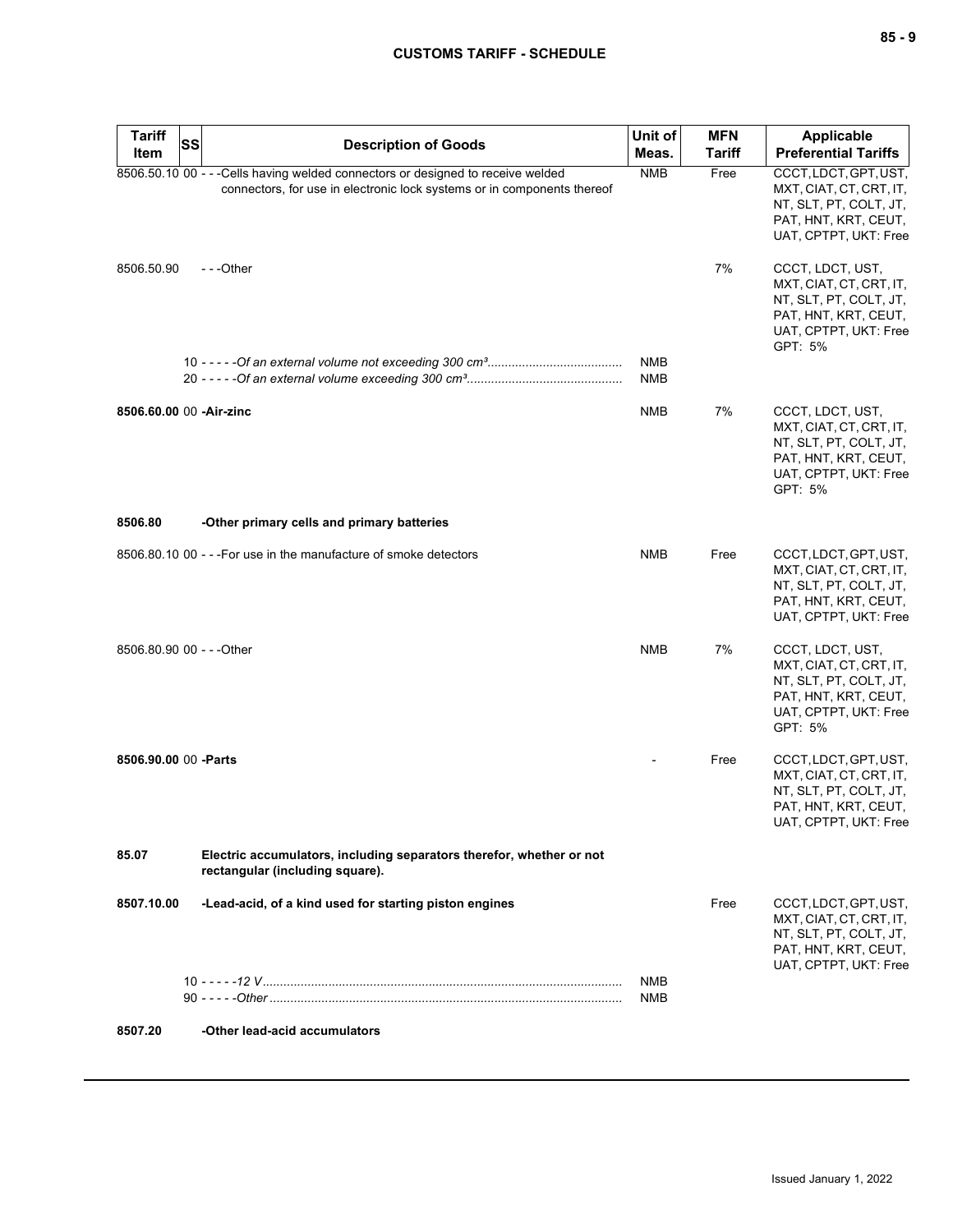| Tariff Item | SS | Description of Goods | Unit of Meas. | MFN Tariff | Applicable Preferential Tariffs |
|---|---|---|---|---|---|
| 8506.50.10 | 00 | - - -Cells having welded connectors or designed to receive welded connectors, for use in electronic lock systems or in components thereof | NMB | Free | CCCT, LDCT, GPT, UST, MXT, CIAT, CT, CRT, IT, NT, SLT, PT, COLT, JT, PAT, HNT, KRT, CEUT, UAT, CPTPT, UKT: Free |
| 8506.50.90 | | - - -Other | | 7% | CCCT, LDCT, UST, MXT, CIAT, CT, CRT, IT, NT, SLT, PT, COLT, JT, PAT, HNT, KRT, CEUT, UAT, CPTPT, UKT: Free GPT: 5% |
| | 10 | - - - - -*Of an external volume not exceeding 300 cm³* | NMB | | |
| | 20 | - - - - -*Of an external volume exceeding 300 cm³* | NMB | | |
| **8506.60.00** | 00 | **-Air-zinc** | NMB | 7% | CCCT, LDCT, UST, MXT, CIAT, CT, CRT, IT, NT, SLT, PT, COLT, JT, PAT, HNT, KRT, CEUT, UAT, CPTPT, UKT: Free GPT: 5% |
| **8506.80** | | **-Other primary cells and primary batteries** | | | |
| 8506.80.10 | 00 | - - -For use in the manufacture of smoke detectors | NMB | Free | CCCT, LDCT, GPT, UST, MXT, CIAT, CT, CRT, IT, NT, SLT, PT, COLT, JT, PAT, HNT, KRT, CEUT, UAT, CPTPT, UKT: Free |
| 8506.80.90 | 00 | - - -Other | NMB | 7% | CCCT, LDCT, UST, MXT, CIAT, CT, CRT, IT, NT, SLT, PT, COLT, JT, PAT, HNT, KRT, CEUT, UAT, CPTPT, UKT: Free GPT: 5% |
| **8506.90.00** | 00 | **-Parts** | - | Free | CCCT, LDCT, GPT, UST, MXT, CIAT, CT, CRT, IT, NT, SLT, PT, COLT, JT, PAT, HNT, KRT, CEUT, UAT, CPTPT, UKT: Free |
| **85.07** | | **Electric accumulators, including separators therefor, whether or not rectangular (including square).** | | | |
| **8507.10.00** | | **-Lead-acid, of a kind used for starting piston engines** | | Free | CCCT, LDCT, GPT, UST, MXT, CIAT, CT, CRT, IT, NT, SLT, PT, COLT, JT, PAT, HNT, KRT, CEUT, UAT, CPTPT, UKT: Free |
| | 10 | - - - - -*12 V* | NMB | | |
| | 90 | - - - - -*Other* | NMB | | |
| **8507.20** | | **-Other lead-acid accumulators** | | | |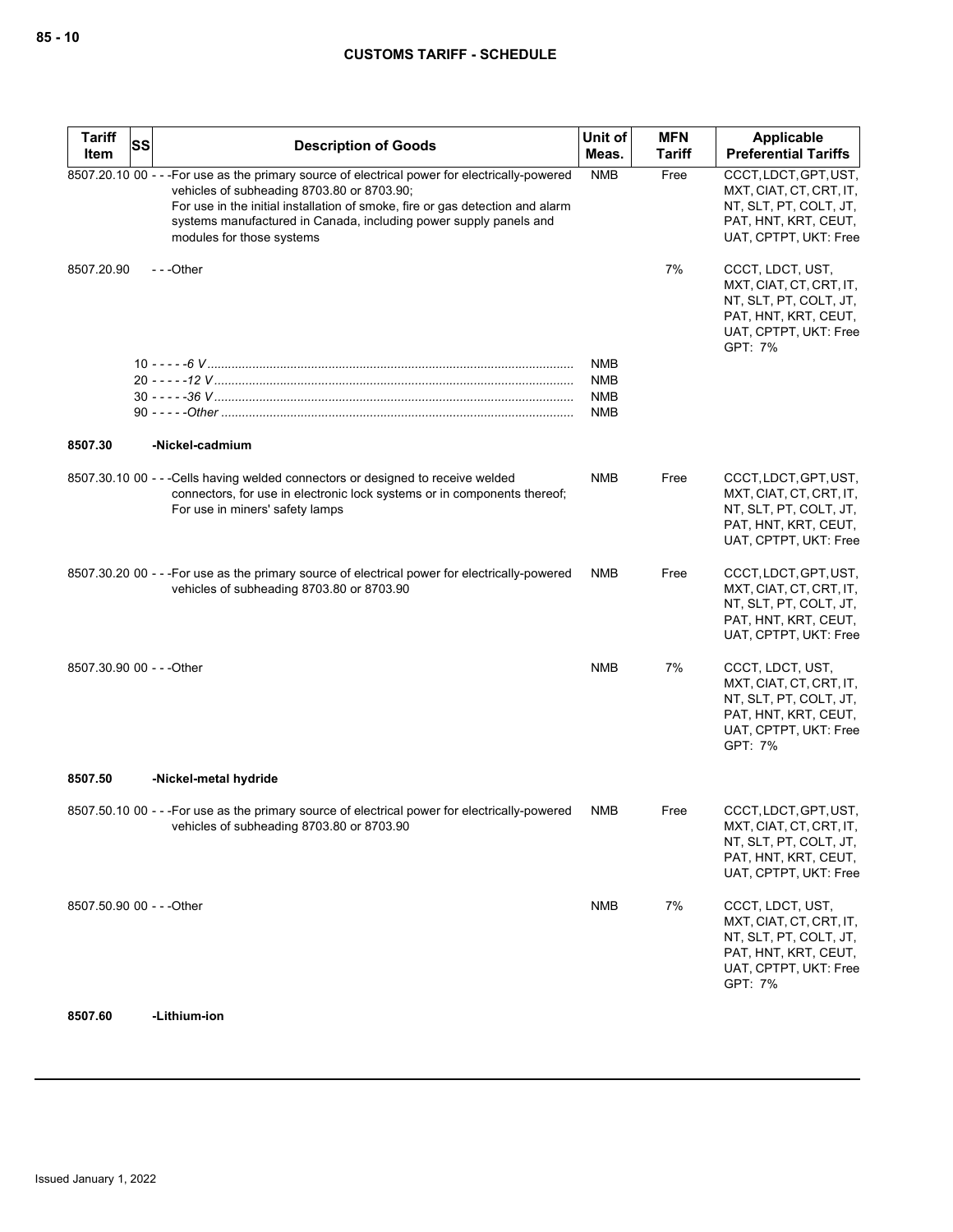| Tariff Item | SS | Description of Goods | Unit of Meas. | MFN Tariff | Applicable Preferential Tariffs |
|---|---|---|---|---|---|
| 8507.20.10 | 00 | - - -For use as the primary source of electrical power for electrically-powered vehicles of subheading 8703.80 or 8703.90;<br>For use in the initial installation of smoke, fire or gas detection and alarm systems manufactured in Canada, including power supply panels and modules for those systems | NMB | Free | CCCT, LDCT, GPT, UST, MXT, CIAT, CT, CRT, IT, NT, SLT, PT, COLT, JT, PAT, HNT, KRT, CEUT, UAT, CPTPT, UKT: Free |
| 8507.20.90 | | - - -Other | | 7% | CCCT, LDCT, UST, MXT, CIAT, CT, CRT, IT, NT, SLT, PT, COLT, JT, PAT, HNT, KRT, CEUT, UAT, CPTPT, UKT: Free<br>GPT: 7% |
| | 10 | - - - - -*6 V* | NMB | | |
| | 20 | - - - - -*12 V* | NMB | | |
| | 30 | - - - - -*36 V* | NMB | | |
| | 90 | - - - - -*Other* | NMB | | |
| **8507.30** | | **-Nickel-cadmium** | | | |
| 8507.30.10 | 00 | - - -Cells having welded connectors or designed to receive welded connectors, for use in electronic lock systems or in components thereof;<br>For use in miners' safety lamps | NMB | Free | CCCT, LDCT, GPT, UST, MXT, CIAT, CT, CRT, IT, NT, SLT, PT, COLT, JT, PAT, HNT, KRT, CEUT, UAT, CPTPT, UKT: Free |
| 8507.30.20 | 00 | - - -For use as the primary source of electrical power for electrically-powered vehicles of subheading 8703.80 or 8703.90 | NMB | Free | CCCT, LDCT, GPT, UST, MXT, CIAT, CT, CRT, IT, NT, SLT, PT, COLT, JT, PAT, HNT, KRT, CEUT, UAT, CPTPT, UKT: Free |
| 8507.30.90 | 00 | - - -Other | NMB | 7% | CCCT, LDCT, UST, MXT, CIAT, CT, CRT, IT, NT, SLT, PT, COLT, JT, PAT, HNT, KRT, CEUT, UAT, CPTPT, UKT: Free<br>GPT: 7% |
| **8507.50** | | **-Nickel-metal hydride** | | | |
| 8507.50.10 | 00 | - - -For use as the primary source of electrical power for electrically-powered vehicles of subheading 8703.80 or 8703.90 | NMB | Free | CCCT, LDCT, GPT, UST, MXT, CIAT, CT, CRT, IT, NT, SLT, PT, COLT, JT, PAT, HNT, KRT, CEUT, UAT, CPTPT, UKT: Free |
| 8507.50.90 | 00 | - - -Other | NMB | 7% | CCCT, LDCT, UST, MXT, CIAT, CT, CRT, IT, NT, SLT, PT, COLT, JT, PAT, HNT, KRT, CEUT, UAT, CPTPT, UKT: Free<br>GPT: 7% |
| **8507.60** | | **-Lithium-ion** | | | |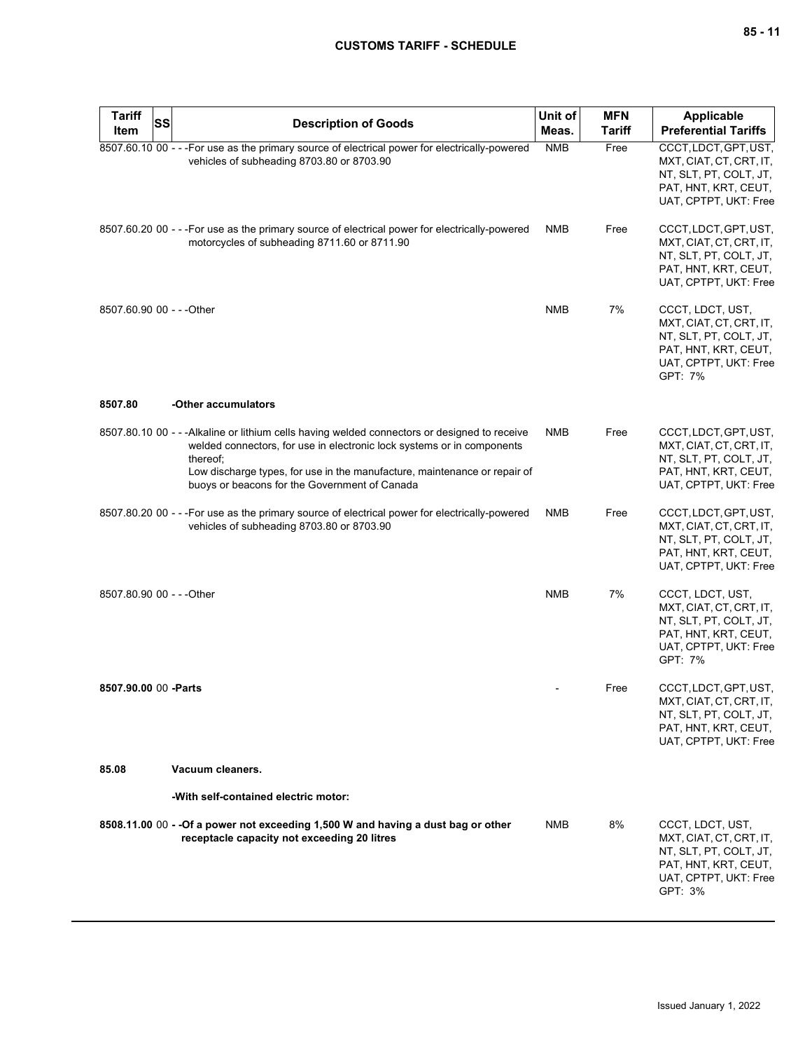| Tariff Item | SS | Description of Goods | Unit of Meas. | MFN Tariff | Applicable Preferential Tariffs |
|---|---|---|---|---|---|
| 8507.60.10 | 00 | - - -For use as the primary source of electrical power for electrically-powered vehicles of subheading 8703.80 or 8703.90 | NMB | Free | CCCT, LDCT, GPT, UST, MXT, CIAT, CT, CRT, IT, NT, SLT, PT, COLT, JT, PAT, HNT, KRT, CEUT, UAT, CPTPT, UKT: Free |
| 8507.60.20 | 00 | - - -For use as the primary source of electrical power for electrically-powered motorcycles of subheading 8711.60 or 8711.90 | NMB | Free | CCCT, LDCT, GPT, UST, MXT, CIAT, CT, CRT, IT, NT, SLT, PT, COLT, JT, PAT, HNT, KRT, CEUT, UAT, CPTPT, UKT: Free |
| 8507.60.90 | 00 | - - -Other | NMB | 7% | CCCT, LDCT, UST, MXT, CIAT, CT, CRT, IT, NT, SLT, PT, COLT, JT, PAT, HNT, KRT, CEUT, UAT, CPTPT, UKT: Free<br>GPT: 7% |
| **8507.80** | | **-Other accumulators** | | | |
| 8507.80.10 | 00 | - - -Alkaline or lithium cells having welded connectors or designed to receive welded connectors, for use in electronic lock systems or in components thereof;<br>Low discharge types, for use in the manufacture, maintenance or repair of buoys or beacons for the Government of Canada | NMB | Free | CCCT, LDCT, GPT, UST, MXT, CIAT, CT, CRT, IT, NT, SLT, PT, COLT, JT, PAT, HNT, KRT, CEUT, UAT, CPTPT, UKT: Free |
| 8507.80.20 | 00 | - - -For use as the primary source of electrical power for electrically-powered vehicles of subheading 8703.80 or 8703.90 | NMB | Free | CCCT, LDCT, GPT, UST, MXT, CIAT, CT, CRT, IT, NT, SLT, PT, COLT, JT, PAT, HNT, KRT, CEUT, UAT, CPTPT, UKT: Free |
| 8507.80.90 | 00 | - - -Other | NMB | 7% | CCCT, LDCT, UST, MXT, CIAT, CT, CRT, IT, NT, SLT, PT, COLT, JT, PAT, HNT, KRT, CEUT, UAT, CPTPT, UKT: Free<br>GPT: 7% |
| **8507.90.00** | 00 | **-Parts** | - | Free | CCCT, LDCT, GPT, UST, MXT, CIAT, CT, CRT, IT, NT, SLT, PT, COLT, JT, PAT, HNT, KRT, CEUT, UAT, CPTPT, UKT: Free |
| **85.08** | | **Vacuum cleaners.** | | | |
| | | **-With self-contained electric motor:** | | | |
| **8508.11.00** | 00 | **- -Of a power not exceeding 1,500 W and having a dust bag or other receptacle capacity not exceeding 20 litres** | NMB | 8% | CCCT, LDCT, UST, MXT, CIAT, CT, CRT, IT, NT, SLT, PT, COLT, JT, PAT, HNT, KRT, CEUT, UAT, CPTPT, UKT: Free<br>GPT: 3% |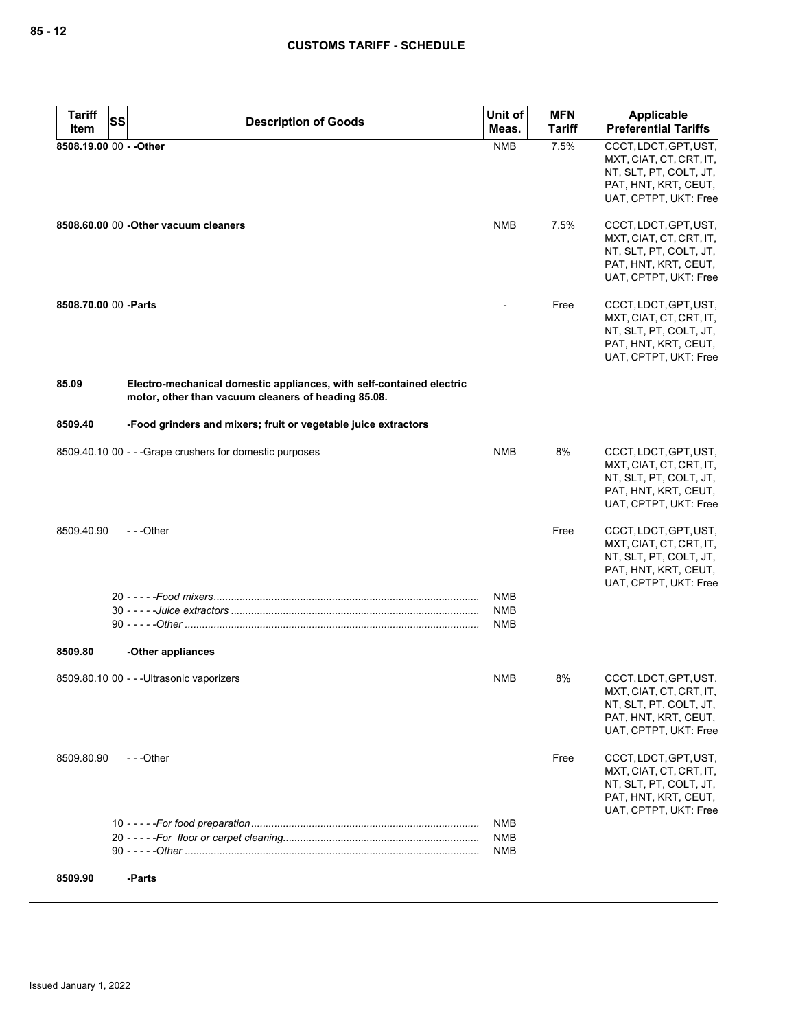| Tariff Item | SS | Description of Goods | Unit of Meas. | MFN Tariff | Applicable Preferential Tariffs |
|---|---|---|---|---|---|
| **8508.19.00** | 00 | **- -Other** | NMB | 7.5% | CCCT, LDCT, GPT, UST, MXT, CIAT, CT, CRT, IT, NT, SLT, PT, COLT, JT, PAT, HNT, KRT, CEUT, UAT, CPTPT, UKT: Free |
| **8508.60.00** | 00 | **-Other vacuum cleaners** | NMB | 7.5% | CCCT, LDCT, GPT, UST, MXT, CIAT, CT, CRT, IT, NT, SLT, PT, COLT, JT, PAT, HNT, KRT, CEUT, UAT, CPTPT, UKT: Free |
| **8508.70.00** | 00 | **-Parts** | - | Free | CCCT, LDCT, GPT, UST, MXT, CIAT, CT, CRT, IT, NT, SLT, PT, COLT, JT, PAT, HNT, KRT, CEUT, UAT, CPTPT, UKT: Free |
| **85.09** | | **Electro-mechanical domestic appliances, with self-contained electric motor, other than vacuum cleaners of heading 85.08.** | | | |
| **8509.40** | | **-Food grinders and mixers; fruit or vegetable juice extractors** | | | |
| 8509.40.10 | 00 | - - -Grape crushers for domestic purposes | NMB | 8% | CCCT, LDCT, GPT, UST, MXT, CIAT, CT, CRT, IT, NT, SLT, PT, COLT, JT, PAT, HNT, KRT, CEUT, UAT, CPTPT, UKT: Free |
| 8509.40.90 | | - - -Other | | Free | CCCT, LDCT, GPT, UST, MXT, CIAT, CT, CRT, IT, NT, SLT, PT, COLT, JT, PAT, HNT, KRT, CEUT, UAT, CPTPT, UKT: Free |
| | 20 | - - - - -*Food mixers* | NMB | | |
| | 30 | - - - - -*Juice extractors* | NMB | | |
| | 90 | - - - - -*Other* | NMB | | |
| **8509.80** | | **-Other appliances** | | | |
| 8509.80.10 | 00 | - - -Ultrasonic vaporizers | NMB | 8% | CCCT, LDCT, GPT, UST, MXT, CIAT, CT, CRT, IT, NT, SLT, PT, COLT, JT, PAT, HNT, KRT, CEUT, UAT, CPTPT, UKT: Free |
| 8509.80.90 | | - - -Other | | Free | CCCT, LDCT, GPT, UST, MXT, CIAT, CT, CRT, IT, NT, SLT, PT, COLT, JT, PAT, HNT, KRT, CEUT, UAT, CPTPT, UKT: Free |
| | 10 | - - - - -*For food preparation* | NMB | | |
| | 20 | - - - - -*For floor or carpet cleaning* | NMB | | |
| | 90 | - - - - -*Other* | NMB | | |
| **8509.90** | | **-Parts** | | | |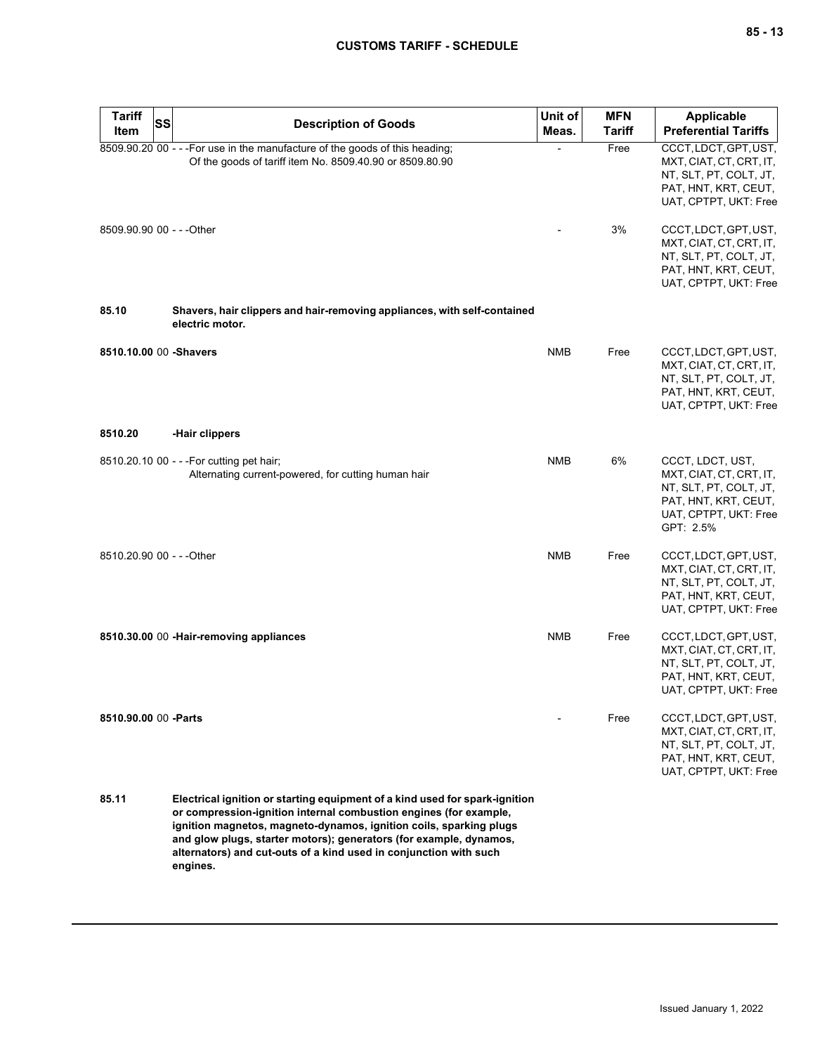| Tariff Item | SS | Description of Goods | Unit of Meas. | MFN Tariff | Applicable Preferential Tariffs |
|---|---|---|---|---|---|
| 8509.90.20 | 00 | - - -For use in the manufacture of the goods of this heading;<br>Of the goods of tariff item No. 8509.40.90 or 8509.80.90 | - | Free | CCCT, LDCT, GPT, UST, MXT, CIAT, CT, CRT, IT, NT, SLT, PT, COLT, JT, PAT, HNT, KRT, CEUT, UAT, CPTPT, UKT: Free |
| 8509.90.90 | 00 | - - -Other | - | 3% | CCCT, LDCT, GPT, UST, MXT, CIAT, CT, CRT, IT, NT, SLT, PT, COLT, JT, PAT, HNT, KRT, CEUT, UAT, CPTPT, UKT: Free |
| **85.10** | | **Shavers, hair clippers and hair-removing appliances, with self-contained electric motor.** | | | |
| **8510.10.00** | 00 | **-Shavers** | NMB | Free | CCCT, LDCT, GPT, UST, MXT, CIAT, CT, CRT, IT, NT, SLT, PT, COLT, JT, PAT, HNT, KRT, CEUT, UAT, CPTPT, UKT: Free |
| **8510.20** | | **-Hair clippers** | | | |
| 8510.20.10 | 00 | - - -For cutting pet hair;<br>Alternating current-powered, for cutting human hair | NMB | 6% | CCCT, LDCT, UST, MXT, CIAT, CT, CRT, IT, NT, SLT, PT, COLT, JT, PAT, HNT, KRT, CEUT, UAT, CPTPT, UKT: Free<br>GPT: 2.5% |
| 8510.20.90 | 00 | - - -Other | NMB | Free | CCCT, LDCT, GPT, UST, MXT, CIAT, CT, CRT, IT, NT, SLT, PT, COLT, JT, PAT, HNT, KRT, CEUT, UAT, CPTPT, UKT: Free |
| **8510.30.00** | 00 | **-Hair-removing appliances** | NMB | Free | CCCT, LDCT, GPT, UST, MXT, CIAT, CT, CRT, IT, NT, SLT, PT, COLT, JT, PAT, HNT, KRT, CEUT, UAT, CPTPT, UKT: Free |
| **8510.90.00** | 00 | **-Parts** | - | Free | CCCT, LDCT, GPT, UST, MXT, CIAT, CT, CRT, IT, NT, SLT, PT, COLT, JT, PAT, HNT, KRT, CEUT, UAT, CPTPT, UKT: Free |
| **85.11** | | **Electrical ignition or starting equipment of a kind used for spark-ignition or compression-ignition internal combustion engines (for example, ignition magnetos, magneto-dynamos, ignition coils, sparking plugs and glow plugs, starter motors); generators (for example, dynamos, alternators) and cut-outs of a kind used in conjunction with such engines.** | | | |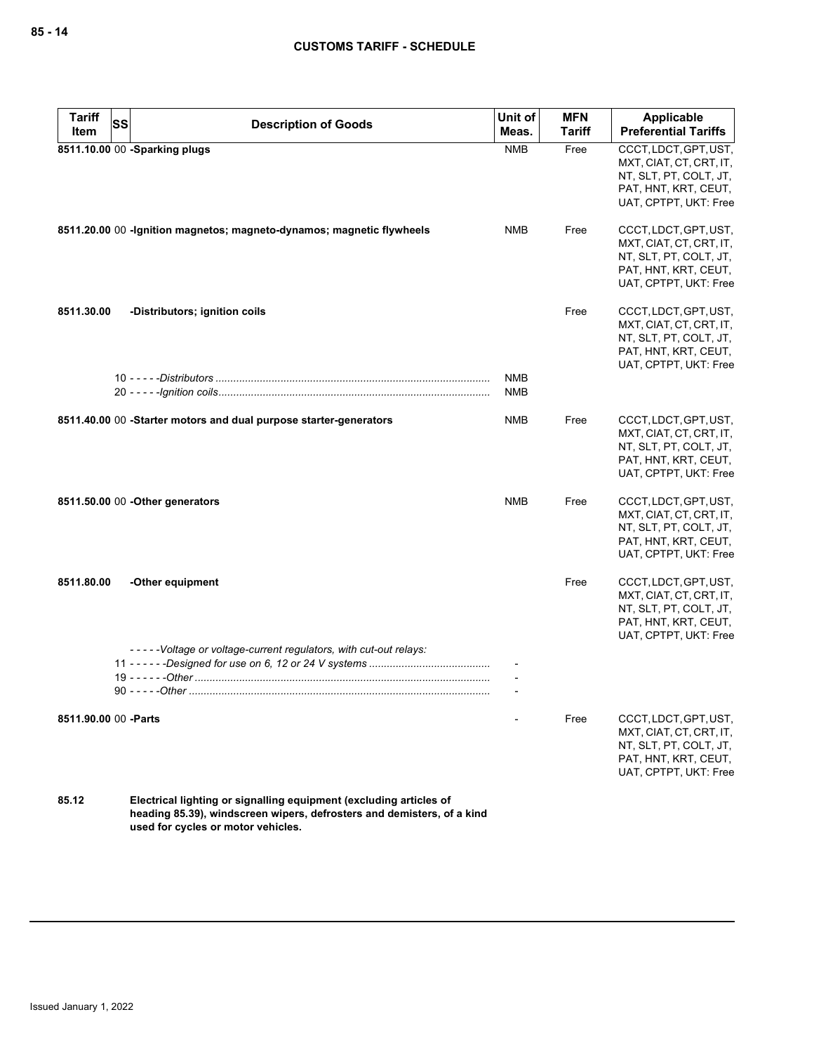| Tariff Item | SS | Description of Goods | Unit of Meas. | MFN Tariff | Applicable Preferential Tariffs |
|---|---|---|---|---|---|
| 8511.10.00 | 00 | **-Sparking plugs** | NMB | Free | CCCT, LDCT, GPT, UST, MXT, CIAT, CT, CRT, IT, NT, SLT, PT, COLT, JT, PAT, HNT, KRT, CEUT, UAT, CPTPT, UKT: Free |
| 8511.20.00 | 00 | **-Ignition magnetos; magneto-dynamos; magnetic flywheels** | NMB | Free | CCCT, LDCT, GPT, UST, MXT, CIAT, CT, CRT, IT, NT, SLT, PT, COLT, JT, PAT, HNT, KRT, CEUT, UAT, CPTPT, UKT: Free |
| 8511.30.00 | | **-Distributors; ignition coils** | | Free | CCCT, LDCT, GPT, UST, MXT, CIAT, CT, CRT, IT, NT, SLT, PT, COLT, JT, PAT, HNT, KRT, CEUT, UAT, CPTPT, UKT: Free |
| | 10 | - - - - -*Distributors* | NMB | | |
| | 20 | - - - - -*Ignition coils* | NMB | | |
| 8511.40.00 | 00 | **-Starter motors and dual purpose starter-generators** | NMB | Free | CCCT, LDCT, GPT, UST, MXT, CIAT, CT, CRT, IT, NT, SLT, PT, COLT, JT, PAT, HNT, KRT, CEUT, UAT, CPTPT, UKT: Free |
| 8511.50.00 | 00 | **-Other generators** | NMB | Free | CCCT, LDCT, GPT, UST, MXT, CIAT, CT, CRT, IT, NT, SLT, PT, COLT, JT, PAT, HNT, KRT, CEUT, UAT, CPTPT, UKT: Free |
| 8511.80.00 | | **-Other equipment** | | Free | CCCT, LDCT, GPT, UST, MXT, CIAT, CT, CRT, IT, NT, SLT, PT, COLT, JT, PAT, HNT, KRT, CEUT, UAT, CPTPT, UKT: Free |
| | | - - - - -*Voltage or voltage-current regulators, with cut-out relays:* | | | |
| | 11 | - - - - - -*Designed for use on 6, 12 or 24 V systems* | - | | |
| | 19 | - - - - - -*Other* | - | | |
| | 90 | - - - - -*Other* | - | | |
| 8511.90.00 | 00 | **-Parts** | - | Free | CCCT, LDCT, GPT, UST, MXT, CIAT, CT, CRT, IT, NT, SLT, PT, COLT, JT, PAT, HNT, KRT, CEUT, UAT, CPTPT, UKT: Free |
| 85.12 | | **Electrical lighting or signalling equipment (excluding articles of heading 85.39), windscreen wipers, defrosters and demisters, of a kind used for cycles or motor vehicles.** | | | |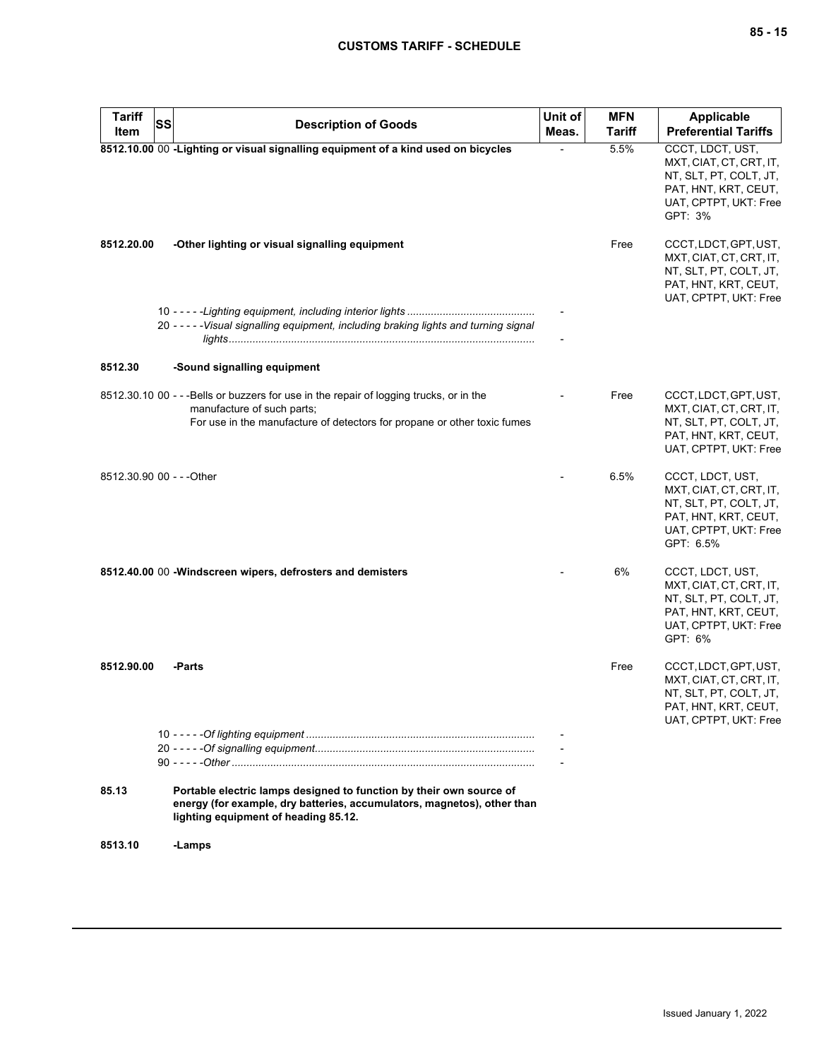| Tariff Item | SS | Description of Goods | Unit of Meas. | MFN Tariff | Applicable Preferential Tariffs |
|---|---|---|---|---|---|
| **8512.10.00** | 00 | **-Lighting or visual signalling equipment of a kind used on bicycles** | - | 5.5% | CCCT, LDCT, UST, MXT, CIAT, CT, CRT, IT, NT, SLT, PT, COLT, JT, PAT, HNT, KRT, CEUT, UAT, CPTPT, UKT: Free<br>GPT: 3% |
| **8512.20.00** | | **-Other lighting or visual signalling equipment** | | Free | CCCT, LDCT, GPT, UST, MXT, CIAT, CT, CRT, IT, NT, SLT, PT, COLT, JT, PAT, HNT, KRT, CEUT, UAT, CPTPT, UKT: Free |
| | 10 | - - - - -*Lighting equipment, including interior lights* | - | | |
| | 20 | - - - - -*Visual signalling equipment, including braking lights and turning signal lights* | - | | |
| **8512.30** | | **-Sound signalling equipment** | | | |
| 8512.30.10 | 00 | - - -Bells or buzzers for use in the repair of logging trucks, or in the manufacture of such parts;<br>For use in the manufacture of detectors for propane or other toxic fumes | - | Free | CCCT, LDCT, GPT, UST, MXT, CIAT, CT, CRT, IT, NT, SLT, PT, COLT, JT, PAT, HNT, KRT, CEUT, UAT, CPTPT, UKT: Free |
| 8512.30.90 | 00 | - - -Other | - | 6.5% | CCCT, LDCT, UST, MXT, CIAT, CT, CRT, IT, NT, SLT, PT, COLT, JT, PAT, HNT, KRT, CEUT, UAT, CPTPT, UKT: Free<br>GPT: 6.5% |
| **8512.40.00** | 00 | **-Windscreen wipers, defrosters and demisters** | - | 6% | CCCT, LDCT, UST, MXT, CIAT, CT, CRT, IT, NT, SLT, PT, COLT, JT, PAT, HNT, KRT, CEUT, UAT, CPTPT, UKT: Free<br>GPT: 6% |
| **8512.90.00** | | **-Parts** | | Free | CCCT, LDCT, GPT, UST, MXT, CIAT, CT, CRT, IT, NT, SLT, PT, COLT, JT, PAT, HNT, KRT, CEUT, UAT, CPTPT, UKT: Free |
| | 10 | - - - - -*Of lighting equipment* | - | | |
| | 20 | - - - - -*Of signalling equipment* | - | | |
| | 90 | - - - - -*Other* | - | | |
| **85.13** | | **Portable electric lamps designed to function by their own source of energy (for example, dry batteries, accumulators, magnetos), other than lighting equipment of heading 85.12.** | | | |
| **8513.10** | | **-Lamps** | | | |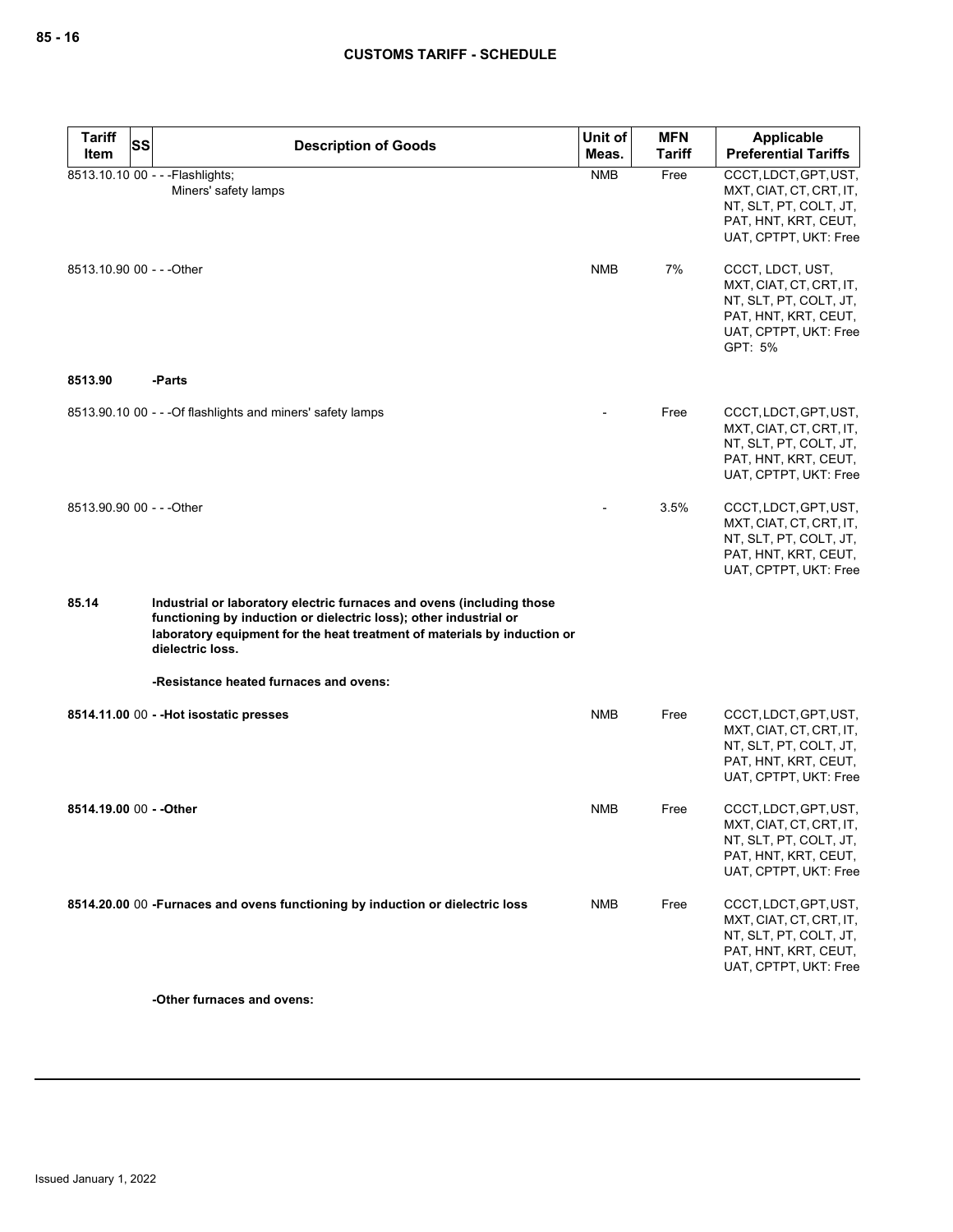| Tariff Item | SS | Description of Goods | Unit of Meas. | MFN Tariff | Applicable Preferential Tariffs |
|---|---|---|---|---|---|
| 8513.10.10 | 00 | - - -Flashlights;<br>Miners' safety lamps | NMB | Free | CCCT, LDCT, GPT, UST, MXT, CIAT, CT, CRT, IT, NT, SLT, PT, COLT, JT, PAT, HNT, KRT, CEUT, UAT, CPTPT, UKT: Free |
| 8513.10.90 | 00 | - - -Other | NMB | 7% | CCCT, LDCT, UST, MXT, CIAT, CT, CRT, IT, NT, SLT, PT, COLT, JT, PAT, HNT, KRT, CEUT, UAT, CPTPT, UKT: Free<br>GPT: 5% |
| **8513.90** | | **-Parts** | | | |
| 8513.90.10 | 00 | - - -Of flashlights and miners' safety lamps | - | Free | CCCT, LDCT, GPT, UST, MXT, CIAT, CT, CRT, IT, NT, SLT, PT, COLT, JT, PAT, HNT, KRT, CEUT, UAT, CPTPT, UKT: Free |
| 8513.90.90 | 00 | - - -Other | - | 3.5% | CCCT, LDCT, GPT, UST, MXT, CIAT, CT, CRT, IT, NT, SLT, PT, COLT, JT, PAT, HNT, KRT, CEUT, UAT, CPTPT, UKT: Free |
| **85.14** | | **Industrial or laboratory electric furnaces and ovens (including those functioning by induction or dielectric loss); other industrial or laboratory equipment for the heat treatment of materials by induction or dielectric loss.** | | | |
| | | **-Resistance heated furnaces and ovens:** | | | |
| **8514.11.00** | 00 | **- -Hot isostatic presses** | NMB | Free | CCCT, LDCT, GPT, UST, MXT, CIAT, CT, CRT, IT, NT, SLT, PT, COLT, JT, PAT, HNT, KRT, CEUT, UAT, CPTPT, UKT: Free |
| **8514.19.00** | 00 | **- -Other** | NMB | Free | CCCT, LDCT, GPT, UST, MXT, CIAT, CT, CRT, IT, NT, SLT, PT, COLT, JT, PAT, HNT, KRT, CEUT, UAT, CPTPT, UKT: Free |
| **8514.20.00** | 00 | **-Furnaces and ovens functioning by induction or dielectric loss** | NMB | Free | CCCT, LDCT, GPT, UST, MXT, CIAT, CT, CRT, IT, NT, SLT, PT, COLT, JT, PAT, HNT, KRT, CEUT, UAT, CPTPT, UKT: Free |
| | | **-Other furnaces and ovens:** | | | |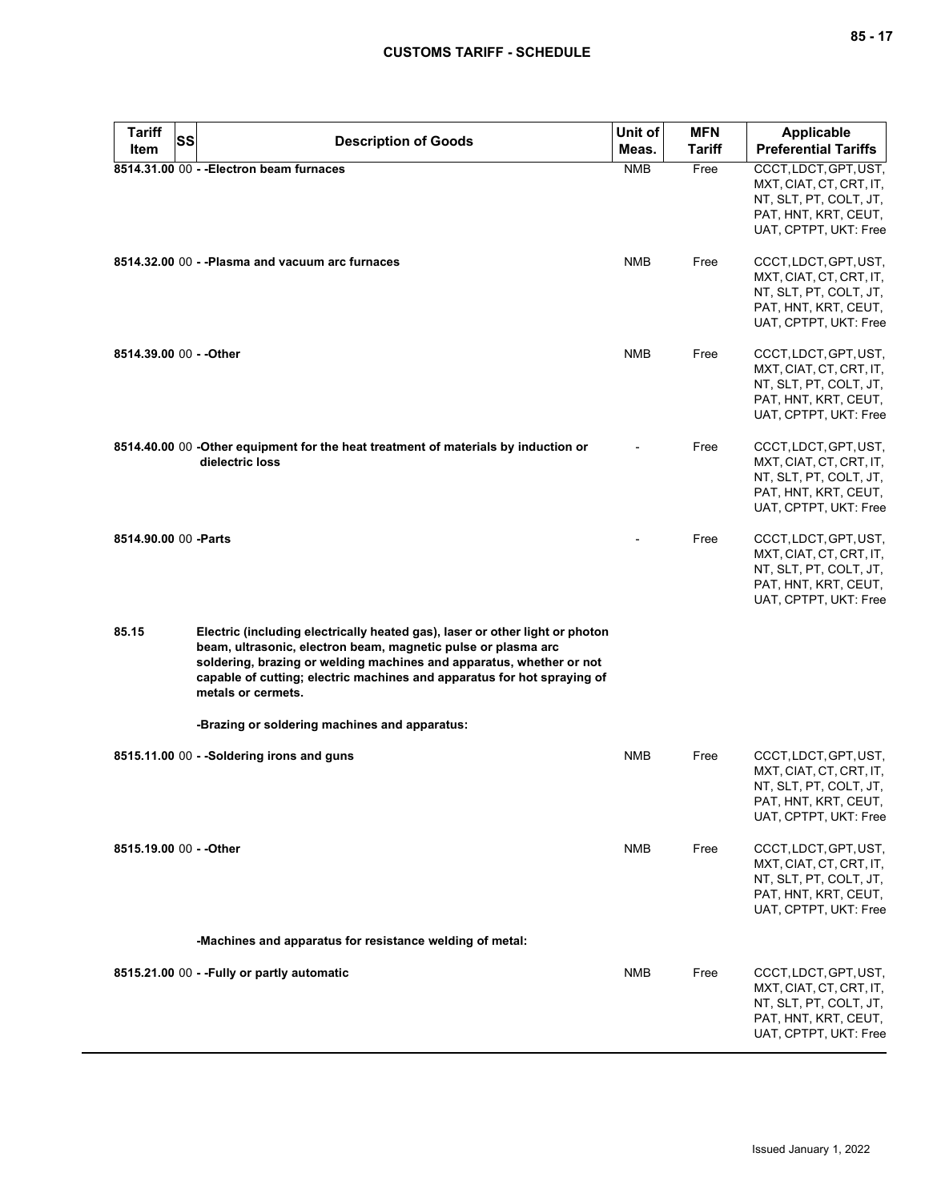| Tariff Item | SS | Description of Goods | Unit of Meas. | MFN Tariff | Applicable Preferential Tariffs |
|---|---|---|---|---|---|
| 8514.31.00 | 00 | - -Electron beam furnaces | NMB | Free | CCCT, LDCT, GPT, UST, MXT, CIAT, CT, CRT, IT, NT, SLT, PT, COLT, JT, PAT, HNT, KRT, CEUT, UAT, CPTPT, UKT: Free |
| 8514.32.00 | 00 | - -Plasma and vacuum arc furnaces | NMB | Free | CCCT, LDCT, GPT, UST, MXT, CIAT, CT, CRT, IT, NT, SLT, PT, COLT, JT, PAT, HNT, KRT, CEUT, UAT, CPTPT, UKT: Free |
| 8514.39.00 | 00 | - -Other | NMB | Free | CCCT, LDCT, GPT, UST, MXT, CIAT, CT, CRT, IT, NT, SLT, PT, COLT, JT, PAT, HNT, KRT, CEUT, UAT, CPTPT, UKT: Free |
| 8514.40.00 | 00 | -Other equipment for the heat treatment of materials by induction or dielectric loss | - | Free | CCCT, LDCT, GPT, UST, MXT, CIAT, CT, CRT, IT, NT, SLT, PT, COLT, JT, PAT, HNT, KRT, CEUT, UAT, CPTPT, UKT: Free |
| 8514.90.00 | 00 | -Parts | - | Free | CCCT, LDCT, GPT, UST, MXT, CIAT, CT, CRT, IT, NT, SLT, PT, COLT, JT, PAT, HNT, KRT, CEUT, UAT, CPTPT, UKT: Free |
| 85.15 | | Electric (including electrically heated gas), laser or other light or photon beam, ultrasonic, electron beam, magnetic pulse or plasma arc soldering, brazing or welding machines and apparatus, whether or not capable of cutting; electric machines and apparatus for hot spraying of metals or cermets. | | | |
| | | -Brazing or soldering machines and apparatus: | | | |
| 8515.11.00 | 00 | - -Soldering irons and guns | NMB | Free | CCCT, LDCT, GPT, UST, MXT, CIAT, CT, CRT, IT, NT, SLT, PT, COLT, JT, PAT, HNT, KRT, CEUT, UAT, CPTPT, UKT: Free |
| 8515.19.00 | 00 | - -Other | NMB | Free | CCCT, LDCT, GPT, UST, MXT, CIAT, CT, CRT, IT, NT, SLT, PT, COLT, JT, PAT, HNT, KRT, CEUT, UAT, CPTPT, UKT: Free |
| | | -Machines and apparatus for resistance welding of metal: | | | |
| 8515.21.00 | 00 | - -Fully or partly automatic | NMB | Free | CCCT, LDCT, GPT, UST, MXT, CIAT, CT, CRT, IT, NT, SLT, PT, COLT, JT, PAT, HNT, KRT, CEUT, UAT, CPTPT, UKT: Free |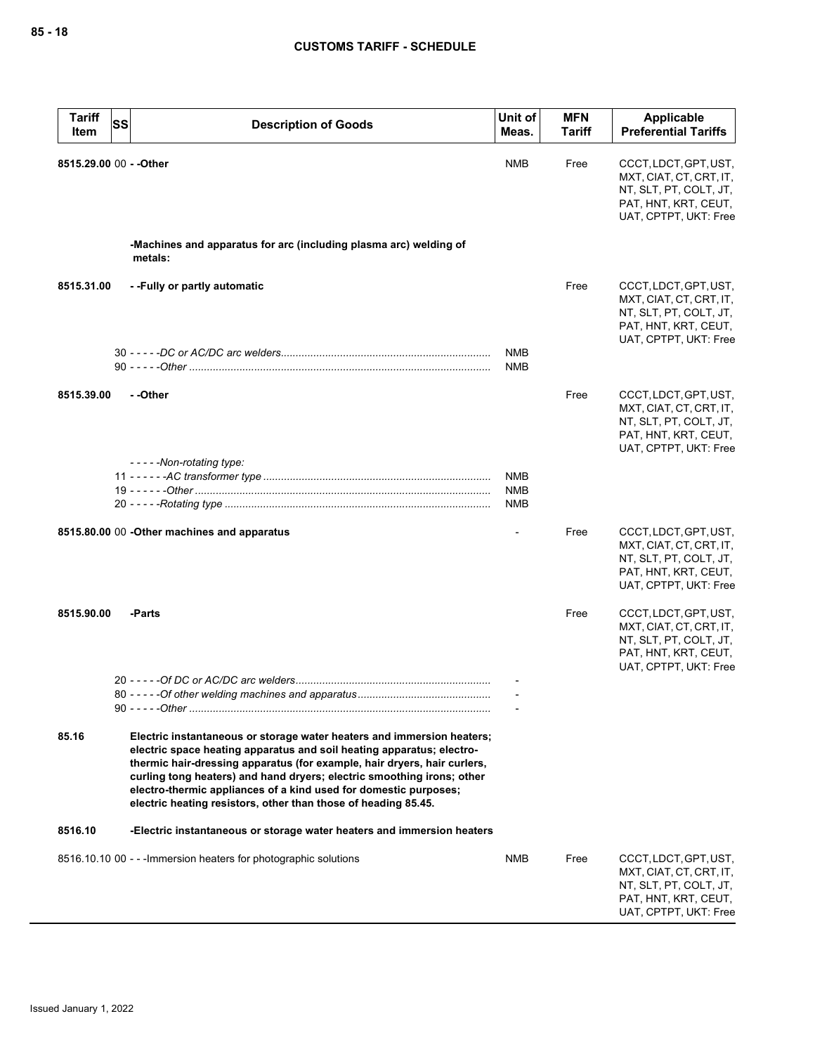| Tariff Item | SS | Description of Goods | Unit of Meas. | MFN Tariff | Applicable Preferential Tariffs |
|---|---|---|---|---|---|
| 8515.29.00 | 00 | **- -Other** | NMB | Free | CCCT, LDCT, GPT, UST, MXT, CIAT, CT, CRT, IT, NT, SLT, PT, COLT, JT, PAT, HNT, KRT, CEUT, UAT, CPTPT, UKT: Free |
| | | **-Machines and apparatus for arc (including plasma arc) welding of metals:** | | | |
| 8515.31.00 | | **- -Fully or partly automatic** | | Free | CCCT, LDCT, GPT, UST, MXT, CIAT, CT, CRT, IT, NT, SLT, PT, COLT, JT, PAT, HNT, KRT, CEUT, UAT, CPTPT, UKT: Free |
| | 30 | - - - - -*DC or AC/DC arc welders* | NMB | | |
| | 90 | - - - - -*Other* | NMB | | |
| 8515.39.00 | | **- -Other** | | Free | CCCT, LDCT, GPT, UST, MXT, CIAT, CT, CRT, IT, NT, SLT, PT, COLT, JT, PAT, HNT, KRT, CEUT, UAT, CPTPT, UKT: Free |
| | | - - - - -*Non-rotating type:* | | | |
| | 11 | - - - - - -*AC transformer type* | NMB | | |
| | 19 | - - - - - -*Other* | NMB | | |
| | 20 | - - - - -*Rotating type* | NMB | | |
| 8515.80.00 | 00 | **-Other machines and apparatus** | - | Free | CCCT, LDCT, GPT, UST, MXT, CIAT, CT, CRT, IT, NT, SLT, PT, COLT, JT, PAT, HNT, KRT, CEUT, UAT, CPTPT, UKT: Free |
| 8515.90.00 | | **-Parts** | | Free | CCCT, LDCT, GPT, UST, MXT, CIAT, CT, CRT, IT, NT, SLT, PT, COLT, JT, PAT, HNT, KRT, CEUT, UAT, CPTPT, UKT: Free |
| | 20 | - - - - -*Of DC or AC/DC arc welders* | - | | |
| | 80 | - - - - -*Of other welding machines and apparatus* | - | | |
| | 90 | - - - - -*Other* | - | | |
| 85.16 | | **Electric instantaneous or storage water heaters and immersion heaters; electric space heating apparatus and soil heating apparatus; electro-thermic hair-dressing apparatus (for example, hair dryers, hair curlers, curling tong heaters) and hand dryers; electric smoothing irons; other electro-thermic appliances of a kind used for domestic purposes; electric heating resistors, other than those of heading 85.45.** | | | |
| 8516.10 | | **-Electric instantaneous or storage water heaters and immersion heaters** | | | |
| 8516.10.10 | 00 | - - -Immersion heaters for photographic solutions | NMB | Free | CCCT, LDCT, GPT, UST, MXT, CIAT, CT, CRT, IT, NT, SLT, PT, COLT, JT, PAT, HNT, KRT, CEUT, UAT, CPTPT, UKT: Free |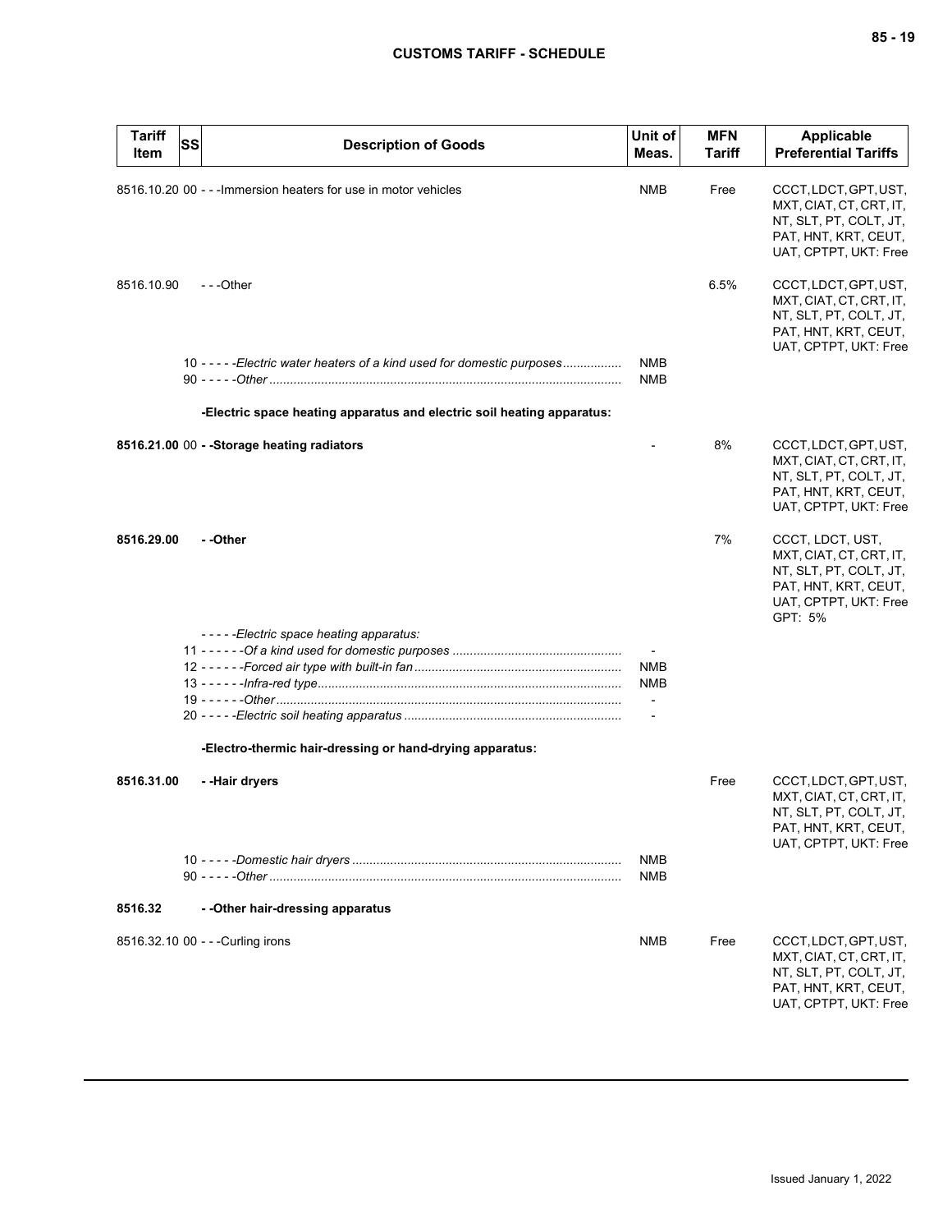| Tariff Item | SS | Description of Goods | Unit of Meas. | MFN Tariff | Applicable Preferential Tariffs |
|---|---|---|---|---|---|
| 8516.10.20 | 00 | - - -Immersion heaters for use in motor vehicles | NMB | Free | CCCT, LDCT, GPT, UST, MXT, CIAT, CT, CRT, IT, NT, SLT, PT, COLT, JT, PAT, HNT, KRT, CEUT, UAT, CPTPT, UKT: Free |
| 8516.10.90 | | - - -Other | | 6.5% | CCCT, LDCT, GPT, UST, MXT, CIAT, CT, CRT, IT, NT, SLT, PT, COLT, JT, PAT, HNT, KRT, CEUT, UAT, CPTPT, UKT: Free |
| | 10 | - - - - -*Electric water heaters of a kind used for domestic purposes* | NMB | | |
| | 90 | - - - - -*Other* | NMB | | |
| | | **-Electric space heating apparatus and electric soil heating apparatus:** | | | |
| **8516.21.00** | 00 | **- -Storage heating radiators** | - | 8% | CCCT, LDCT, GPT, UST, MXT, CIAT, CT, CRT, IT, NT, SLT, PT, COLT, JT, PAT, HNT, KRT, CEUT, UAT, CPTPT, UKT: Free |
| **8516.29.00** | | **- -Other** | | 7% | CCCT, LDCT, UST, MXT, CIAT, CT, CRT, IT, NT, SLT, PT, COLT, JT, PAT, HNT, KRT, CEUT, UAT, CPTPT, UKT: Free<br>GPT: 5% |
| | | - - - - -*Electric space heating apparatus:* | | | |
| | 11 | - - - - - -*Of a kind used for domestic purposes* | - | | |
| | 12 | - - - - - -*Forced air type with built-in fan* | NMB | | |
| | 13 | - - - - - -*Infra-red type* | NMB | | |
| | 19 | - - - - - -*Other* | - | | |
| | 20 | - - - - -*Electric soil heating apparatus* | - | | |
| | | **-Electro-thermic hair-dressing or hand-drying apparatus:** | | | |
| **8516.31.00** | | **- -Hair dryers** | | Free | CCCT, LDCT, GPT, UST, MXT, CIAT, CT, CRT, IT, NT, SLT, PT, COLT, JT, PAT, HNT, KRT, CEUT, UAT, CPTPT, UKT: Free |
| | 10 | - - - - -*Domestic hair dryers* | NMB | | |
| | 90 | - - - - -*Other* | NMB | | |
| **8516.32** | | **- -Other hair-dressing apparatus** | | | |
| 8516.32.10 | 00 | - - -Curling irons | NMB | Free | CCCT, LDCT, GPT, UST, MXT, CIAT, CT, CRT, IT, NT, SLT, PT, COLT, JT, PAT, HNT, KRT, CEUT, UAT, CPTPT, UKT: Free |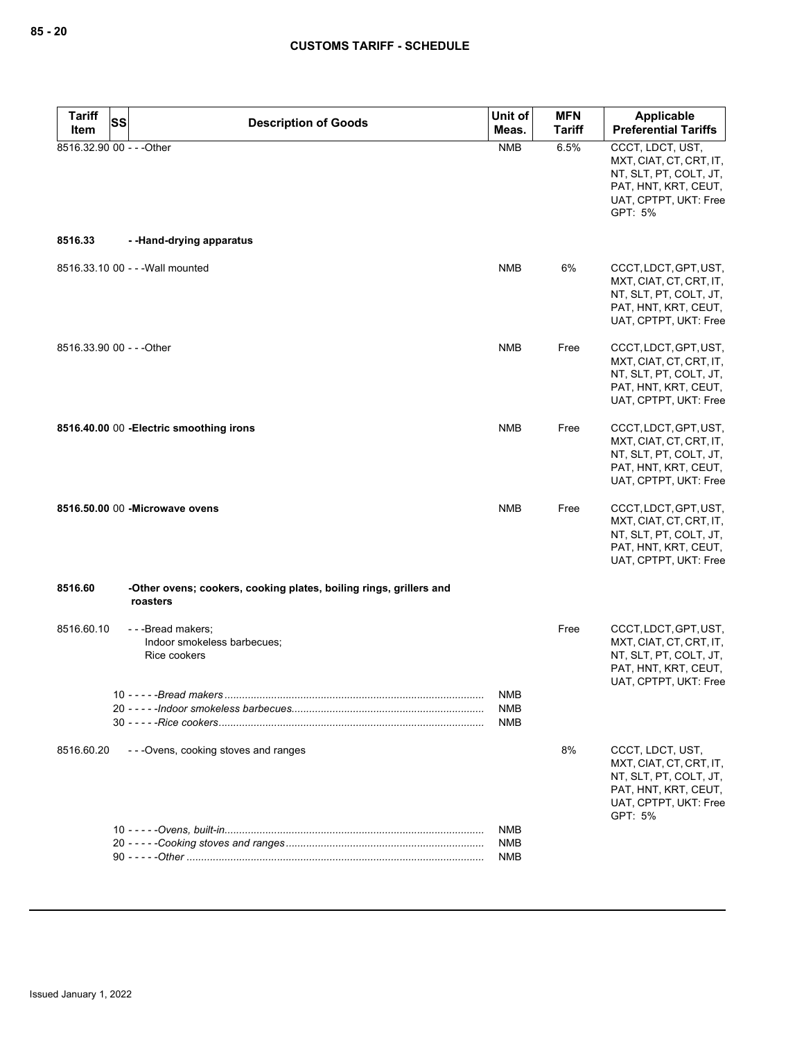| Tariff Item | SS | Description of Goods | Unit of Meas. | MFN Tariff | Applicable Preferential Tariffs |
|---|---|---|---|---|---|
| 8516.32.90 | 00 | - - -Other | NMB | 6.5% | CCCT, LDCT, UST, MXT, CIAT, CT, CRT, IT, NT, SLT, PT, COLT, JT, PAT, HNT, KRT, CEUT, UAT, CPTPT, UKT: Free GPT: 5% |
| 8516.33 | | - -Hand-drying apparatus | | | |
| 8516.33.10 | 00 | - - -Wall mounted | NMB | 6% | CCCT, LDCT, GPT, UST, MXT, CIAT, CT, CRT, IT, NT, SLT, PT, COLT, JT, PAT, HNT, KRT, CEUT, UAT, CPTPT, UKT: Free |
| 8516.33.90 | 00 | - - -Other | NMB | Free | CCCT, LDCT, GPT, UST, MXT, CIAT, CT, CRT, IT, NT, SLT, PT, COLT, JT, PAT, HNT, KRT, CEUT, UAT, CPTPT, UKT: Free |
| **8516.40.00** | 00 | **-Electric smoothing irons** | NMB | Free | CCCT, LDCT, GPT, UST, MXT, CIAT, CT, CRT, IT, NT, SLT, PT, COLT, JT, PAT, HNT, KRT, CEUT, UAT, CPTPT, UKT: Free |
| **8516.50.00** | 00 | **-Microwave ovens** | NMB | Free | CCCT, LDCT, GPT, UST, MXT, CIAT, CT, CRT, IT, NT, SLT, PT, COLT, JT, PAT, HNT, KRT, CEUT, UAT, CPTPT, UKT: Free |
| **8516.60** | | **-Other ovens; cookers, cooking plates, boiling rings, grillers and roasters** | | | |
| 8516.60.10 | | - - -Bread makers;<br>Indoor smokeless barbecues;<br>Rice cookers | | Free | CCCT, LDCT, GPT, UST, MXT, CIAT, CT, CRT, IT, NT, SLT, PT, COLT, JT, PAT, HNT, KRT, CEUT, UAT, CPTPT, UKT: Free |
| | 10 | - - - - -*Bread makers* | NMB | | |
| | 20 | - - - - -*Indoor smokeless barbecues* | NMB | | |
| | 30 | - - - - -*Rice cookers* | NMB | | |
| 8516.60.20 | | - - -Ovens, cooking stoves and ranges | | 8% | CCCT, LDCT, UST, MXT, CIAT, CT, CRT, IT, NT, SLT, PT, COLT, JT, PAT, HNT, KRT, CEUT, UAT, CPTPT, UKT: Free GPT: 5% |
| | 10 | - - - - -*Ovens, built-in* | NMB | | |
| | 20 | - - - - -*Cooking stoves and ranges* | NMB | | |
| | 90 | - - - - -*Other* | NMB | | |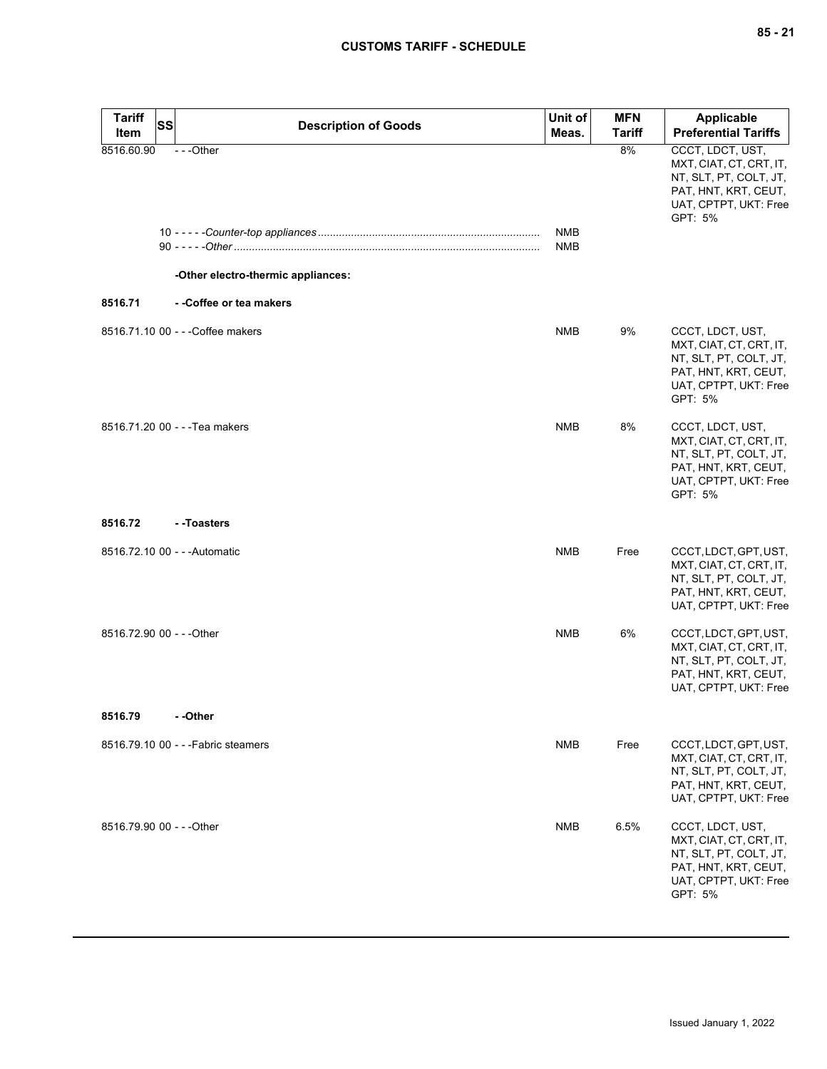| Tariff Item | SS | Description of Goods | Unit of Meas. | MFN Tariff | Applicable Preferential Tariffs |
|---|---|---|---|---|---|
| 8516.60.90 | | - - -Other | | 8% | CCCT, LDCT, UST, MXT, CIAT, CT, CRT, IT, NT, SLT, PT, COLT, JT, PAT, HNT, KRT, CEUT, UAT, CPTPT, UKT: Free<br>GPT: 5% |
| | 10 | - - - - -*Counter-top appliances* | NMB | | |
| | 90 | - - - - -*Other* | NMB | | |
| | | **-Other electro-thermic appliances:** | | | |
| **8516.71** | | **- -Coffee or tea makers** | | | |
| 8516.71.10 | 00 | - - -Coffee makers | NMB | 9% | CCCT, LDCT, UST, MXT, CIAT, CT, CRT, IT, NT, SLT, PT, COLT, JT, PAT, HNT, KRT, CEUT, UAT, CPTPT, UKT: Free<br>GPT: 5% |
| 8516.71.20 | 00 | - - -Tea makers | NMB | 8% | CCCT, LDCT, UST, MXT, CIAT, CT, CRT, IT, NT, SLT, PT, COLT, JT, PAT, HNT, KRT, CEUT, UAT, CPTPT, UKT: Free<br>GPT: 5% |
| **8516.72** | | **- -Toasters** | | | |
| 8516.72.10 | 00 | - - -Automatic | NMB | Free | CCCT, LDCT, GPT, UST, MXT, CIAT, CT, CRT, IT, NT, SLT, PT, COLT, JT, PAT, HNT, KRT, CEUT, UAT, CPTPT, UKT: Free |
| 8516.72.90 | 00 | - - -Other | NMB | 6% | CCCT, LDCT, GPT, UST, MXT, CIAT, CT, CRT, IT, NT, SLT, PT, COLT, JT, PAT, HNT, KRT, CEUT, UAT, CPTPT, UKT: Free |
| **8516.79** | | **- -Other** | | | |
| 8516.79.10 | 00 | - - -Fabric steamers | NMB | Free | CCCT, LDCT, GPT, UST, MXT, CIAT, CT, CRT, IT, NT, SLT, PT, COLT, JT, PAT, HNT, KRT, CEUT, UAT, CPTPT, UKT: Free |
| 8516.79.90 | 00 | - - -Other | NMB | 6.5% | CCCT, LDCT, UST, MXT, CIAT, CT, CRT, IT, NT, SLT, PT, COLT, JT, PAT, HNT, KRT, CEUT, UAT, CPTPT, UKT: Free<br>GPT: 5% |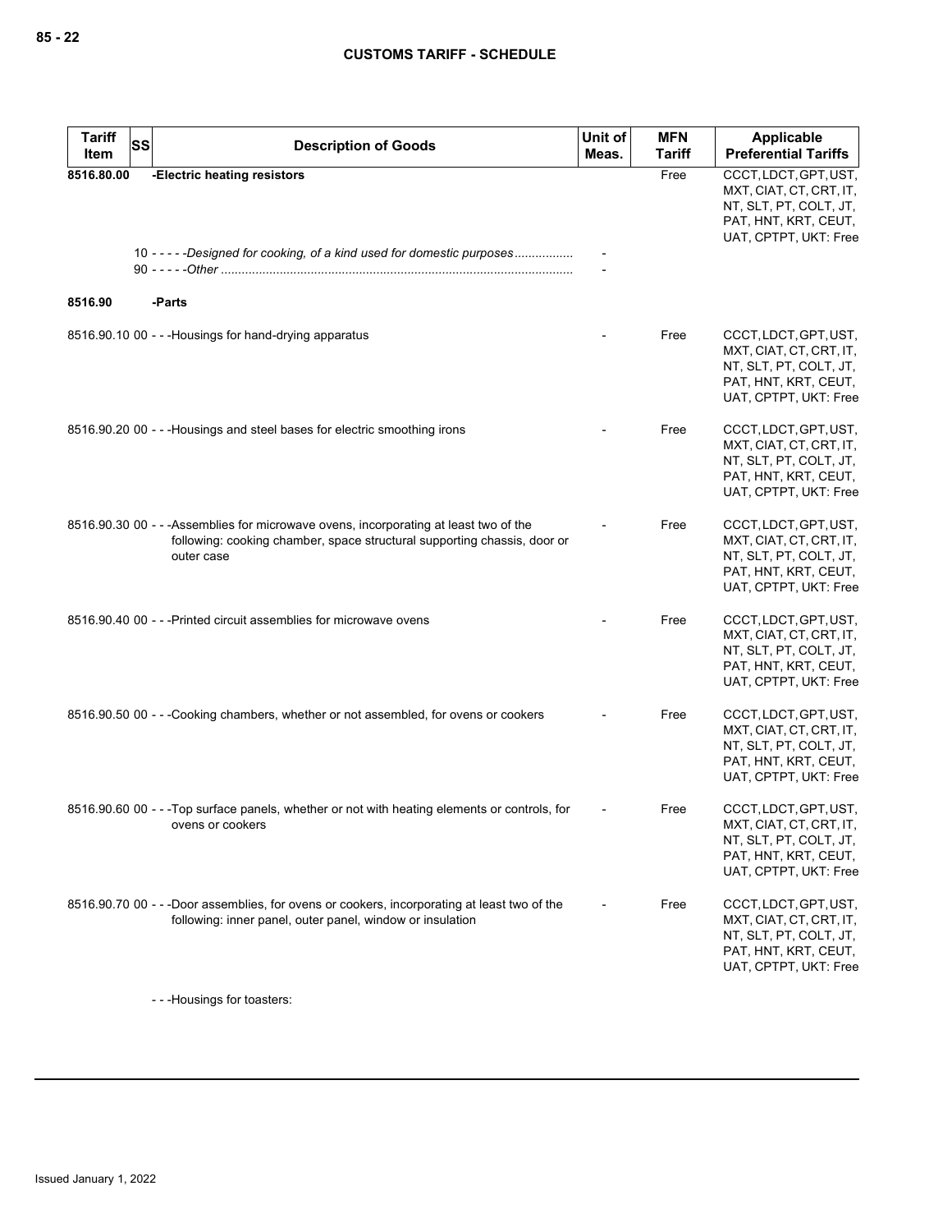| Tariff Item | SS | Description of Goods | Unit of Meas. | MFN Tariff | Applicable Preferential Tariffs |
|---|---|---|---|---|---|
| 8516.80.00 | | -Electric heating resistors | | Free | CCCT, LDCT, GPT, UST, MXT, CIAT, CT, CRT, IT, NT, SLT, PT, COLT, JT, PAT, HNT, KRT, CEUT, UAT, CPTPT, UKT: Free |
| | 10 | - - - - -*Designed for cooking, of a kind used for domestic purposes*................ | - | | |
| | 90 | - - - - -*Other* ..................................................................................................... | - | | |
| 8516.90 | | -Parts | | | |
| 8516.90.10 | 00 | - - -Housings for hand-drying apparatus | - | Free | CCCT, LDCT, GPT, UST, MXT, CIAT, CT, CRT, IT, NT, SLT, PT, COLT, JT, PAT, HNT, KRT, CEUT, UAT, CPTPT, UKT: Free |
| 8516.90.20 | 00 | - - -Housings and steel bases for electric smoothing irons | - | Free | CCCT, LDCT, GPT, UST, MXT, CIAT, CT, CRT, IT, NT, SLT, PT, COLT, JT, PAT, HNT, KRT, CEUT, UAT, CPTPT, UKT: Free |
| 8516.90.30 | 00 | - - -Assemblies for microwave ovens, incorporating at least two of the following: cooking chamber, space structural supporting chassis, door or outer case | - | Free | CCCT, LDCT, GPT, UST, MXT, CIAT, CT, CRT, IT, NT, SLT, PT, COLT, JT, PAT, HNT, KRT, CEUT, UAT, CPTPT, UKT: Free |
| 8516.90.40 | 00 | - - -Printed circuit assemblies for microwave ovens | - | Free | CCCT, LDCT, GPT, UST, MXT, CIAT, CT, CRT, IT, NT, SLT, PT, COLT, JT, PAT, HNT, KRT, CEUT, UAT, CPTPT, UKT: Free |
| 8516.90.50 | 00 | - - -Cooking chambers, whether or not assembled, for ovens or cookers | - | Free | CCCT, LDCT, GPT, UST, MXT, CIAT, CT, CRT, IT, NT, SLT, PT, COLT, JT, PAT, HNT, KRT, CEUT, UAT, CPTPT, UKT: Free |
| 8516.90.60 | 00 | - - -Top surface panels, whether or not with heating elements or controls, for ovens or cookers | - | Free | CCCT, LDCT, GPT, UST, MXT, CIAT, CT, CRT, IT, NT, SLT, PT, COLT, JT, PAT, HNT, KRT, CEUT, UAT, CPTPT, UKT: Free |
| 8516.90.70 | 00 | - - -Door assemblies, for ovens or cookers, incorporating at least two of the following: inner panel, outer panel, window or insulation | - | Free | CCCT, LDCT, GPT, UST, MXT, CIAT, CT, CRT, IT, NT, SLT, PT, COLT, JT, PAT, HNT, KRT, CEUT, UAT, CPTPT, UKT: Free |
| | | - - -Housings for toasters: | | | |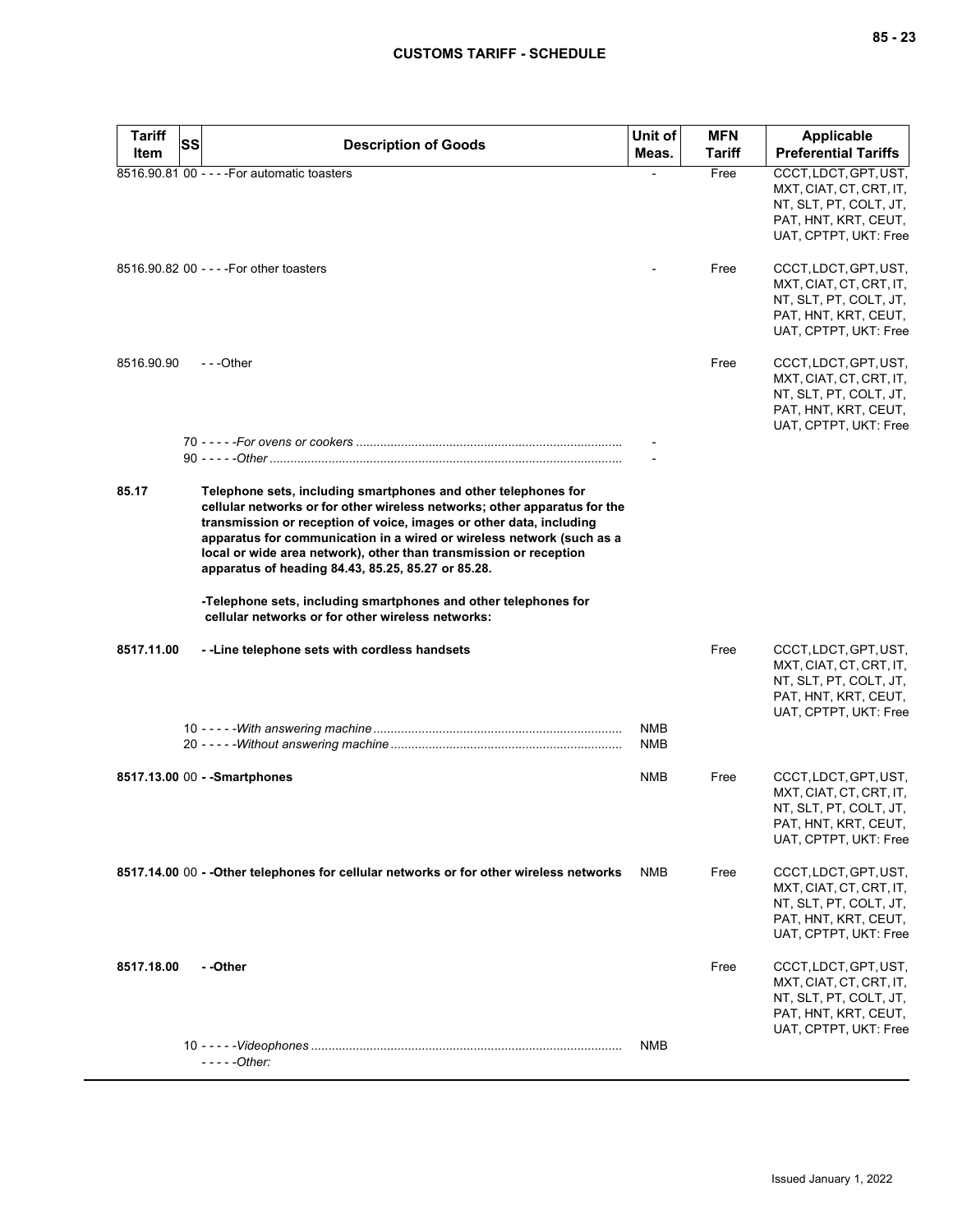| Tariff Item | SS | Description of Goods | Unit of Meas. | MFN Tariff | Applicable Preferential Tariffs |
|---|---|---|---|---|---|
| 8516.90.81 | 00 | - - - -For automatic toasters | - | Free | CCCT, LDCT, GPT, UST, MXT, CIAT, CT, CRT, IT, NT, SLT, PT, COLT, JT, PAT, HNT, KRT, CEUT, UAT, CPTPT, UKT: Free |
| 8516.90.82 | 00 | - - - -For other toasters | - | Free | CCCT, LDCT, GPT, UST, MXT, CIAT, CT, CRT, IT, NT, SLT, PT, COLT, JT, PAT, HNT, KRT, CEUT, UAT, CPTPT, UKT: Free |
| 8516.90.90 | | - - -Other | | Free | CCCT, LDCT, GPT, UST, MXT, CIAT, CT, CRT, IT, NT, SLT, PT, COLT, JT, PAT, HNT, KRT, CEUT, UAT, CPTPT, UKT: Free |
| | 70 | - - - - -*For ovens or cookers* | - | | |
| | 90 | - - - - -*Other* | - | | |
| **85.17** | | **Telephone sets, including smartphones and other telephones for cellular networks or for other wireless networks; other apparatus for the transmission or reception of voice, images or other data, including apparatus for communication in a wired or wireless network (such as a local or wide area network), other than transmission or reception apparatus of heading 84.43, 85.25, 85.27 or 85.28.** | | | |
| | | **-Telephone sets, including smartphones and other telephones for cellular networks or for other wireless networks:** | | | |
| **8517.11.00** | | **- -Line telephone sets with cordless handsets** | | Free | CCCT, LDCT, GPT, UST, MXT, CIAT, CT, CRT, IT, NT, SLT, PT, COLT, JT, PAT, HNT, KRT, CEUT, UAT, CPTPT, UKT: Free |
| | 10 | - - - - -*With answering machine* | NMB | | |
| | 20 | - - - - -*Without answering machine* | NMB | | |
| **8517.13.00** | 00 | **- -Smartphones** | NMB | Free | CCCT, LDCT, GPT, UST, MXT, CIAT, CT, CRT, IT, NT, SLT, PT, COLT, JT, PAT, HNT, KRT, CEUT, UAT, CPTPT, UKT: Free |
| **8517.14.00** | 00 | **- -Other telephones for cellular networks or for other wireless networks** | NMB | Free | CCCT, LDCT, GPT, UST, MXT, CIAT, CT, CRT, IT, NT, SLT, PT, COLT, JT, PAT, HNT, KRT, CEUT, UAT, CPTPT, UKT: Free |
| **8517.18.00** | | **- -Other** | | Free | CCCT, LDCT, GPT, UST, MXT, CIAT, CT, CRT, IT, NT, SLT, PT, COLT, JT, PAT, HNT, KRT, CEUT, UAT, CPTPT, UKT: Free |
| | 10 | - - - - -*Videophones* | NMB | | |
| | | - - - - -*Other:* | | | |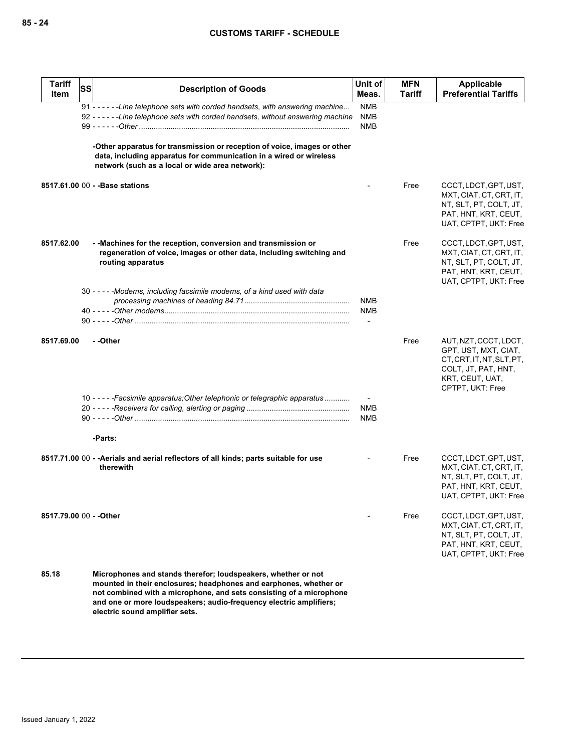| Tariff Item | SS | Description of Goods | Unit of Meas. | MFN Tariff | Applicable Preferential Tariffs |
|---|---|---|---|---|---|
| | | 91 - - - - - -*Line telephone sets with corded handsets, with answering machine*... | NMB | | |
| | | 92 - - - - - -*Line telephone sets with corded handsets, without answering machine* | NMB | | |
| | | 99 - - - - - -*Other* | NMB | | |
| | | **-Other apparatus for transmission or reception of voice, images or other data, including apparatus for communication in a wired or wireless network (such as a local or wide area network):** | | | |
| **8517.61.00** | 00 | **- -Base stations** | - | Free | CCCT, LDCT, GPT, UST, MXT, CIAT, CT, CRT, IT, NT, SLT, PT, COLT, JT, PAT, HNT, KRT, CEUT, UAT, CPTPT, UKT: Free |
| **8517.62.00** | | **- -Machines for the reception, conversion and transmission or regeneration of voice, images or other data, including switching and routing apparatus** | | Free | CCCT, LDCT, GPT, UST, MXT, CIAT, CT, CRT, IT, NT, SLT, PT, COLT, JT, PAT, HNT, KRT, CEUT, UAT, CPTPT, UKT: Free |
| | | 30 - - - - -*Modems, including facsimile modems, of a kind used with data processing machines of heading 84.71* | NMB | | |
| | | 40 - - - - -*Other modems* | NMB | | |
| | | 90 - - - - -*Other* | - | | |
| **8517.69.00** | | **- -Other** | | Free | AUT, NZT, CCCT, LDCT, GPT, UST, MXT, CIAT, CT, CRT, IT, NT, SLT, PT, COLT, JT, PAT, HNT, KRT, CEUT, UAT, CPTPT, UKT: Free |
| | | 10 - - - - -*Facsimile apparatus;Other telephonic or telegraphic apparatus* | - | | |
| | | 20 - - - - -*Receivers for calling, alerting or paging* | NMB | | |
| | | 90 - - - - -*Other* | NMB | | |
| | | **-Parts:** | | | |
| **8517.71.00** | 00 | **- -Aerials and aerial reflectors of all kinds; parts suitable for use therewith** | - | Free | CCCT, LDCT, GPT, UST, MXT, CIAT, CT, CRT, IT, NT, SLT, PT, COLT, JT, PAT, HNT, KRT, CEUT, UAT, CPTPT, UKT: Free |
| **8517.79.00** | 00 | **- -Other** | - | Free | CCCT, LDCT, GPT, UST, MXT, CIAT, CT, CRT, IT, NT, SLT, PT, COLT, JT, PAT, HNT, KRT, CEUT, UAT, CPTPT, UKT: Free |
| **85.18** | | **Microphones and stands therefor; loudspeakers, whether or not mounted in their enclosures; headphones and earphones, whether or not combined with a microphone, and sets consisting of a microphone and one or more loudspeakers; audio-frequency electric amplifiers; electric sound amplifier sets.** | | | |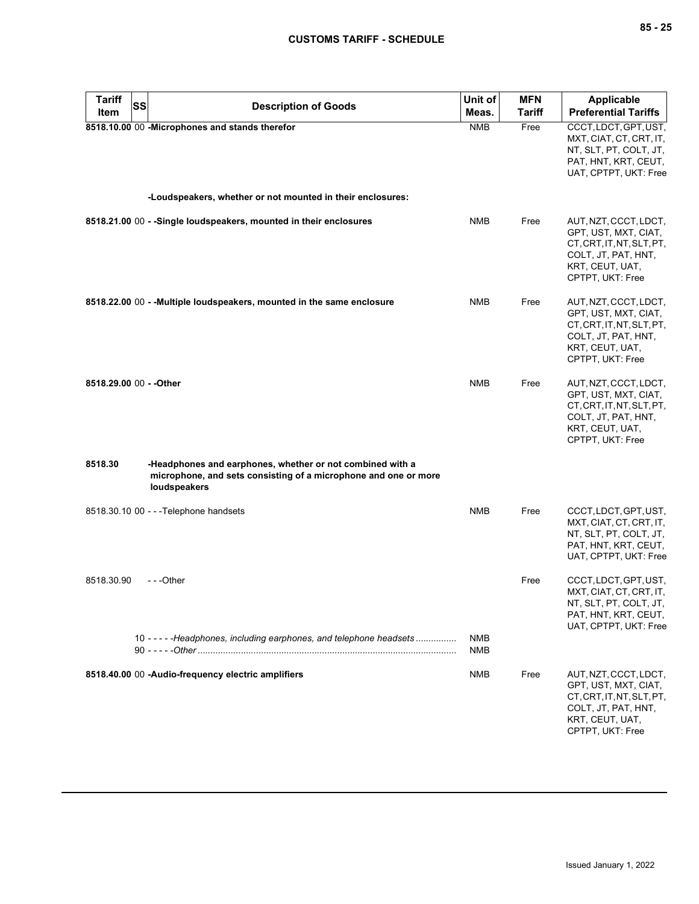| Tariff Item | SS | Description of Goods | Unit of Meas. | MFN Tariff | Applicable Preferential Tariffs |
|---|---|---|---|---|---|
| **8518.10.00** | 00 | **-Microphones and stands therefor** | NMB | Free | CCCT, LDCT, GPT, UST, MXT, CIAT, CT, CRT, IT, NT, SLT, PT, COLT, JT, PAT, HNT, KRT, CEUT, UAT, CPTPT, UKT: Free |
| | | **-Loudspeakers, whether or not mounted in their enclosures:** | | | |
| **8518.21.00** | 00 | **- -Single loudspeakers, mounted in their enclosures** | NMB | Free | AUT, NZT, CCCT, LDCT, GPT, UST, MXT, CIAT, CT, CRT, IT, NT, SLT, PT, COLT, JT, PAT, HNT, KRT, CEUT, UAT, CPTPT, UKT: Free |
| **8518.22.00** | 00 | **- -Multiple loudspeakers, mounted in the same enclosure** | NMB | Free | AUT, NZT, CCCT, LDCT, GPT, UST, MXT, CIAT, CT, CRT, IT, NT, SLT, PT, COLT, JT, PAT, HNT, KRT, CEUT, UAT, CPTPT, UKT: Free |
| **8518.29.00** | 00 | **- -Other** | NMB | Free | AUT, NZT, CCCT, LDCT, GPT, UST, MXT, CIAT, CT, CRT, IT, NT, SLT, PT, COLT, JT, PAT, HNT, KRT, CEUT, UAT, CPTPT, UKT: Free |
| **8518.30** | | **-Headphones and earphones, whether or not combined with a microphone, and sets consisting of a microphone and one or more loudspeakers** | | | |
| 8518.30.10 | 00 | - - -Telephone handsets | NMB | Free | CCCT, LDCT, GPT, UST, MXT, CIAT, CT, CRT, IT, NT, SLT, PT, COLT, JT, PAT, HNT, KRT, CEUT, UAT, CPTPT, UKT: Free |
| 8518.30.90 | | - - -Other | | Free | CCCT, LDCT, GPT, UST, MXT, CIAT, CT, CRT, IT, NT, SLT, PT, COLT, JT, PAT, HNT, KRT, CEUT, UAT, CPTPT, UKT: Free |
| | 10 | - - - - -*Headphones, including earphones, and telephone headsets* | NMB | | |
| | 90 | - - - - -*Other* | NMB | | |
| **8518.40.00** | 00 | **-Audio-frequency electric amplifiers** | NMB | Free | AUT, NZT, CCCT, LDCT, GPT, UST, MXT, CIAT, CT, CRT, IT, NT, SLT, PT, COLT, JT, PAT, HNT, KRT, CEUT, UAT, CPTPT, UKT: Free |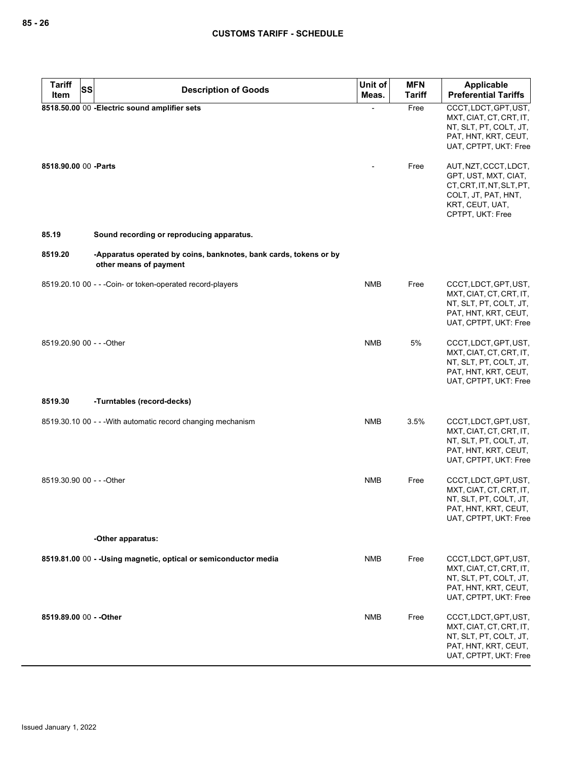| Tariff Item | SS | Description of Goods | Unit of Meas. | MFN Tariff | Applicable Preferential Tariffs |
|---|---|---|---|---|---|
| **8518.50.00** | 00 | **-Electric sound amplifier sets** | - | Free | CCCT, LDCT, GPT, UST, MXT, CIAT, CT, CRT, IT, NT, SLT, PT, COLT, JT, PAT, HNT, KRT, CEUT, UAT, CPTPT, UKT: Free |
| **8518.90.00** | 00 | **-Parts** | - | Free | AUT, NZT, CCCT, LDCT, GPT, UST, MXT, CIAT, CT, CRT, IT, NT, SLT, PT, COLT, JT, PAT, HNT, KRT, CEUT, UAT, CPTPT, UKT: Free |
| **85.19** | | **Sound recording or reproducing apparatus.** | | | |
| **8519.20** | | **-Apparatus operated by coins, banknotes, bank cards, tokens or by other means of payment** | | | |
| 8519.20.10 | 00 | - - -Coin- or token-operated record-players | NMB | Free | CCCT, LDCT, GPT, UST, MXT, CIAT, CT, CRT, IT, NT, SLT, PT, COLT, JT, PAT, HNT, KRT, CEUT, UAT, CPTPT, UKT: Free |
| 8519.20.90 | 00 | - - -Other | NMB | 5% | CCCT, LDCT, GPT, UST, MXT, CIAT, CT, CRT, IT, NT, SLT, PT, COLT, JT, PAT, HNT, KRT, CEUT, UAT, CPTPT, UKT: Free |
| **8519.30** | | **-Turntables (record-decks)** | | | |
| 8519.30.10 | 00 | - - -With automatic record changing mechanism | NMB | 3.5% | CCCT, LDCT, GPT, UST, MXT, CIAT, CT, CRT, IT, NT, SLT, PT, COLT, JT, PAT, HNT, KRT, CEUT, UAT, CPTPT, UKT: Free |
| 8519.30.90 | 00 | - - -Other | NMB | Free | CCCT, LDCT, GPT, UST, MXT, CIAT, CT, CRT, IT, NT, SLT, PT, COLT, JT, PAT, HNT, KRT, CEUT, UAT, CPTPT, UKT: Free |
| | | **-Other apparatus:** | | | |
| **8519.81.00** | 00 | **- -Using magnetic, optical or semiconductor media** | NMB | Free | CCCT, LDCT, GPT, UST, MXT, CIAT, CT, CRT, IT, NT, SLT, PT, COLT, JT, PAT, HNT, KRT, CEUT, UAT, CPTPT, UKT: Free |
| **8519.89.00** | 00 | **- -Other** | NMB | Free | CCCT, LDCT, GPT, UST, MXT, CIAT, CT, CRT, IT, NT, SLT, PT, COLT, JT, PAT, HNT, KRT, CEUT, UAT, CPTPT, UKT: Free |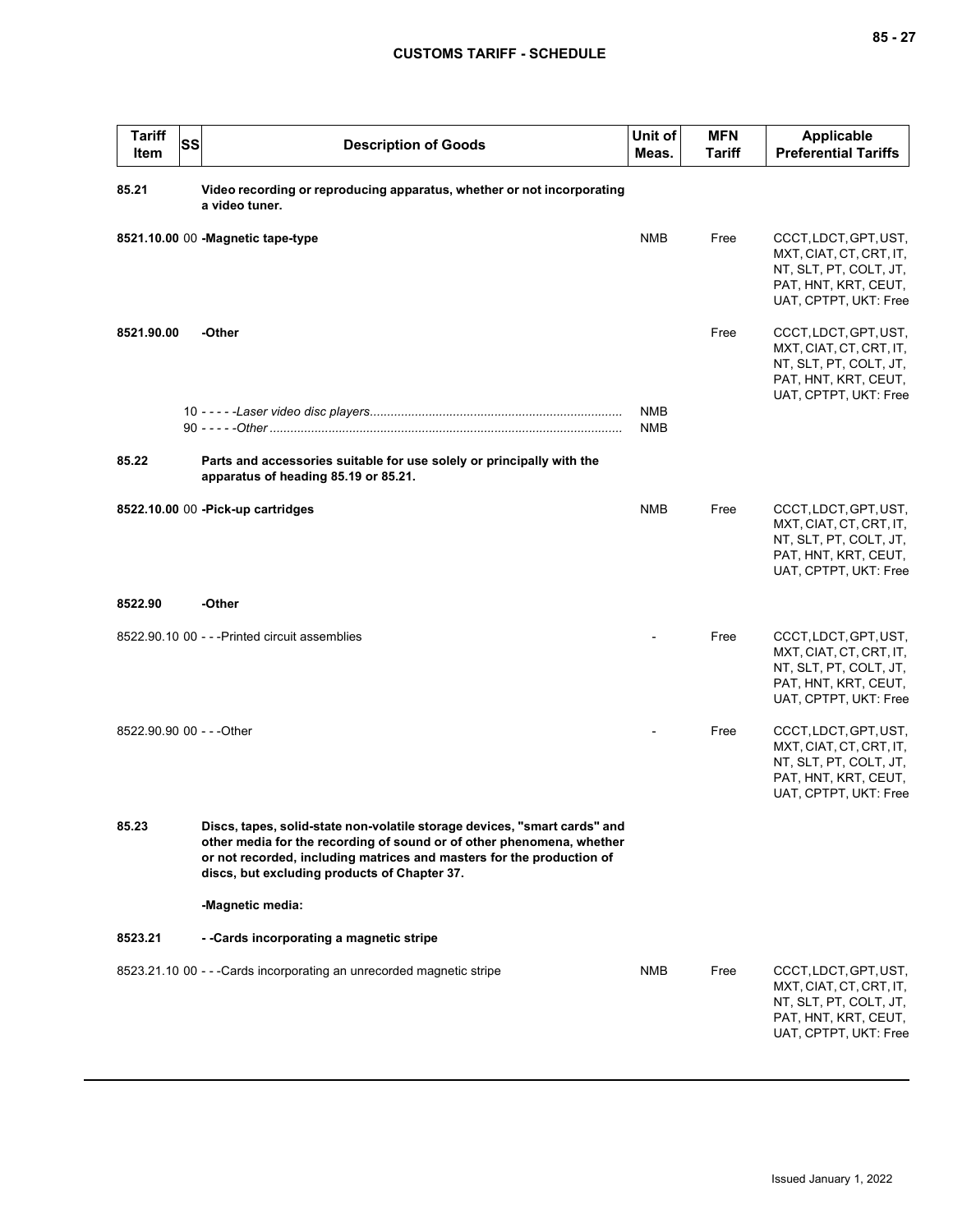| Tariff Item | SS | Description of Goods | Unit of Meas. | MFN Tariff | Applicable Preferential Tariffs |
|---|---|---|---|---|---|
| **85.21** | | **Video recording or reproducing apparatus, whether or not incorporating a video tuner.** | | | |
| **8521.10.00** | 00 | **-Magnetic tape-type** | NMB | Free | CCCT, LDCT, GPT, UST, MXT, CIAT, CT, CRT, IT, NT, SLT, PT, COLT, JT, PAT, HNT, KRT, CEUT, UAT, CPTPT, UKT: Free |
| **8521.90.00** | | **-Other** | | Free | CCCT, LDCT, GPT, UST, MXT, CIAT, CT, CRT, IT, NT, SLT, PT, COLT, JT, PAT, HNT, KRT, CEUT, UAT, CPTPT, UKT: Free |
| | 10 | - - - - -*Laser video disc players* | NMB | | |
| | 90 | - - - - -*Other* | NMB | | |
| **85.22** | | **Parts and accessories suitable for use solely or principally with the apparatus of heading 85.19 or 85.21.** | | | |
| **8522.10.00** | 00 | **-Pick-up cartridges** | NMB | Free | CCCT, LDCT, GPT, UST, MXT, CIAT, CT, CRT, IT, NT, SLT, PT, COLT, JT, PAT, HNT, KRT, CEUT, UAT, CPTPT, UKT: Free |
| **8522.90** | | **-Other** | | | |
| 8522.90.10 | 00 | - - -Printed circuit assemblies | - | Free | CCCT, LDCT, GPT, UST, MXT, CIAT, CT, CRT, IT, NT, SLT, PT, COLT, JT, PAT, HNT, KRT, CEUT, UAT, CPTPT, UKT: Free |
| 8522.90.90 | 00 | - - -Other | - | Free | CCCT, LDCT, GPT, UST, MXT, CIAT, CT, CRT, IT, NT, SLT, PT, COLT, JT, PAT, HNT, KRT, CEUT, UAT, CPTPT, UKT: Free |
| **85.23** | | **Discs, tapes, solid-state non-volatile storage devices, "smart cards" and other media for the recording of sound or of other phenomena, whether or not recorded, including matrices and masters for the production of discs, but excluding products of Chapter 37.** | | | |
| | | **-Magnetic media:** | | | |
| **8523.21** | | **- -Cards incorporating a magnetic stripe** | | | |
| 8523.21.10 | 00 | - - -Cards incorporating an unrecorded magnetic stripe | NMB | Free | CCCT, LDCT, GPT, UST, MXT, CIAT, CT, CRT, IT, NT, SLT, PT, COLT, JT, PAT, HNT, KRT, CEUT, UAT, CPTPT, UKT: Free |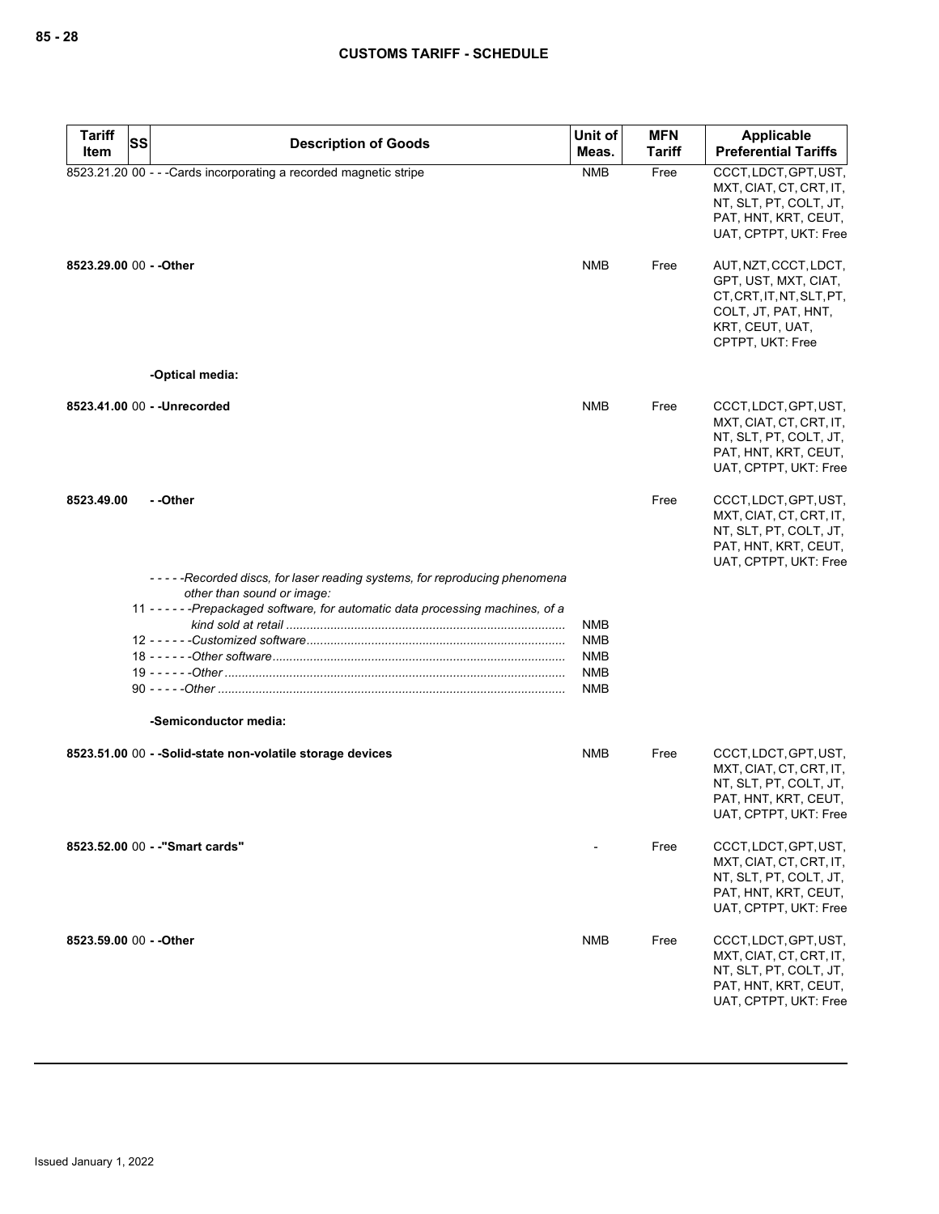| Tariff Item | SS | Description of Goods | Unit of Meas. | MFN Tariff | Applicable Preferential Tariffs |
|---|---|---|---|---|---|
| 8523.21.20 | 00 | - - -Cards incorporating a recorded magnetic stripe | NMB | Free | CCCT, LDCT, GPT, UST, MXT, CIAT, CT, CRT, IT, NT, SLT, PT, COLT, JT, PAT, HNT, KRT, CEUT, UAT, CPTPT, UKT: Free |
| **8523.29.00** | 00 | **- -Other** | NMB | Free | AUT, NZT, CCCT, LDCT, GPT, UST, MXT, CIAT, CT, CRT, IT, NT, SLT, PT, COLT, JT, PAT, HNT, KRT, CEUT, UAT, CPTPT, UKT: Free |
| | | **-Optical media:** | | | |
| **8523.41.00** | 00 | **- -Unrecorded** | NMB | Free | CCCT, LDCT, GPT, UST, MXT, CIAT, CT, CRT, IT, NT, SLT, PT, COLT, JT, PAT, HNT, KRT, CEUT, UAT, CPTPT, UKT: Free |
| **8523.49.00** | | **- -Other** | | Free | CCCT, LDCT, GPT, UST, MXT, CIAT, CT, CRT, IT, NT, SLT, PT, COLT, JT, PAT, HNT, KRT, CEUT, UAT, CPTPT, UKT: Free |
| | | *- - - - -Recorded discs, for laser reading systems, for reproducing phenomena other than sound or image:* | | | |
| | 11 | *- - - - - -Prepackaged software, for automatic data processing machines, of a kind sold at retail* | NMB | | |
| | 12 | *- - - - - -Customized software* | NMB | | |
| | 18 | *- - - - - -Other software* | NMB | | |
| | 19 | *- - - - - -Other* | NMB | | |
| | 90 | *- - - - -Other* | NMB | | |
| | | **-Semiconductor media:** | | | |
| **8523.51.00** | 00 | **- -Solid-state non-volatile storage devices** | NMB | Free | CCCT, LDCT, GPT, UST, MXT, CIAT, CT, CRT, IT, NT, SLT, PT, COLT, JT, PAT, HNT, KRT, CEUT, UAT, CPTPT, UKT: Free |
| **8523.52.00** | 00 | **- -"Smart cards"** | - | Free | CCCT, LDCT, GPT, UST, MXT, CIAT, CT, CRT, IT, NT, SLT, PT, COLT, JT, PAT, HNT, KRT, CEUT, UAT, CPTPT, UKT: Free |
| **8523.59.00** | 00 | **- -Other** | NMB | Free | CCCT, LDCT, GPT, UST, MXT, CIAT, CT, CRT, IT, NT, SLT, PT, COLT, JT, PAT, HNT, KRT, CEUT, UAT, CPTPT, UKT: Free |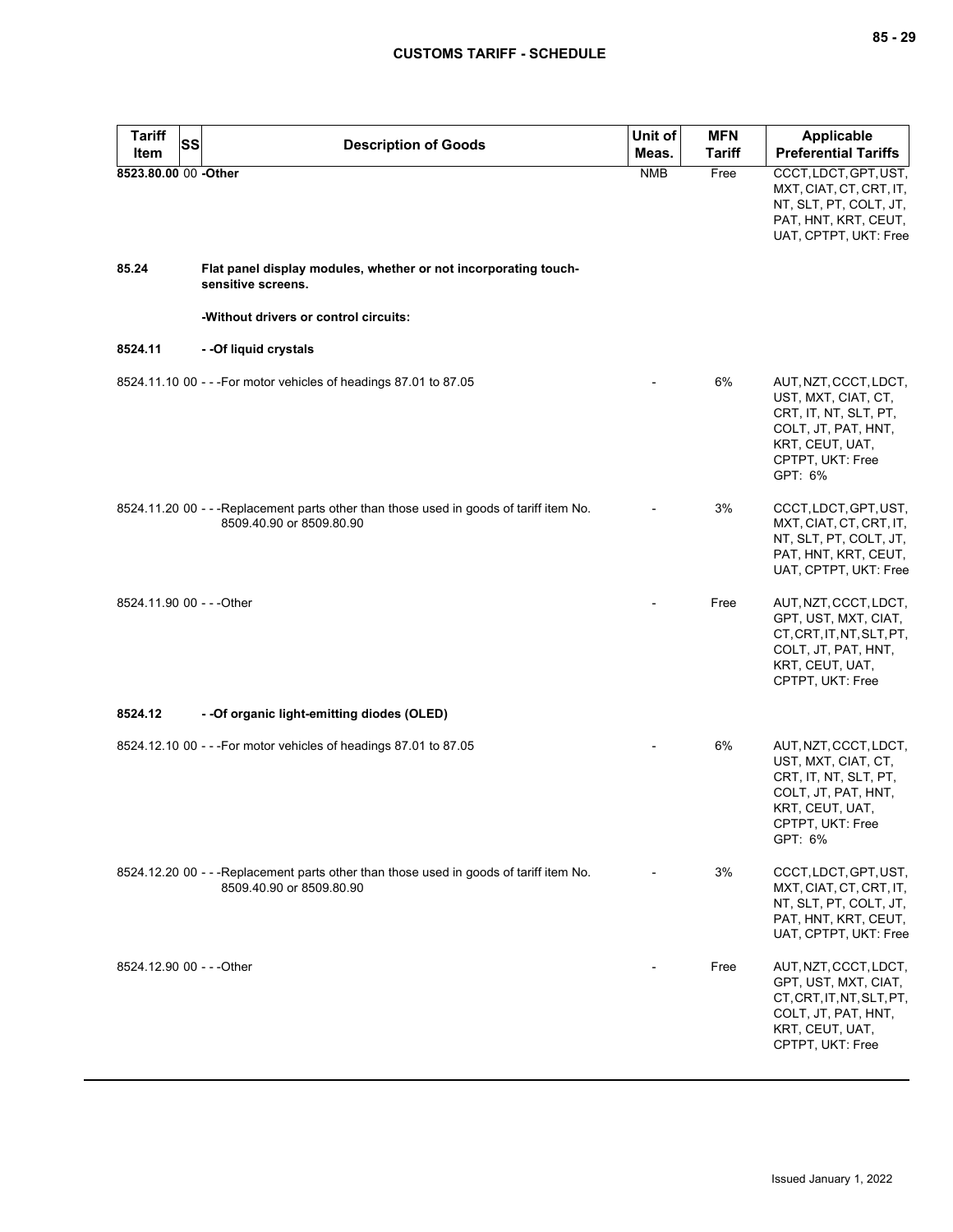| Tariff Item | SS | Description of Goods | Unit of Meas. | MFN Tariff | Applicable Preferential Tariffs |
|---|---|---|---|---|---|
| **8523.80.00** | 00 | **-Other** | NMB | Free | CCCT, LDCT, GPT, UST, MXT, CIAT, CT, CRT, IT, NT, SLT, PT, COLT, JT, PAT, HNT, KRT, CEUT, UAT, CPTPT, UKT: Free |
| **85.24** | | **Flat panel display modules, whether or not incorporating touch-sensitive screens.** | | | |
| | | **-Without drivers or control circuits:** | | | |
| **8524.11** | | **- -Of liquid crystals** | | | |
| 8524.11.10 | 00 | - - -For motor vehicles of headings 87.01 to 87.05 | - | 6% | AUT, NZT, CCCT, LDCT, UST, MXT, CIAT, CT, CRT, IT, NT, SLT, PT, COLT, JT, PAT, HNT, KRT, CEUT, UAT, CPTPT, UKT: Free<br>GPT: 6% |
| 8524.11.20 | 00 | - - -Replacement parts other than those used in goods of tariff item No. 8509.40.90 or 8509.80.90 | - | 3% | CCCT, LDCT, GPT, UST, MXT, CIAT, CT, CRT, IT, NT, SLT, PT, COLT, JT, PAT, HNT, KRT, CEUT, UAT, CPTPT, UKT: Free |
| 8524.11.90 | 00 | - - -Other | - | Free | AUT, NZT, CCCT, LDCT, GPT, UST, MXT, CIAT, CT, CRT, IT, NT, SLT, PT, COLT, JT, PAT, HNT, KRT, CEUT, UAT, CPTPT, UKT: Free |
| **8524.12** | | **- -Of organic light-emitting diodes (OLED)** | | | |
| 8524.12.10 | 00 | - - -For motor vehicles of headings 87.01 to 87.05 | - | 6% | AUT, NZT, CCCT, LDCT, UST, MXT, CIAT, CT, CRT, IT, NT, SLT, PT, COLT, JT, PAT, HNT, KRT, CEUT, UAT, CPTPT, UKT: Free<br>GPT: 6% |
| 8524.12.20 | 00 | - - -Replacement parts other than those used in goods of tariff item No. 8509.40.90 or 8509.80.90 | - | 3% | CCCT, LDCT, GPT, UST, MXT, CIAT, CT, CRT, IT, NT, SLT, PT, COLT, JT, PAT, HNT, KRT, CEUT, UAT, CPTPT, UKT: Free |
| 8524.12.90 | 00 | - - -Other | - | Free | AUT, NZT, CCCT, LDCT, GPT, UST, MXT, CIAT, CT, CRT, IT, NT, SLT, PT, COLT, JT, PAT, HNT, KRT, CEUT, UAT, CPTPT, UKT: Free |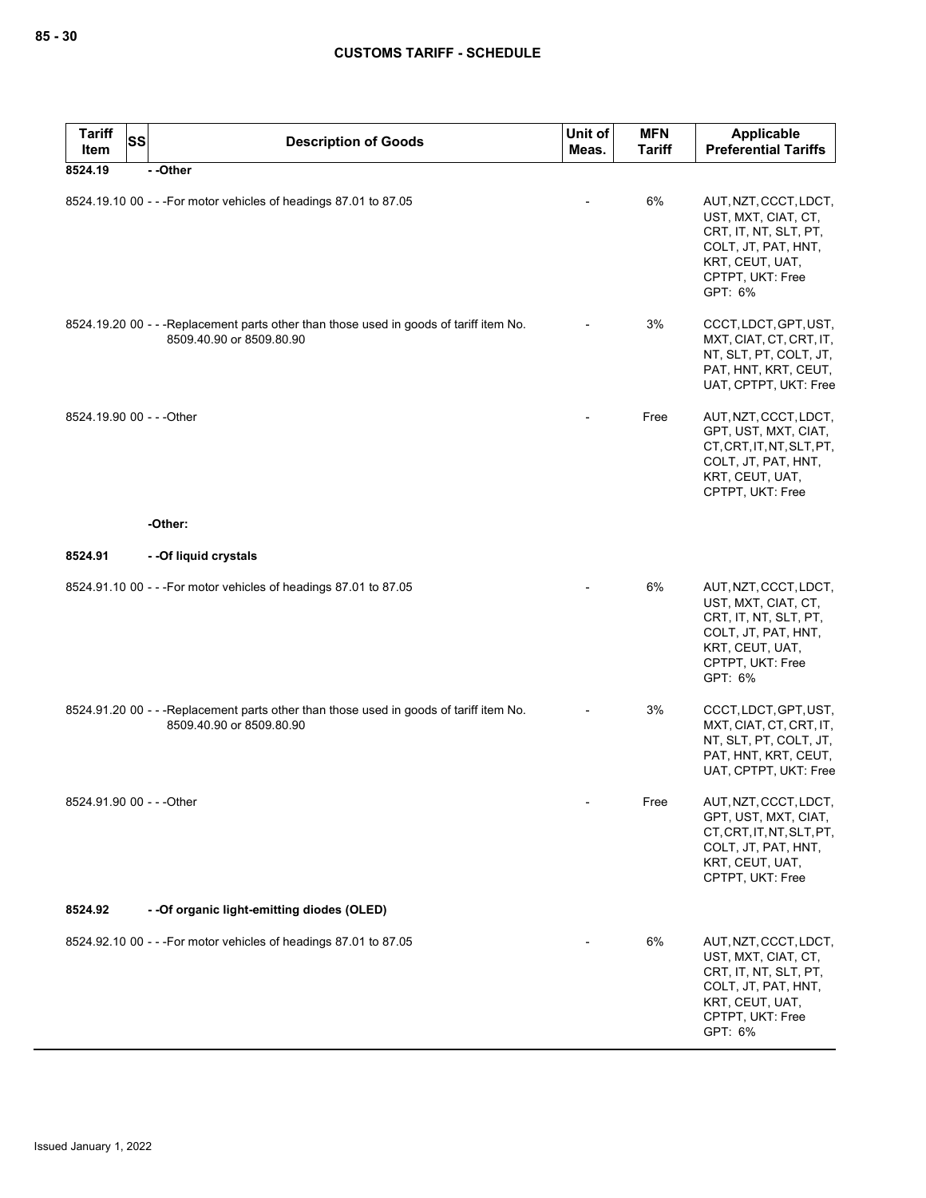| Tariff Item | SS | Description of Goods | Unit of Meas. | MFN Tariff | Applicable Preferential Tariffs |
|---|---|---|---|---|---|
| 8524.19 | | - -Other | | | |
| 8524.19.10 | 00 | - - -For motor vehicles of headings 87.01 to 87.05 | - | 6% | AUT, NZT, CCCT, LDCT, UST, MXT, CIAT, CT, CRT, IT, NT, SLT, PT, COLT, JT, PAT, HNT, KRT, CEUT, UAT, CPTPT, UKT: Free<br>GPT: 6% |
| 8524.19.20 | 00 | - - -Replacement parts other than those used in goods of tariff item No. 8509.40.90 or 8509.80.90 | - | 3% | CCCT, LDCT, GPT, UST, MXT, CIAT, CT, CRT, IT, NT, SLT, PT, COLT, JT, PAT, HNT, KRT, CEUT, UAT, CPTPT, UKT: Free |
| 8524.19.90 | 00 | - - -Other | - | Free | AUT, NZT, CCCT, LDCT, GPT, UST, MXT, CIAT, CT, CRT, IT, NT, SLT, PT, COLT, JT, PAT, HNT, KRT, CEUT, UAT, CPTPT, UKT: Free |
| | | -Other: | | | |
| 8524.91 | | - -Of liquid crystals | | | |
| 8524.91.10 | 00 | - - -For motor vehicles of headings 87.01 to 87.05 | - | 6% | AUT, NZT, CCCT, LDCT, UST, MXT, CIAT, CT, CRT, IT, NT, SLT, PT, COLT, JT, PAT, HNT, KRT, CEUT, UAT, CPTPT, UKT: Free<br>GPT: 6% |
| 8524.91.20 | 00 | - - -Replacement parts other than those used in goods of tariff item No. 8509.40.90 or 8509.80.90 | - | 3% | CCCT, LDCT, GPT, UST, MXT, CIAT, CT, CRT, IT, NT, SLT, PT, COLT, JT, PAT, HNT, KRT, CEUT, UAT, CPTPT, UKT: Free |
| 8524.91.90 | 00 | - - -Other | - | Free | AUT, NZT, CCCT, LDCT, GPT, UST, MXT, CIAT, CT, CRT, IT, NT, SLT, PT, COLT, JT, PAT, HNT, KRT, CEUT, UAT, CPTPT, UKT: Free |
| 8524.92 | | - -Of organic light-emitting diodes (OLED) | | | |
| 8524.92.10 | 00 | - - -For motor vehicles of headings 87.01 to 87.05 | - | 6% | AUT, NZT, CCCT, LDCT, UST, MXT, CIAT, CT, CRT, IT, NT, SLT, PT, COLT, JT, PAT, HNT, KRT, CEUT, UAT, CPTPT, UKT: Free<br>GPT: 6% |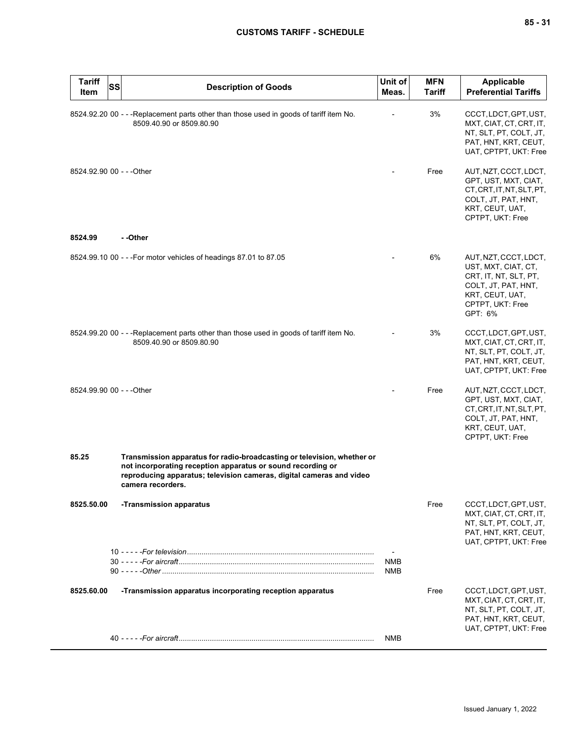| Tariff Item | SS | Description of Goods | Unit of Meas. | MFN Tariff | Applicable Preferential Tariffs |
|---|---|---|---|---|---|
| 8524.92.20 | 00 | - - -Replacement parts other than those used in goods of tariff item No. 8509.40.90 or 8509.80.90 | - | 3% | CCCT, LDCT, GPT, UST, MXT, CIAT, CT, CRT, IT, NT, SLT, PT, COLT, JT, PAT, HNT, KRT, CEUT, UAT, CPTPT, UKT: Free |
| 8524.92.90 | 00 | - - -Other | - | Free | AUT, NZT, CCCT, LDCT, GPT, UST, MXT, CIAT, CT, CRT, IT, NT, SLT, PT, COLT, JT, PAT, HNT, KRT, CEUT, UAT, CPTPT, UKT: Free |
| **8524.99** | | **- -Other** | | | |
| 8524.99.10 | 00 | - - -For motor vehicles of headings 87.01 to 87.05 | - | 6% | AUT, NZT, CCCT, LDCT, UST, MXT, CIAT, CT, CRT, IT, NT, SLT, PT, COLT, JT, PAT, HNT, KRT, CEUT, UAT, CPTPT, UKT: Free<br>GPT: 6% |
| 8524.99.20 | 00 | - - -Replacement parts other than those used in goods of tariff item No. 8509.40.90 or 8509.80.90 | - | 3% | CCCT, LDCT, GPT, UST, MXT, CIAT, CT, CRT, IT, NT, SLT, PT, COLT, JT, PAT, HNT, KRT, CEUT, UAT, CPTPT, UKT: Free |
| 8524.99.90 | 00 | - - -Other | - | Free | AUT, NZT, CCCT, LDCT, GPT, UST, MXT, CIAT, CT, CRT, IT, NT, SLT, PT, COLT, JT, PAT, HNT, KRT, CEUT, UAT, CPTPT, UKT: Free |
| **85.25** | | **Transmission apparatus for radio-broadcasting or television, whether or not incorporating reception apparatus or sound recording or reproducing apparatus; television cameras, digital cameras and video camera recorders.** | | | |
| **8525.50.00** | | **-Transmission apparatus** | | Free | CCCT, LDCT, GPT, UST, MXT, CIAT, CT, CRT, IT, NT, SLT, PT, COLT, JT, PAT, HNT, KRT, CEUT, UAT, CPTPT, UKT: Free |
| | 10 | - - - - -*For television* | - | | |
| | 30 | - - - - -*For aircraft* | NMB | | |
| | 90 | - - - - -*Other* | NMB | | |
| **8525.60.00** | | **-Transmission apparatus incorporating reception apparatus** | | Free | CCCT, LDCT, GPT, UST, MXT, CIAT, CT, CRT, IT, NT, SLT, PT, COLT, JT, PAT, HNT, KRT, CEUT, UAT, CPTPT, UKT: Free |
| | 40 | - - - - -*For aircraft* | NMB | | |

Issued January 1, 2022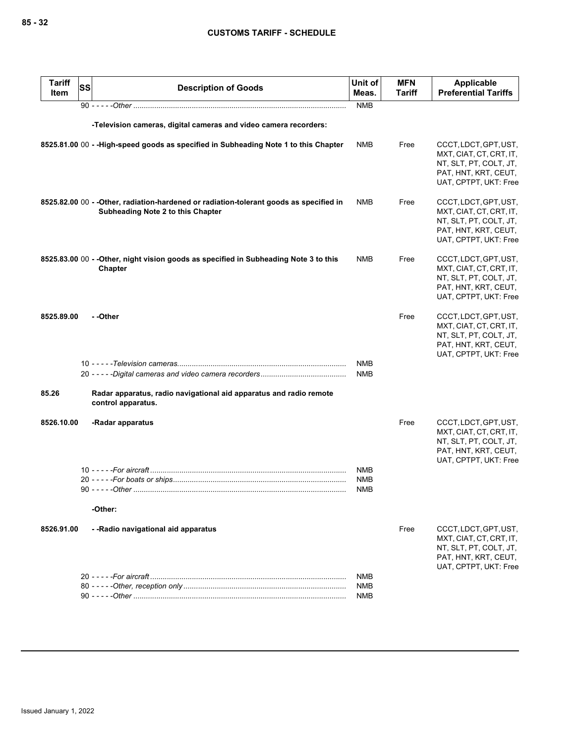| Tariff Item | SS | Description of Goods | Unit of Meas. | MFN Tariff | Applicable Preferential Tariffs |
|---|---|---|---|---|---|
| | 90 | - - - - -*Other* | NMB | | |
| | | **-Television cameras, digital cameras and video camera recorders:** | | | |
| **8525.81.00** | 00 | **- -High-speed goods as specified in Subheading Note 1 to this Chapter** | NMB | Free | CCCT, LDCT, GPT, UST, MXT, CIAT, CT, CRT, IT, NT, SLT, PT, COLT, JT, PAT, HNT, KRT, CEUT, UAT, CPTPT, UKT: Free |
| **8525.82.00** | 00 | **- -Other, radiation-hardened or radiation-tolerant goods as specified in Subheading Note 2 to this Chapter** | NMB | Free | CCCT, LDCT, GPT, UST, MXT, CIAT, CT, CRT, IT, NT, SLT, PT, COLT, JT, PAT, HNT, KRT, CEUT, UAT, CPTPT, UKT: Free |
| **8525.83.00** | 00 | **- -Other, night vision goods as specified in Subheading Note 3 to this Chapter** | NMB | Free | CCCT, LDCT, GPT, UST, MXT, CIAT, CT, CRT, IT, NT, SLT, PT, COLT, JT, PAT, HNT, KRT, CEUT, UAT, CPTPT, UKT: Free |
| **8525.89.00** | | **- -Other** | | Free | CCCT, LDCT, GPT, UST, MXT, CIAT, CT, CRT, IT, NT, SLT, PT, COLT, JT, PAT, HNT, KRT, CEUT, UAT, CPTPT, UKT: Free |
| | 10 | - - - - -*Television cameras* | NMB | | |
| | 20 | - - - - -*Digital cameras and video camera recorders* | NMB | | |
| **85.26** | | **Radar apparatus, radio navigational aid apparatus and radio remote control apparatus.** | | | |
| **8526.10.00** | | **-Radar apparatus** | | Free | CCCT, LDCT, GPT, UST, MXT, CIAT, CT, CRT, IT, NT, SLT, PT, COLT, JT, PAT, HNT, KRT, CEUT, UAT, CPTPT, UKT: Free |
| | 10 | - - - - -*For aircraft* | NMB | | |
| | 20 | - - - - -*For boats or ships* | NMB | | |
| | 90 | - - - - -*Other* | NMB | | |
| | | **-Other:** | | | |
| **8526.91.00** | | **- -Radio navigational aid apparatus** | | Free | CCCT, LDCT, GPT, UST, MXT, CIAT, CT, CRT, IT, NT, SLT, PT, COLT, JT, PAT, HNT, KRT, CEUT, UAT, CPTPT, UKT: Free |
| | 20 | - - - - -*For aircraft* | NMB | | |
| | 80 | - - - - -*Other, reception only* | NMB | | |
| | 90 | - - - - -*Other* | NMB | | |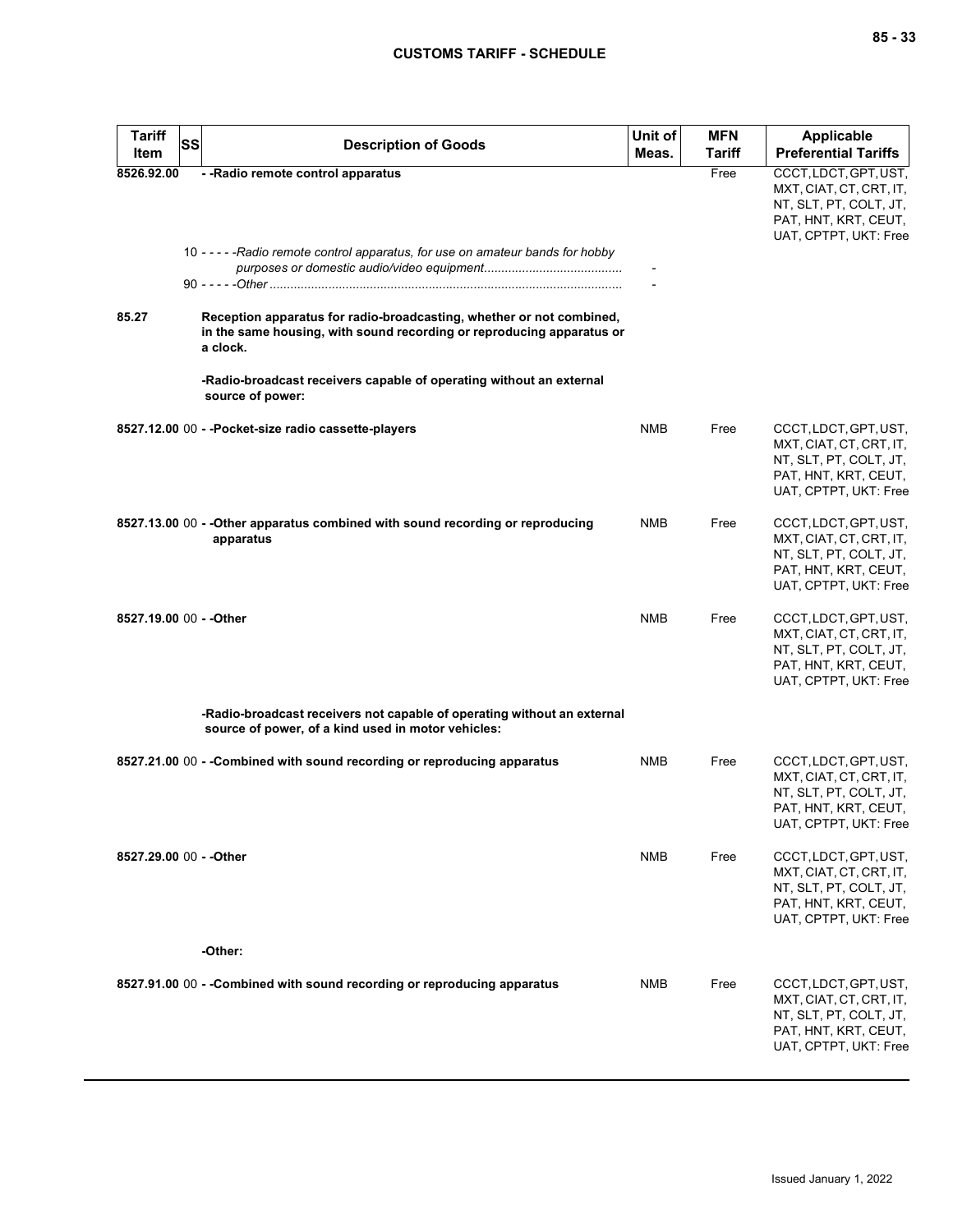| Tariff Item | SS | Description of Goods | Unit of Meas. | MFN Tariff | Applicable Preferential Tariffs |
|---|---|---|---|---|---|
| 8526.92.00 | | - -Radio remote control apparatus | | Free | CCCT, LDCT, GPT, UST, MXT, CIAT, CT, CRT, IT, NT, SLT, PT, COLT, JT, PAT, HNT, KRT, CEUT, UAT, CPTPT, UKT: Free |
| | | 10 - - - - -*Radio remote control apparatus, for use on amateur bands for hobby purposes or domestic audio/video equipment* | - | | |
| | | 90 - - - - -*Other* | - | | |
| 85.27 | | **Reception apparatus for radio-broadcasting, whether or not combined, in the same housing, with sound recording or reproducing apparatus or a clock.** | | | |
| | | -Radio-broadcast receivers capable of operating without an external source of power: | | | |
| 8527.12.00 | 00 | - -Pocket-size radio cassette-players | NMB | Free | CCCT, LDCT, GPT, UST, MXT, CIAT, CT, CRT, IT, NT, SLT, PT, COLT, JT, PAT, HNT, KRT, CEUT, UAT, CPTPT, UKT: Free |
| 8527.13.00 | 00 | - -Other apparatus combined with sound recording or reproducing apparatus | NMB | Free | CCCT, LDCT, GPT, UST, MXT, CIAT, CT, CRT, IT, NT, SLT, PT, COLT, JT, PAT, HNT, KRT, CEUT, UAT, CPTPT, UKT: Free |
| 8527.19.00 | 00 | - -Other | NMB | Free | CCCT, LDCT, GPT, UST, MXT, CIAT, CT, CRT, IT, NT, SLT, PT, COLT, JT, PAT, HNT, KRT, CEUT, UAT, CPTPT, UKT: Free |
| | | -Radio-broadcast receivers not capable of operating without an external source of power, of a kind used in motor vehicles: | | | |
| 8527.21.00 | 00 | - -Combined with sound recording or reproducing apparatus | NMB | Free | CCCT, LDCT, GPT, UST, MXT, CIAT, CT, CRT, IT, NT, SLT, PT, COLT, JT, PAT, HNT, KRT, CEUT, UAT, CPTPT, UKT: Free |
| 8527.29.00 | 00 | - -Other | NMB | Free | CCCT, LDCT, GPT, UST, MXT, CIAT, CT, CRT, IT, NT, SLT, PT, COLT, JT, PAT, HNT, KRT, CEUT, UAT, CPTPT, UKT: Free |
| | | -Other: | | | |
| 8527.91.00 | 00 | - -Combined with sound recording or reproducing apparatus | NMB | Free | CCCT, LDCT, GPT, UST, MXT, CIAT, CT, CRT, IT, NT, SLT, PT, COLT, JT, PAT, HNT, KRT, CEUT, UAT, CPTPT, UKT: Free |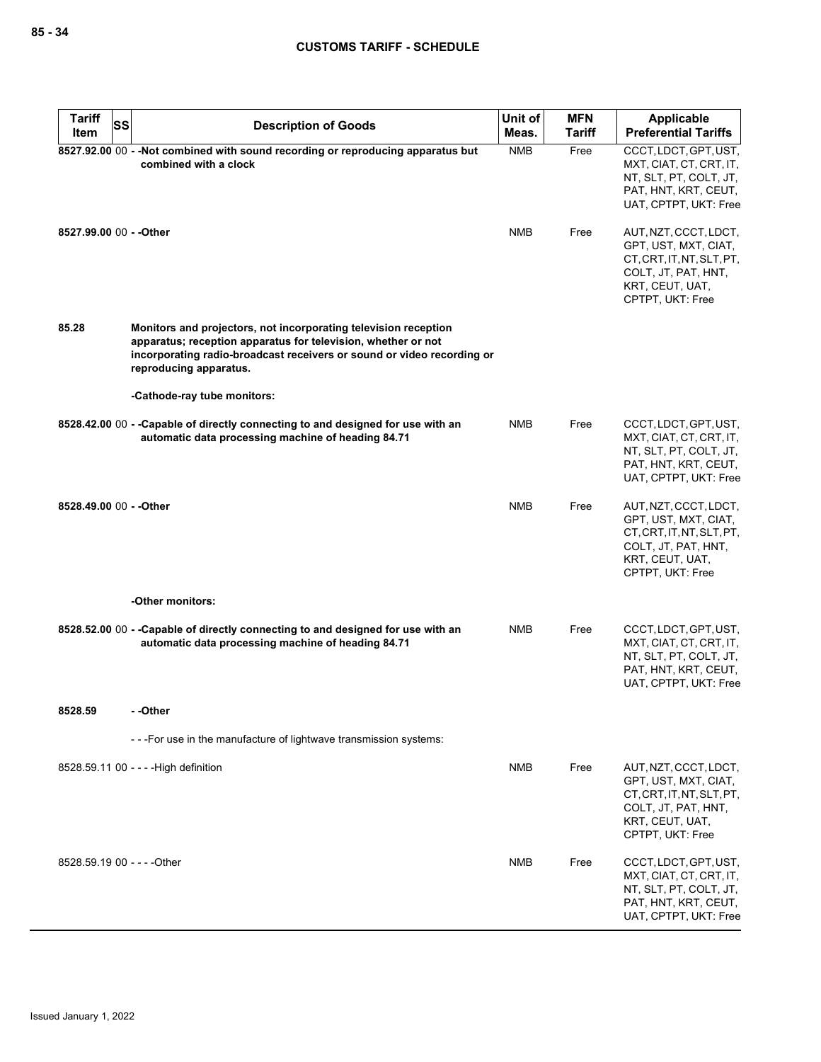| Tariff Item | SS | Description of Goods | Unit of Meas. | MFN Tariff | Applicable Preferential Tariffs |
|---|---|---|---|---|---|
| 8527.92.00 | 00 | - -Not combined with sound recording or reproducing apparatus but combined with a clock | NMB | Free | CCCT, LDCT, GPT, UST, MXT, CIAT, CT, CRT, IT, NT, SLT, PT, COLT, JT, PAT, HNT, KRT, CEUT, UAT, CPTPT, UKT: Free |
| 8527.99.00 | 00 | - -Other | NMB | Free | AUT, NZT, CCCT, LDCT, GPT, UST, MXT, CIAT, CT, CRT, IT, NT, SLT, PT, COLT, JT, PAT, HNT, KRT, CEUT, UAT, CPTPT, UKT: Free |
| 85.28 | | **Monitors and projectors, not incorporating television reception apparatus; reception apparatus for television, whether or not incorporating radio-broadcast receivers or sound or video recording or reproducing apparatus.** | | | |
| | | -Cathode-ray tube monitors: | | | |
| 8528.42.00 | 00 | - -Capable of directly connecting to and designed for use with an automatic data processing machine of heading 84.71 | NMB | Free | CCCT, LDCT, GPT, UST, MXT, CIAT, CT, CRT, IT, NT, SLT, PT, COLT, JT, PAT, HNT, KRT, CEUT, UAT, CPTPT, UKT: Free |
| 8528.49.00 | 00 | - -Other | NMB | Free | AUT, NZT, CCCT, LDCT, GPT, UST, MXT, CIAT, CT, CRT, IT, NT, SLT, PT, COLT, JT, PAT, HNT, KRT, CEUT, UAT, CPTPT, UKT: Free |
| | | -Other monitors: | | | |
| 8528.52.00 | 00 | - -Capable of directly connecting to and designed for use with an automatic data processing machine of heading 84.71 | NMB | Free | CCCT, LDCT, GPT, UST, MXT, CIAT, CT, CRT, IT, NT, SLT, PT, COLT, JT, PAT, HNT, KRT, CEUT, UAT, CPTPT, UKT: Free |
| 8528.59 | | - -Other | | | |
| | | - - -For use in the manufacture of lightwave transmission systems: | | | |
| 8528.59.11 | 00 | - - - -High definition | NMB | Free | AUT, NZT, CCCT, LDCT, GPT, UST, MXT, CIAT, CT, CRT, IT, NT, SLT, PT, COLT, JT, PAT, HNT, KRT, CEUT, UAT, CPTPT, UKT: Free |
| 8528.59.19 | 00 | - - - -Other | NMB | Free | CCCT, LDCT, GPT, UST, MXT, CIAT, CT, CRT, IT, NT, SLT, PT, COLT, JT, PAT, HNT, KRT, CEUT, UAT, CPTPT, UKT: Free |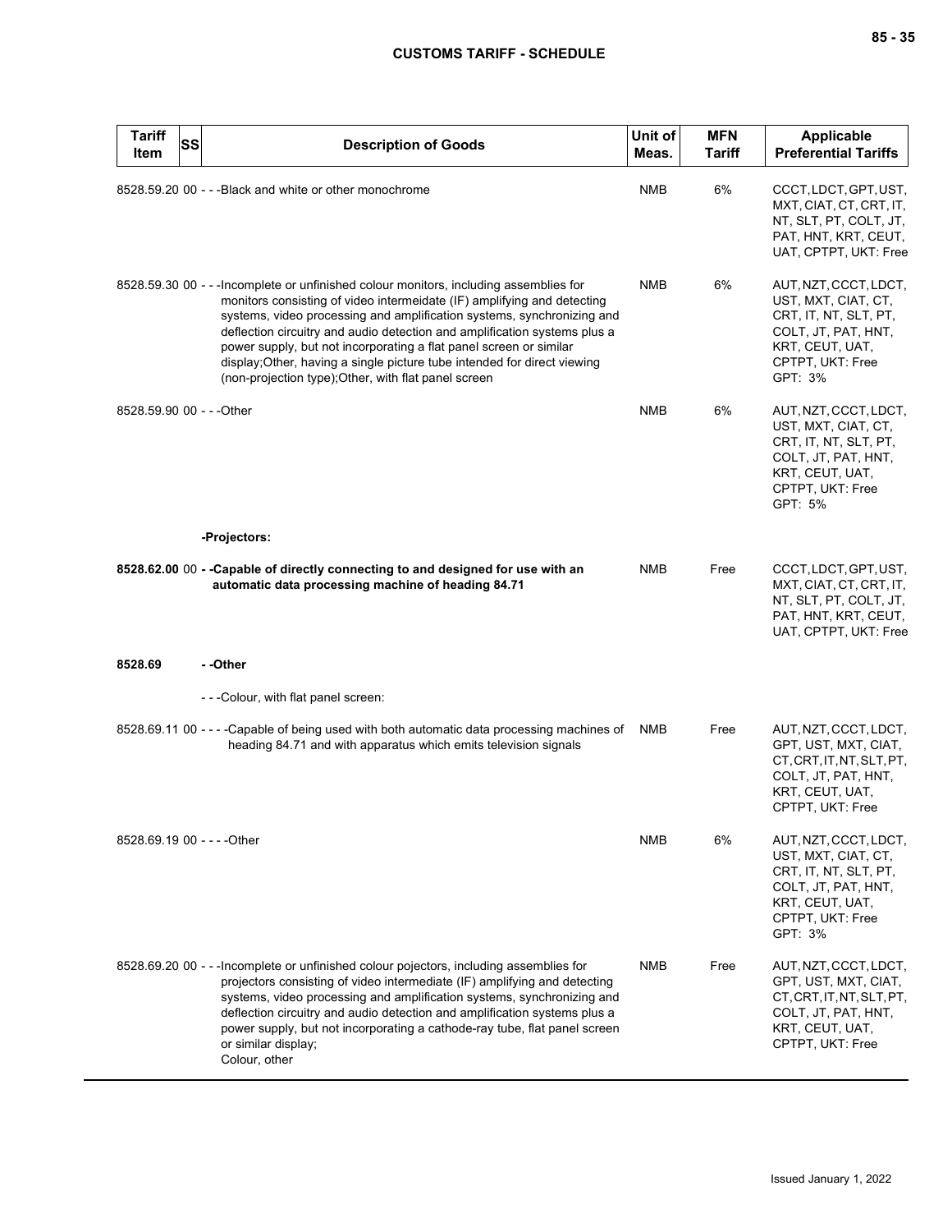| Tariff Item | SS | Description of Goods | Unit of Meas. | MFN Tariff | Applicable Preferential Tariffs |
|---|---|---|---|---|---|
| 8528.59.20 | 00 | - - -Black and white or other monochrome | NMB | 6% | CCCT, LDCT, GPT, UST, MXT, CIAT, CT, CRT, IT, NT, SLT, PT, COLT, JT, PAT, HNT, KRT, CEUT, UAT, CPTPT, UKT: Free |
| 8528.59.30 | 00 | - - -Incomplete or unfinished colour monitors, including assemblies for monitors consisting of video intermeidate (IF) amplifying and detecting systems, video processing and amplification systems, synchronizing and deflection circuitry and audio detection and amplification systems plus a power supply, but not incorporating a flat panel screen or similar display;Other, having a single picture tube intended for direct viewing (non-projection type);Other, with flat panel screen | NMB | 6% | AUT, NZT, CCCT, LDCT, UST, MXT, CIAT, CT, CRT, IT, NT, SLT, PT, COLT, JT, PAT, HNT, KRT, CEUT, UAT, CPTPT, UKT: Free<br>GPT: 3% |
| 8528.59.90 | 00 | - - -Other | NMB | 6% | AUT, NZT, CCCT, LDCT, UST, MXT, CIAT, CT, CRT, IT, NT, SLT, PT, COLT, JT, PAT, HNT, KRT, CEUT, UAT, CPTPT, UKT: Free<br>GPT: 5% |
| | | **-Projectors:** | | | |
| **8528.62.00** | 00 | **- -Capable of directly connecting to and designed for use with an automatic data processing machine of heading 84.71** | NMB | Free | CCCT, LDCT, GPT, UST, MXT, CIAT, CT, CRT, IT, NT, SLT, PT, COLT, JT, PAT, HNT, KRT, CEUT, UAT, CPTPT, UKT: Free |
| **8528.69** | | **- -Other** | | | |
| | | - - -Colour, with flat panel screen: | | | |
| 8528.69.11 | 00 | - - - -Capable of being used with both automatic data processing machines of heading 84.71 and with apparatus which emits television signals | NMB | Free | AUT, NZT, CCCT, LDCT, GPT, UST, MXT, CIAT, CT, CRT, IT, NT, SLT, PT, COLT, JT, PAT, HNT, KRT, CEUT, UAT, CPTPT, UKT: Free |
| 8528.69.19 | 00 | - - - -Other | NMB | 6% | AUT, NZT, CCCT, LDCT, UST, MXT, CIAT, CT, CRT, IT, NT, SLT, PT, COLT, JT, PAT, HNT, KRT, CEUT, UAT, CPTPT, UKT: Free<br>GPT: 3% |
| 8528.69.20 | 00 | - - -Incomplete or unfinished colour pojectors, including assemblies for projectors consisting of video intermediate (IF) amplifying and detecting systems, video processing and amplification systems, synchronizing and deflection circuitry and audio detection and amplification systems plus a power supply, but not incorporating a cathode-ray tube, flat panel screen or similar display;<br>Colour, other | NMB | Free | AUT, NZT, CCCT, LDCT, GPT, UST, MXT, CIAT, CT, CRT, IT, NT, SLT, PT, COLT, JT, PAT, HNT, KRT, CEUT, UAT, CPTPT, UKT: Free |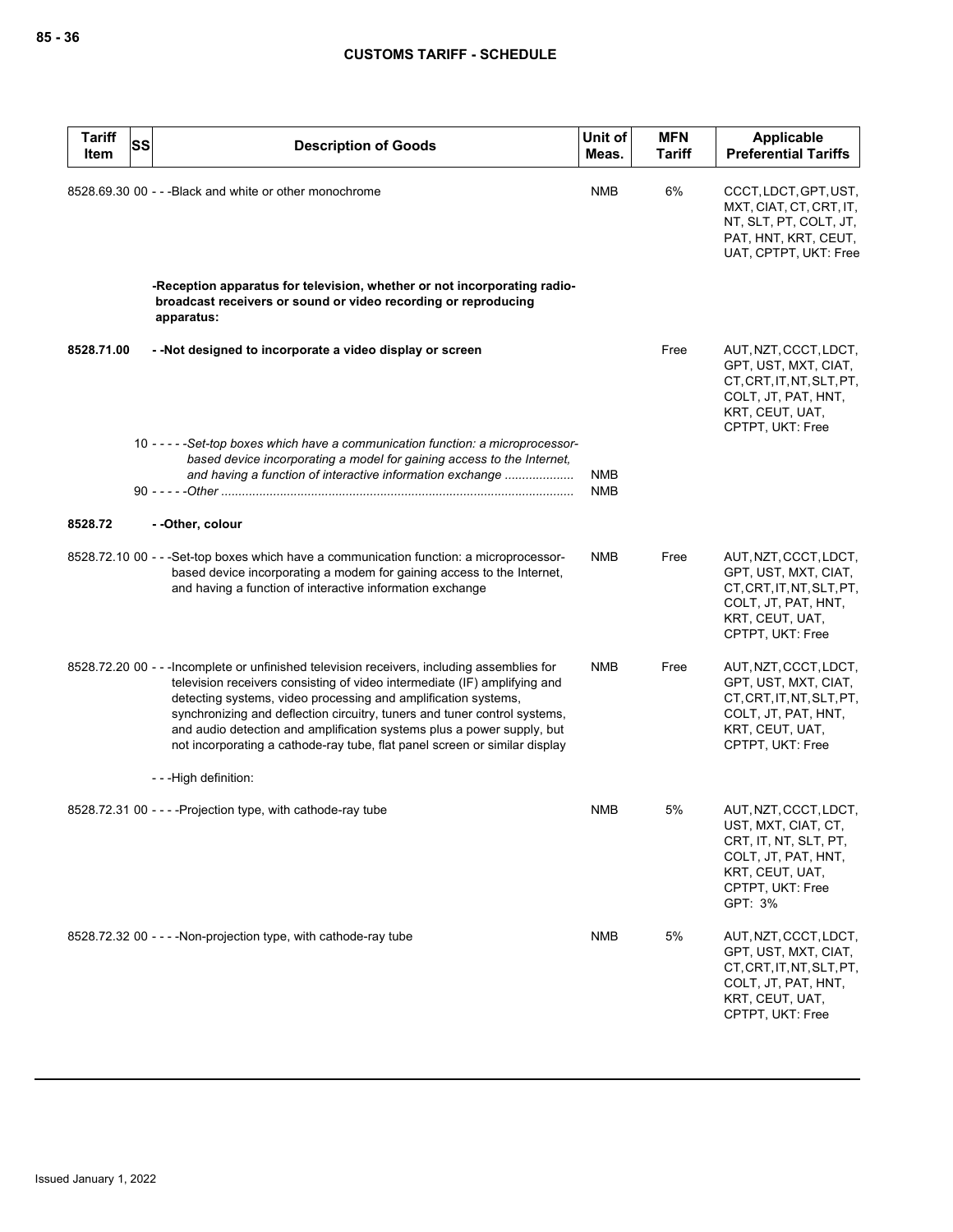| Tariff Item | SS | Description of Goods | Unit of Meas. | MFN Tariff | Applicable Preferential Tariffs |
|---|---|---|---|---|---|
| 8528.69.30 | 00 | - - -Black and white or other monochrome | NMB | 6% | CCCT, LDCT, GPT, UST, MXT, CIAT, CT, CRT, IT, NT, SLT, PT, COLT, JT, PAT, HNT, KRT, CEUT, UAT, CPTPT, UKT: Free |
| | | **-Reception apparatus for television, whether or not incorporating radio-broadcast receivers or sound or video recording or reproducing apparatus:** | | | |
| **8528.71.00** | | **- -Not designed to incorporate a video display or screen** | | Free | AUT, NZT, CCCT, LDCT, GPT, UST, MXT, CIAT, CT, CRT, IT, NT, SLT, PT, COLT, JT, PAT, HNT, KRT, CEUT, UAT, CPTPT, UKT: Free |
| | 10 | - - - - -*Set-top boxes which have a communication function: a microprocessor-based device incorporating a model for gaining access to the Internet, and having a function of interactive information exchange* | NMB | | |
| | 90 | - - - - -*Other* | NMB | | |
| **8528.72** | | **- -Other, colour** | | | |
| 8528.72.10 | 00 | - - -Set-top boxes which have a communication function: a microprocessor-based device incorporating a modem for gaining access to the Internet, and having a function of interactive information exchange | NMB | Free | AUT, NZT, CCCT, LDCT, GPT, UST, MXT, CIAT, CT, CRT, IT, NT, SLT, PT, COLT, JT, PAT, HNT, KRT, CEUT, UAT, CPTPT, UKT: Free |
| 8528.72.20 | 00 | - - -Incomplete or unfinished television receivers, including assemblies for television receivers consisting of video intermediate (IF) amplifying and detecting systems, video processing and amplification systems, synchronizing and deflection circuitry, tuners and tuner control systems, and audio detection and amplification systems plus a power supply, but not incorporating a cathode-ray tube, flat panel screen or similar display | NMB | Free | AUT, NZT, CCCT, LDCT, GPT, UST, MXT, CIAT, CT, CRT, IT, NT, SLT, PT, COLT, JT, PAT, HNT, KRT, CEUT, UAT, CPTPT, UKT: Free |
| | | - - -High definition: | | | |
| 8528.72.31 | 00 | - - - -Projection type, with cathode-ray tube | NMB | 5% | AUT, NZT, CCCT, LDCT, UST, MXT, CIAT, CT, CRT, IT, NT, SLT, PT, COLT, JT, PAT, HNT, KRT, CEUT, UAT, CPTPT, UKT: Free<br>GPT: 3% |
| 8528.72.32 | 00 | - - - -Non-projection type, with cathode-ray tube | NMB | 5% | AUT, NZT, CCCT, LDCT, GPT, UST, MXT, CIAT, CT, CRT, IT, NT, SLT, PT, COLT, JT, PAT, HNT, KRT, CEUT, UAT, CPTPT, UKT: Free |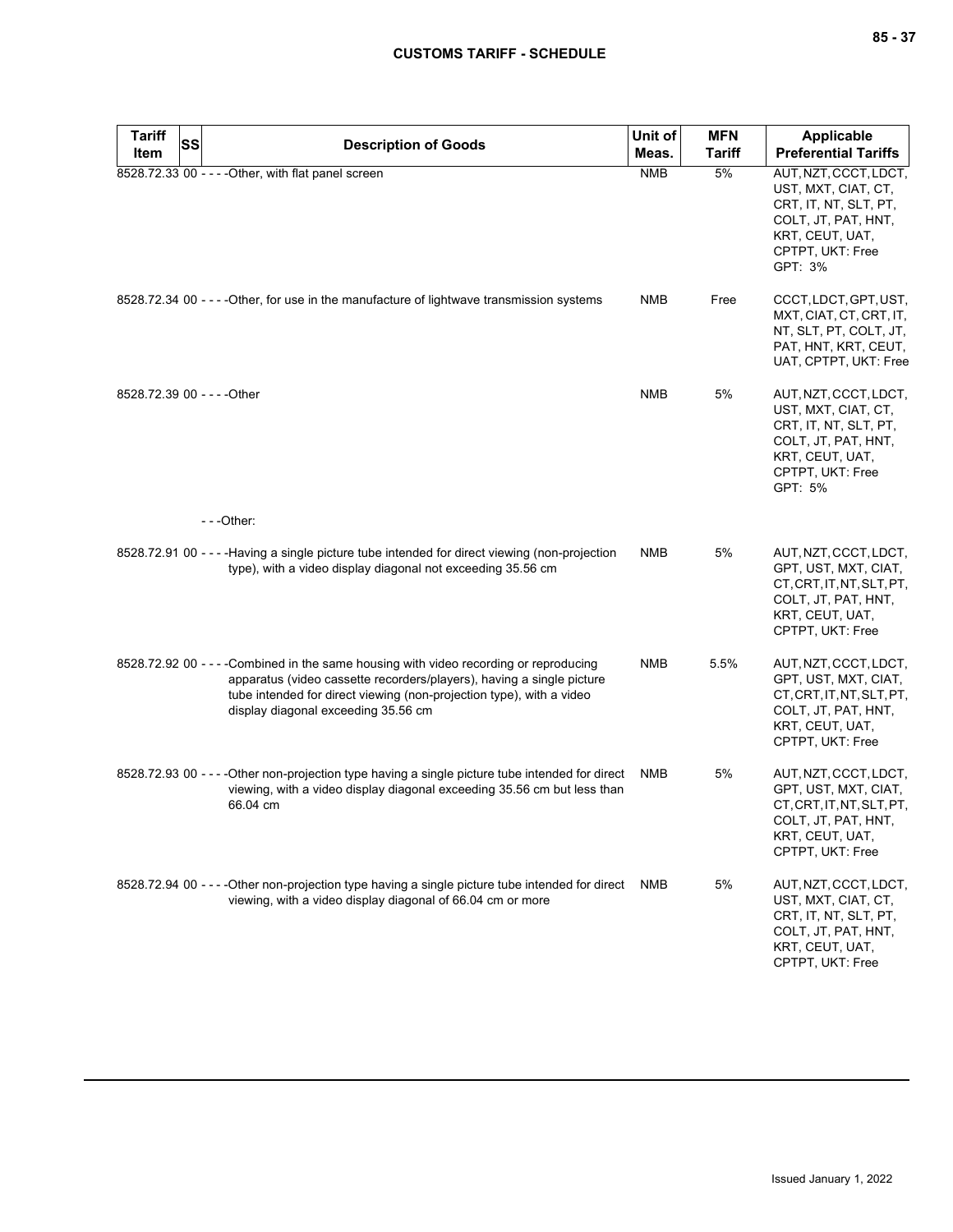| Tariff Item | SS | Description of Goods | Unit of Meas. | MFN Tariff | Applicable Preferential Tariffs |
|---|---|---|---|---|---|
| 8528.72.33 | 00 | - - - -Other, with flat panel screen | NMB | 5% | AUT, NZT, CCCT, LDCT, UST, MXT, CIAT, CT, CRT, IT, NT, SLT, PT, COLT, JT, PAT, HNT, KRT, CEUT, UAT, CPTPT, UKT: Free<br>GPT: 3% |
| 8528.72.34 | 00 | - - - -Other, for use in the manufacture of lightwave transmission systems | NMB | Free | CCCT, LDCT, GPT, UST, MXT, CIAT, CT, CRT, IT, NT, SLT, PT, COLT, JT, PAT, HNT, KRT, CEUT, UAT, CPTPT, UKT: Free |
| 8528.72.39 | 00 | - - - -Other | NMB | 5% | AUT, NZT, CCCT, LDCT, UST, MXT, CIAT, CT, CRT, IT, NT, SLT, PT, COLT, JT, PAT, HNT, KRT, CEUT, UAT, CPTPT, UKT: Free<br>GPT: 5% |
| | | - - -Other: | | | |
| 8528.72.91 | 00 | - - - -Having a single picture tube intended for direct viewing (non-projection type), with a video display diagonal not exceeding 35.56 cm | NMB | 5% | AUT, NZT, CCCT, LDCT, GPT, UST, MXT, CIAT, CT, CRT, IT, NT, SLT, PT, COLT, JT, PAT, HNT, KRT, CEUT, UAT, CPTPT, UKT: Free |
| 8528.72.92 | 00 | - - - -Combined in the same housing with video recording or reproducing apparatus (video cassette recorders/players), having a single picture tube intended for direct viewing (non-projection type), with a video display diagonal exceeding 35.56 cm | NMB | 5.5% | AUT, NZT, CCCT, LDCT, GPT, UST, MXT, CIAT, CT, CRT, IT, NT, SLT, PT, COLT, JT, PAT, HNT, KRT, CEUT, UAT, CPTPT, UKT: Free |
| 8528.72.93 | 00 | - - - -Other non-projection type having a single picture tube intended for direct viewing, with a video display diagonal exceeding 35.56 cm but less than 66.04 cm | NMB | 5% | AUT, NZT, CCCT, LDCT, GPT, UST, MXT, CIAT, CT, CRT, IT, NT, SLT, PT, COLT, JT, PAT, HNT, KRT, CEUT, UAT, CPTPT, UKT: Free |
| 8528.72.94 | 00 | - - - -Other non-projection type having a single picture tube intended for direct viewing, with a video display diagonal of 66.04 cm or more | NMB | 5% | AUT, NZT, CCCT, LDCT, UST, MXT, CIAT, CT, CRT, IT, NT, SLT, PT, COLT, JT, PAT, HNT, KRT, CEUT, UAT, CPTPT, UKT: Free |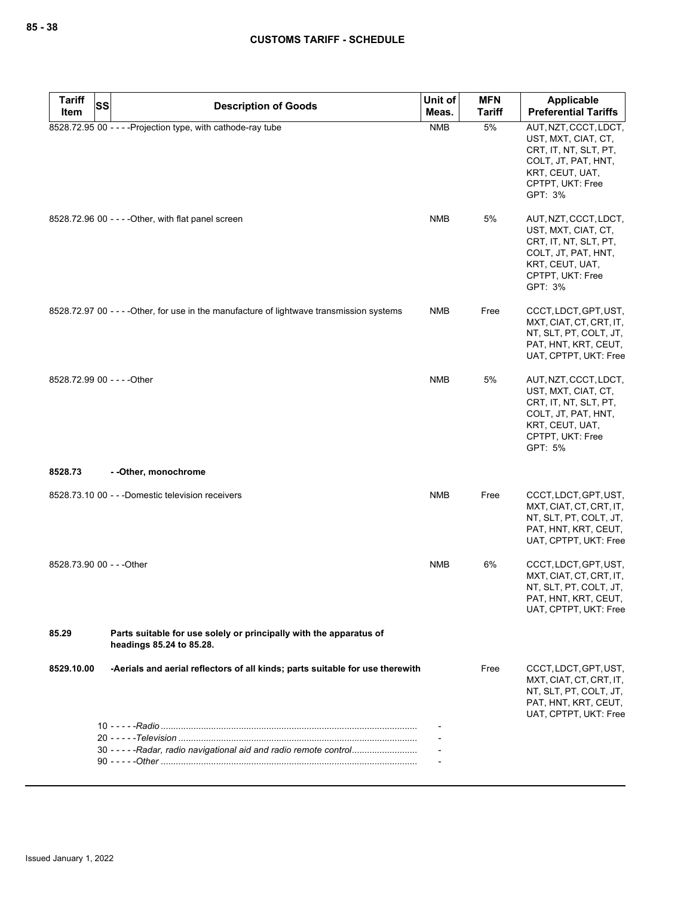| Tariff Item | SS | Description of Goods | Unit of Meas. | MFN Tariff | Applicable Preferential Tariffs |
|---|---|---|---|---|---|
| 8528.72.95 | 00 | - - - -Projection type, with cathode-ray tube | NMB | 5% | AUT, NZT, CCCT, LDCT, UST, MXT, CIAT, CT, CRT, IT, NT, SLT, PT, COLT, JT, PAT, HNT, KRT, CEUT, UAT, CPTPT, UKT: Free GPT: 3% |
| 8528.72.96 | 00 | - - - -Other, with flat panel screen | NMB | 5% | AUT, NZT, CCCT, LDCT, UST, MXT, CIAT, CT, CRT, IT, NT, SLT, PT, COLT, JT, PAT, HNT, KRT, CEUT, UAT, CPTPT, UKT: Free GPT: 3% |
| 8528.72.97 | 00 | - - - -Other, for use in the manufacture of lightwave transmission systems | NMB | Free | CCCT, LDCT, GPT, UST, MXT, CIAT, CT, CRT, IT, NT, SLT, PT, COLT, JT, PAT, HNT, KRT, CEUT, UAT, CPTPT, UKT: Free |
| 8528.72.99 | 00 | - - - -Other | NMB | 5% | AUT, NZT, CCCT, LDCT, UST, MXT, CIAT, CT, CRT, IT, NT, SLT, PT, COLT, JT, PAT, HNT, KRT, CEUT, UAT, CPTPT, UKT: Free GPT: 5% |
| **8528.73** | | **- -Other, monochrome** | | | |
| 8528.73.10 | 00 | - - -Domestic television receivers | NMB | Free | CCCT, LDCT, GPT, UST, MXT, CIAT, CT, CRT, IT, NT, SLT, PT, COLT, JT, PAT, HNT, KRT, CEUT, UAT, CPTPT, UKT: Free |
| 8528.73.90 | 00 | - - -Other | NMB | 6% | CCCT, LDCT, GPT, UST, MXT, CIAT, CT, CRT, IT, NT, SLT, PT, COLT, JT, PAT, HNT, KRT, CEUT, UAT, CPTPT, UKT: Free |
| **85.29** | | **Parts suitable for use solely or principally with the apparatus of headings 85.24 to 85.28.** | | | |
| **8529.10.00** | | **-Aerials and aerial reflectors of all kinds; parts suitable for use therewith** | | Free | CCCT, LDCT, GPT, UST, MXT, CIAT, CT, CRT, IT, NT, SLT, PT, COLT, JT, PAT, HNT, KRT, CEUT, UAT, CPTPT, UKT: Free |
| | 10 | - - - - -*Radio* | - | | |
| | 20 | - - - - -*Television* | - | | |
| | 30 | - - - - -*Radar, radio navigational aid and radio remote control* | - | | |
| | 90 | - - - - -*Other* | - | | |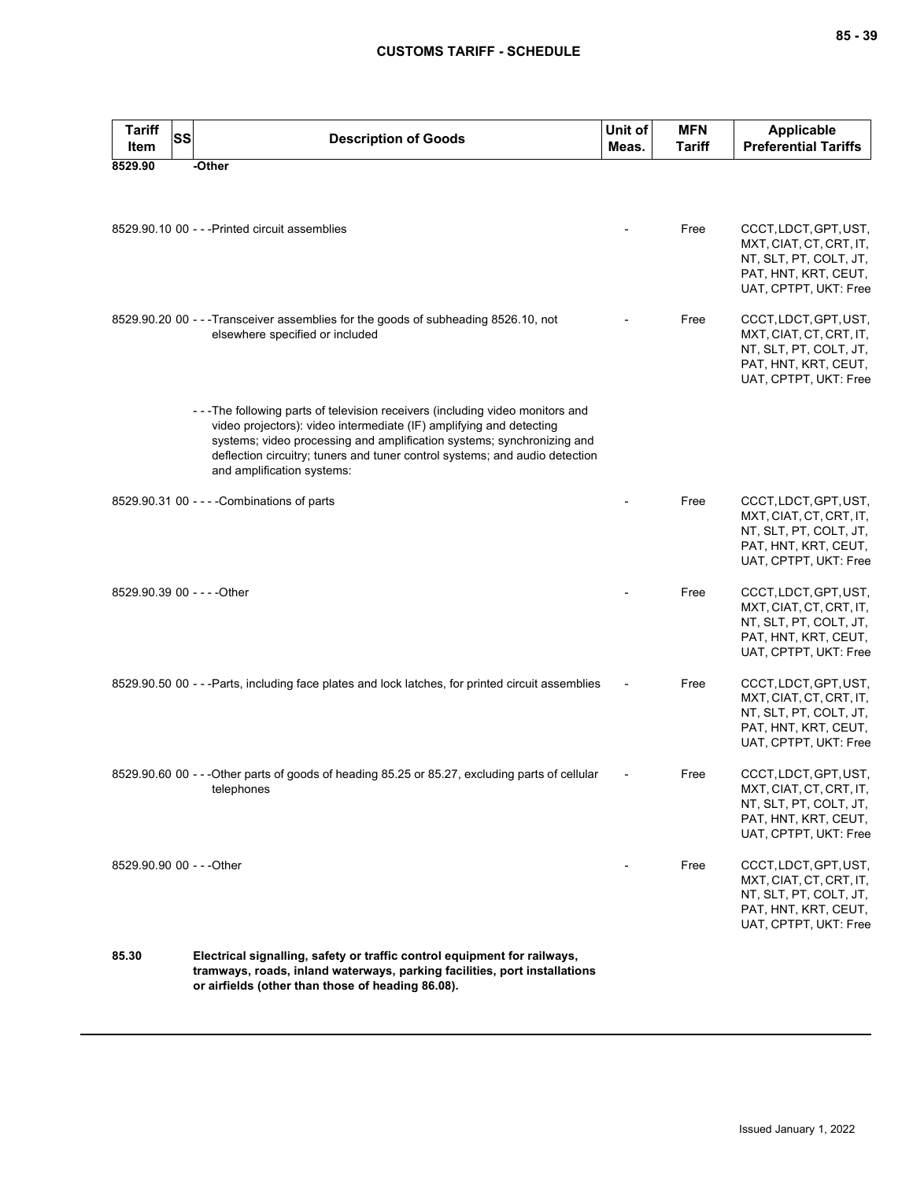| Tariff Item | SS | Description of Goods | Unit of Meas. | MFN Tariff | Applicable Preferential Tariffs |
|---|---|---|---|---|---|
| **8529.90** | | **-Other** | | | |
| 8529.90.10 | 00 | - - -Printed circuit assemblies | - | Free | CCCT, LDCT, GPT, UST, MXT, CIAT, CT, CRT, IT, NT, SLT, PT, COLT, JT, PAT, HNT, KRT, CEUT, UAT, CPTPT, UKT: Free |
| 8529.90.20 | 00 | - - -Transceiver assemblies for the goods of subheading 8526.10, not elsewhere specified or included | - | Free | CCCT, LDCT, GPT, UST, MXT, CIAT, CT, CRT, IT, NT, SLT, PT, COLT, JT, PAT, HNT, KRT, CEUT, UAT, CPTPT, UKT: Free |
| | | - - -The following parts of television receivers (including video monitors and video projectors): video intermediate (IF) amplifying and detecting systems; video processing and amplification systems; synchronizing and deflection circuitry; tuners and tuner control systems; and audio detection and amplification systems: | | | |
| 8529.90.31 | 00 | - - - -Combinations of parts | - | Free | CCCT, LDCT, GPT, UST, MXT, CIAT, CT, CRT, IT, NT, SLT, PT, COLT, JT, PAT, HNT, KRT, CEUT, UAT, CPTPT, UKT: Free |
| 8529.90.39 | 00 | - - - -Other | - | Free | CCCT, LDCT, GPT, UST, MXT, CIAT, CT, CRT, IT, NT, SLT, PT, COLT, JT, PAT, HNT, KRT, CEUT, UAT, CPTPT, UKT: Free |
| 8529.90.50 | 00 | - - -Parts, including face plates and lock latches, for printed circuit assemblies | - | Free | CCCT, LDCT, GPT, UST, MXT, CIAT, CT, CRT, IT, NT, SLT, PT, COLT, JT, PAT, HNT, KRT, CEUT, UAT, CPTPT, UKT: Free |
| 8529.90.60 | 00 | - - -Other parts of goods of heading 85.25 or 85.27, excluding parts of cellular telephones | - | Free | CCCT, LDCT, GPT, UST, MXT, CIAT, CT, CRT, IT, NT, SLT, PT, COLT, JT, PAT, HNT, KRT, CEUT, UAT, CPTPT, UKT: Free |
| 8529.90.90 | 00 | - - -Other | - | Free | CCCT, LDCT, GPT, UST, MXT, CIAT, CT, CRT, IT, NT, SLT, PT, COLT, JT, PAT, HNT, KRT, CEUT, UAT, CPTPT, UKT: Free |
| **85.30** | | **Electrical signalling, safety or traffic control equipment for railways, tramways, roads, inland waterways, parking facilities, port installations or airfields (other than those of heading 86.08).** | | | |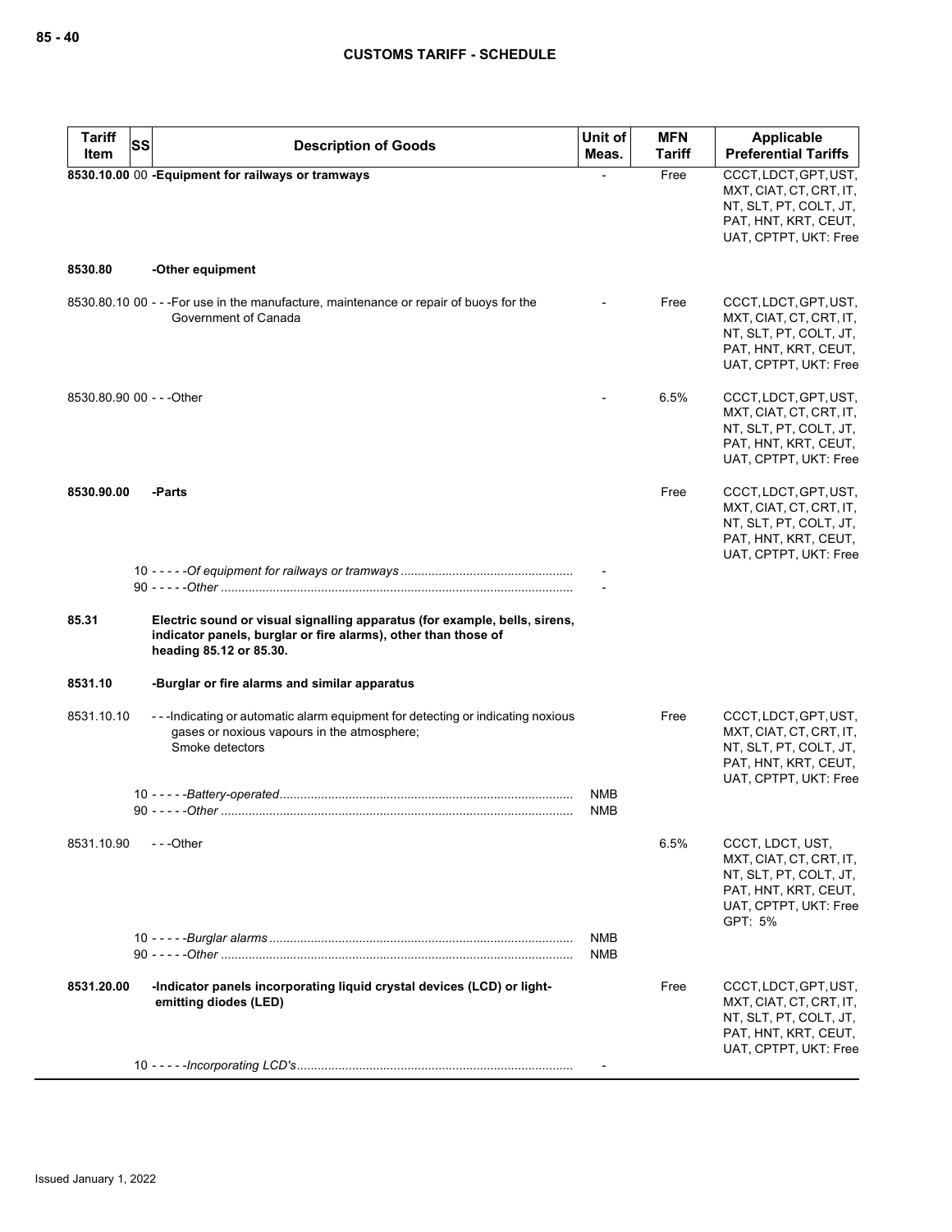| Tariff Item | SS | Description of Goods | Unit of Meas. | MFN Tariff | Applicable Preferential Tariffs |
|---|---|---|---|---|---|
| **8530.10.00** | 00 | **-Equipment for railways or tramways** | - | Free | CCCT, LDCT, GPT, UST, MXT, CIAT, CT, CRT, IT, NT, SLT, PT, COLT, JT, PAT, HNT, KRT, CEUT, UAT, CPTPT, UKT: Free |
| **8530.80** | | **-Other equipment** | | | |
| 8530.80.10 | 00 | - - -For use in the manufacture, maintenance or repair of buoys for the Government of Canada | - | Free | CCCT, LDCT, GPT, UST, MXT, CIAT, CT, CRT, IT, NT, SLT, PT, COLT, JT, PAT, HNT, KRT, CEUT, UAT, CPTPT, UKT: Free |
| 8530.80.90 | 00 | - - -Other | - | 6.5% | CCCT, LDCT, GPT, UST, MXT, CIAT, CT, CRT, IT, NT, SLT, PT, COLT, JT, PAT, HNT, KRT, CEUT, UAT, CPTPT, UKT: Free |
| **8530.90.00** | | **-Parts** | | Free | CCCT, LDCT, GPT, UST, MXT, CIAT, CT, CRT, IT, NT, SLT, PT, COLT, JT, PAT, HNT, KRT, CEUT, UAT, CPTPT, UKT: Free |
| | 10 | - - - - -*Of equipment for railways or tramways* | - | | |
| | 90 | - - - - -*Other* | - | | |
| **85.31** | | **Electric sound or visual signalling apparatus (for example, bells, sirens, indicator panels, burglar or fire alarms), other than those of heading 85.12 or 85.30.** | | | |
| **8531.10** | | **-Burglar or fire alarms and similar apparatus** | | | |
| 8531.10.10 | | - - -Indicating or automatic alarm equipment for detecting or indicating noxious gases or noxious vapours in the atmosphere;<br>Smoke detectors | | Free | CCCT, LDCT, GPT, UST, MXT, CIAT, CT, CRT, IT, NT, SLT, PT, COLT, JT, PAT, HNT, KRT, CEUT, UAT, CPTPT, UKT: Free |
| | 10 | - - - - -*Battery-operated* | NMB | | |
| | 90 | - - - - -*Other* | NMB | | |
| 8531.10.90 | | - - -Other | | 6.5% | CCCT, LDCT, UST, MXT, CIAT, CT, CRT, IT, NT, SLT, PT, COLT, JT, PAT, HNT, KRT, CEUT, UAT, CPTPT, UKT: Free<br>GPT: 5% |
| | 10 | - - - - -*Burglar alarms* | NMB | | |
| | 90 | - - - - -*Other* | NMB | | |
| **8531.20.00** | | **-Indicator panels incorporating liquid crystal devices (LCD) or light-emitting diodes (LED)** | | Free | CCCT, LDCT, GPT, UST, MXT, CIAT, CT, CRT, IT, NT, SLT, PT, COLT, JT, PAT, HNT, KRT, CEUT, UAT, CPTPT, UKT: Free |
| | 10 | - - - - -*Incorporating LCD's* | - | | |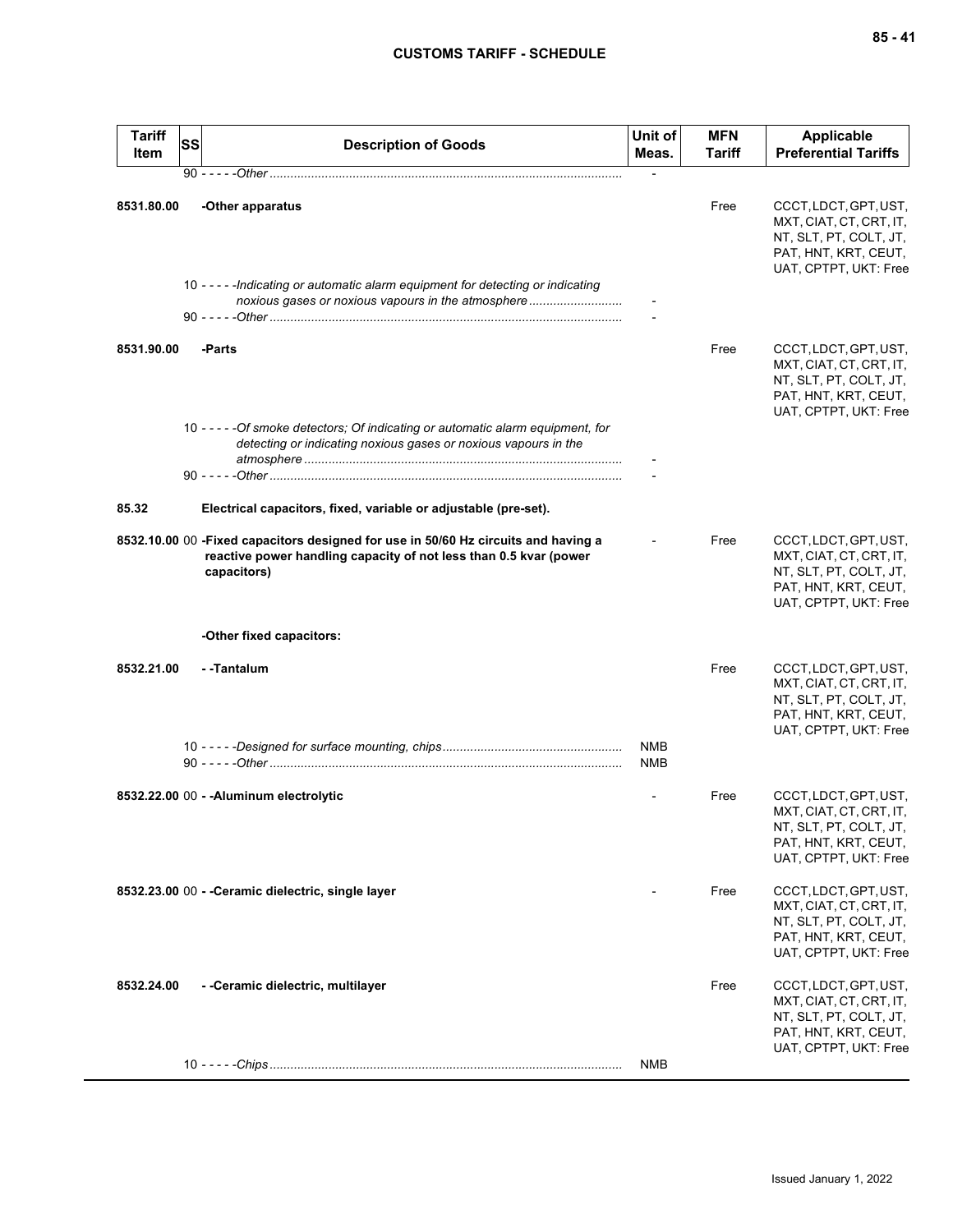| Tariff Item | SS | Description of Goods | Unit of Meas. | MFN Tariff | Applicable Preferential Tariffs |
|---|---|---|---|---|---|
| | 90 | - - - - -*Other* | - | | |
| 8531.80.00 | | -Other apparatus | | Free | CCCT, LDCT, GPT, UST, MXT, CIAT, CT, CRT, IT, NT, SLT, PT, COLT, JT, PAT, HNT, KRT, CEUT, UAT, CPTPT, UKT: Free |
| | 10 | - - - - -*Indicating or automatic alarm equipment for detecting or indicating noxious gases or noxious vapours in the atmosphere* | - | | |
| | 90 | - - - - -*Other* | - | | |
| 8531.90.00 | | -Parts | | Free | CCCT, LDCT, GPT, UST, MXT, CIAT, CT, CRT, IT, NT, SLT, PT, COLT, JT, PAT, HNT, KRT, CEUT, UAT, CPTPT, UKT: Free |
| | 10 | - - - - -*Of smoke detectors; Of indicating or automatic alarm equipment, for detecting or indicating noxious gases or noxious vapours in the atmosphere* | - | | |
| | 90 | - - - - -*Other* | - | | |
| 85.32 | | **Electrical capacitors, fixed, variable or adjustable (pre-set).** | | | |
| 8532.10.00 | 00 | -Fixed capacitors designed for use in 50/60 Hz circuits and having a reactive power handling capacity of not less than 0.5 kvar (power capacitors) | - | Free | CCCT, LDCT, GPT, UST, MXT, CIAT, CT, CRT, IT, NT, SLT, PT, COLT, JT, PAT, HNT, KRT, CEUT, UAT, CPTPT, UKT: Free |
| | | -Other fixed capacitors: | | | |
| 8532.21.00 | | - -Tantalum | | Free | CCCT, LDCT, GPT, UST, MXT, CIAT, CT, CRT, IT, NT, SLT, PT, COLT, JT, PAT, HNT, KRT, CEUT, UAT, CPTPT, UKT: Free |
| | 10 | - - - - -*Designed for surface mounting, chips* | NMB | | |
| | 90 | - - - - -*Other* | NMB | | |
| 8532.22.00 | 00 | - -Aluminum electrolytic | - | Free | CCCT, LDCT, GPT, UST, MXT, CIAT, CT, CRT, IT, NT, SLT, PT, COLT, JT, PAT, HNT, KRT, CEUT, UAT, CPTPT, UKT: Free |
| 8532.23.00 | 00 | - -Ceramic dielectric, single layer | - | Free | CCCT, LDCT, GPT, UST, MXT, CIAT, CT, CRT, IT, NT, SLT, PT, COLT, JT, PAT, HNT, KRT, CEUT, UAT, CPTPT, UKT: Free |
| 8532.24.00 | | - -Ceramic dielectric, multilayer | | Free | CCCT, LDCT, GPT, UST, MXT, CIAT, CT, CRT, IT, NT, SLT, PT, COLT, JT, PAT, HNT, KRT, CEUT, UAT, CPTPT, UKT: Free |
| | 10 | - - - - -*Chips* | NMB | | |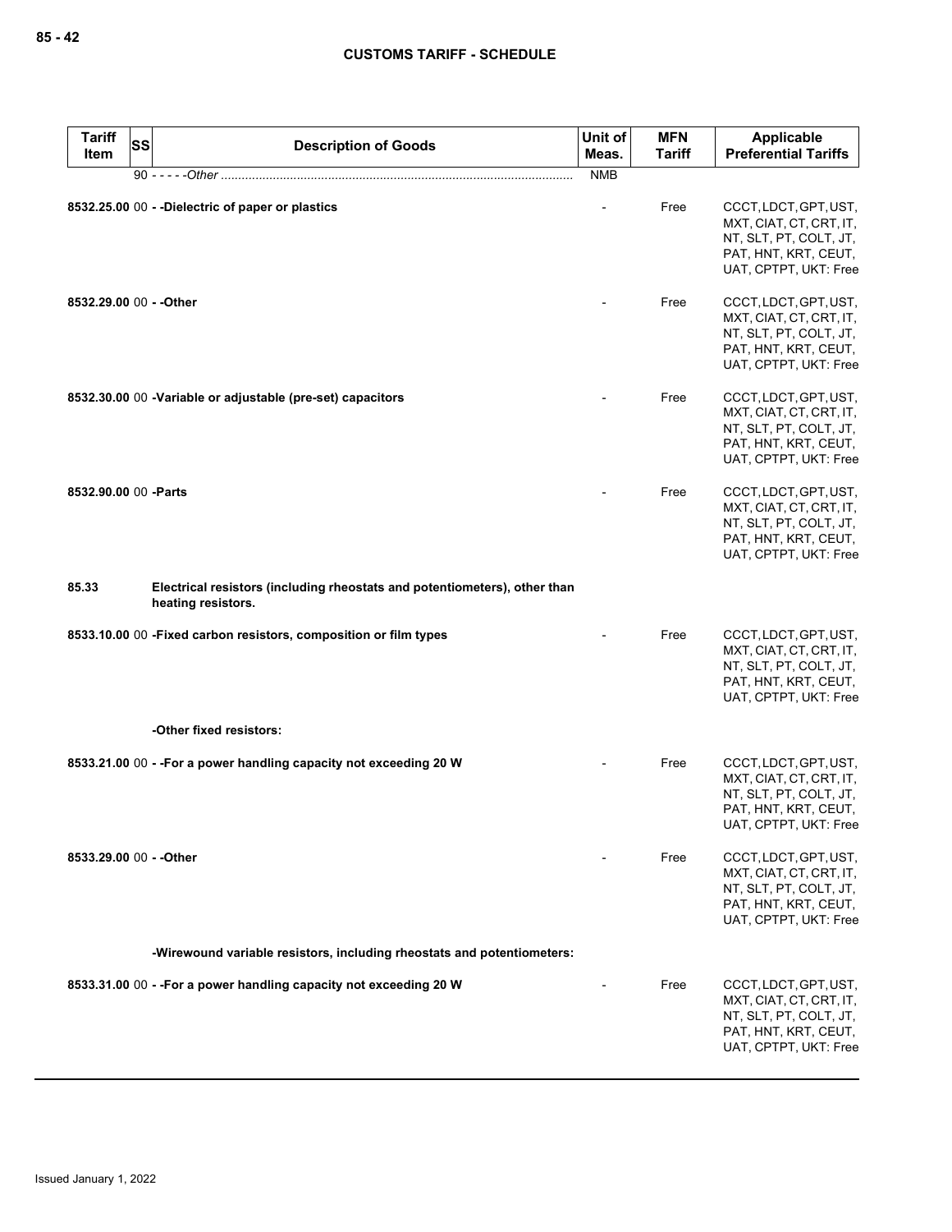| Tariff Item | SS | Description of Goods | Unit of Meas. | MFN Tariff | Applicable Preferential Tariffs |
|---|---|---|---|---|---|
| | 90 | - - - - -*Other* | NMB | | |
| **8532.25.00** | 00 | **- -Dielectric of paper or plastics** | - | Free | CCCT, LDCT, GPT, UST, MXT, CIAT, CT, CRT, IT, NT, SLT, PT, COLT, JT, PAT, HNT, KRT, CEUT, UAT, CPTPT, UKT: Free |
| **8532.29.00** | 00 | **- -Other** | - | Free | CCCT, LDCT, GPT, UST, MXT, CIAT, CT, CRT, IT, NT, SLT, PT, COLT, JT, PAT, HNT, KRT, CEUT, UAT, CPTPT, UKT: Free |
| **8532.30.00** | 00 | **-Variable or adjustable (pre-set) capacitors** | - | Free | CCCT, LDCT, GPT, UST, MXT, CIAT, CT, CRT, IT, NT, SLT, PT, COLT, JT, PAT, HNT, KRT, CEUT, UAT, CPTPT, UKT: Free |
| **8532.90.00** | 00 | **-Parts** | - | Free | CCCT, LDCT, GPT, UST, MXT, CIAT, CT, CRT, IT, NT, SLT, PT, COLT, JT, PAT, HNT, KRT, CEUT, UAT, CPTPT, UKT: Free |
| **85.33** | | **Electrical resistors (including rheostats and potentiometers), other than heating resistors.** | | | |
| **8533.10.00** | 00 | **-Fixed carbon resistors, composition or film types** | - | Free | CCCT, LDCT, GPT, UST, MXT, CIAT, CT, CRT, IT, NT, SLT, PT, COLT, JT, PAT, HNT, KRT, CEUT, UAT, CPTPT, UKT: Free |
| | | **-Other fixed resistors:** | | | |
| **8533.21.00** | 00 | **- -For a power handling capacity not exceeding 20 W** | - | Free | CCCT, LDCT, GPT, UST, MXT, CIAT, CT, CRT, IT, NT, SLT, PT, COLT, JT, PAT, HNT, KRT, CEUT, UAT, CPTPT, UKT: Free |
| **8533.29.00** | 00 | **- -Other** | - | Free | CCCT, LDCT, GPT, UST, MXT, CIAT, CT, CRT, IT, NT, SLT, PT, COLT, JT, PAT, HNT, KRT, CEUT, UAT, CPTPT, UKT: Free |
| | | **-Wirewound variable resistors, including rheostats and potentiometers:** | | | |
| **8533.31.00** | 00 | **- -For a power handling capacity not exceeding 20 W** | - | Free | CCCT, LDCT, GPT, UST, MXT, CIAT, CT, CRT, IT, NT, SLT, PT, COLT, JT, PAT, HNT, KRT, CEUT, UAT, CPTPT, UKT: Free |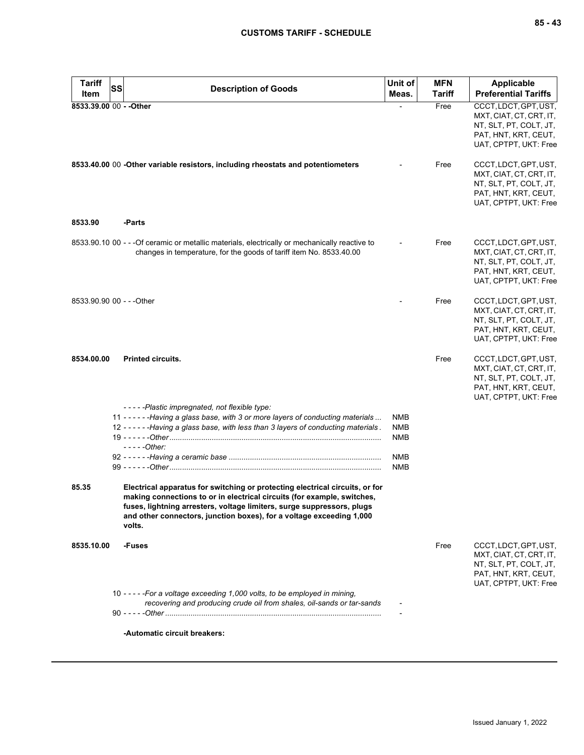| Tariff Item | SS | Description of Goods | Unit of Meas. | MFN Tariff | Applicable Preferential Tariffs |
|---|---|---|---|---|---|
| **8533.39.00** | 00 | **- -Other** | - | Free | CCCT, LDCT, GPT, UST, MXT, CIAT, CT, CRT, IT, NT, SLT, PT, COLT, JT, PAT, HNT, KRT, CEUT, UAT, CPTPT, UKT: Free |
| **8533.40.00** | 00 | **-Other variable resistors, including rheostats and potentiometers** | - | Free | CCCT, LDCT, GPT, UST, MXT, CIAT, CT, CRT, IT, NT, SLT, PT, COLT, JT, PAT, HNT, KRT, CEUT, UAT, CPTPT, UKT: Free |
| **8533.90** | | **-Parts** | | | |
| 8533.90.10 | 00 | - - -Of ceramic or metallic materials, electrically or mechanically reactive to changes in temperature, for the goods of tariff item No. 8533.40.00 | - | Free | CCCT, LDCT, GPT, UST, MXT, CIAT, CT, CRT, IT, NT, SLT, PT, COLT, JT, PAT, HNT, KRT, CEUT, UAT, CPTPT, UKT: Free |
| 8533.90.90 | 00 | - - -Other | - | Free | CCCT, LDCT, GPT, UST, MXT, CIAT, CT, CRT, IT, NT, SLT, PT, COLT, JT, PAT, HNT, KRT, CEUT, UAT, CPTPT, UKT: Free |
| **8534.00.00** | | **Printed circuits.** | | Free | CCCT, LDCT, GPT, UST, MXT, CIAT, CT, CRT, IT, NT, SLT, PT, COLT, JT, PAT, HNT, KRT, CEUT, UAT, CPTPT, UKT: Free |
| | | *- - - - -Plastic impregnated, not flexible type:* | | | |
| | 11 | *- - - - - -Having a glass base, with 3 or more layers of conducting materials* | NMB | | |
| | 12 | *- - - - - -Having a glass base, with less than 3 layers of conducting materials* | NMB | | |
| | 19 | *- - - - - -Other* | NMB | | |
| | | *- - - - -Other:* | | | |
| | 92 | *- - - - - -Having a ceramic base* | NMB | | |
| | 99 | *- - - - - -Other* | NMB | | |
| **85.35** | | **Electrical apparatus for switching or protecting electrical circuits, or for making connections to or in electrical circuits (for example, switches, fuses, lightning arresters, voltage limiters, surge suppressors, plugs and other connectors, junction boxes), for a voltage exceeding 1,000 volts.** | | | |
| **8535.10.00** | | **-Fuses** | | Free | CCCT, LDCT, GPT, UST, MXT, CIAT, CT, CRT, IT, NT, SLT, PT, COLT, JT, PAT, HNT, KRT, CEUT, UAT, CPTPT, UKT: Free |
| | 10 | *- - - - -For a voltage exceeding 1,000 volts, to be employed in mining, recovering and producing crude oil from shales, oil-sands or tar-sands* | - | | |
| | 90 | *- - - - -Other* | - | | |
| | | **-Automatic circuit breakers:** | | | |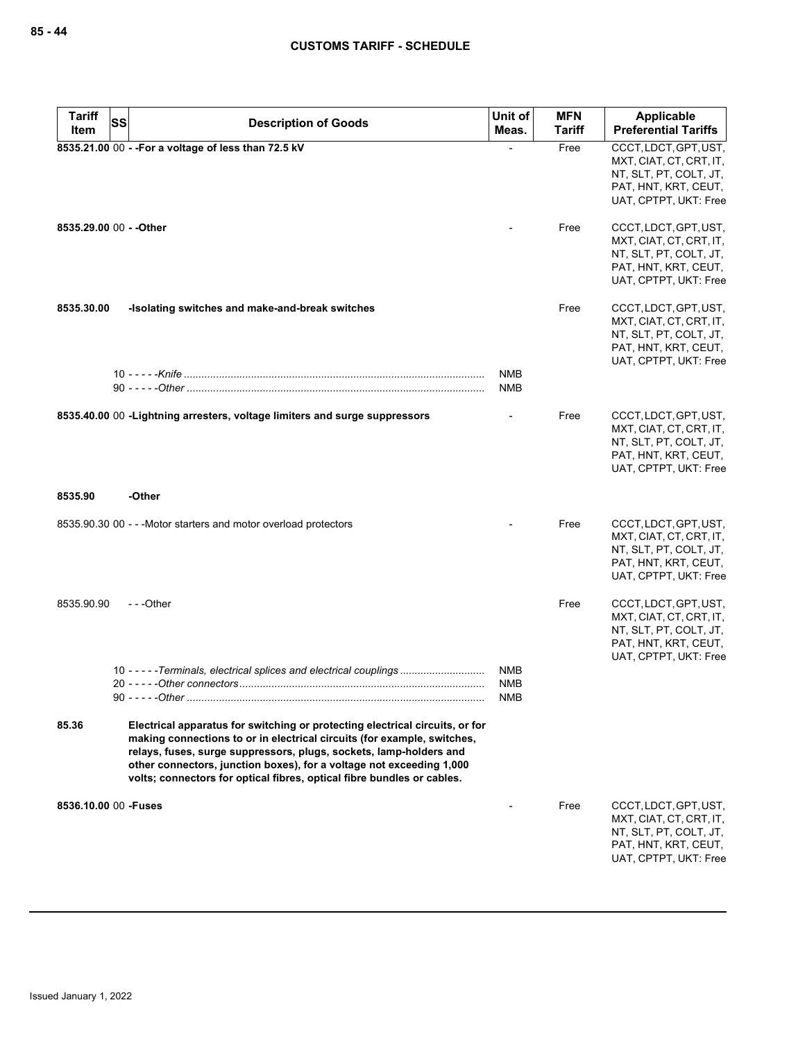| Tariff Item | SS | Description of Goods | Unit of Meas. | MFN Tariff | Applicable Preferential Tariffs |
|---|---|---|---|---|---|
| **8535.21.00** | 00 | **- -For a voltage of less than 72.5 kV** | - | Free | CCCT, LDCT, GPT, UST, MXT, CIAT, CT, CRT, IT, NT, SLT, PT, COLT, JT, PAT, HNT, KRT, CEUT, UAT, CPTPT, UKT: Free |
| **8535.29.00** | 00 | **- -Other** | - | Free | CCCT, LDCT, GPT, UST, MXT, CIAT, CT, CRT, IT, NT, SLT, PT, COLT, JT, PAT, HNT, KRT, CEUT, UAT, CPTPT, UKT: Free |
| **8535.30.00** | | **-Isolating switches and make-and-break switches** | | Free | CCCT, LDCT, GPT, UST, MXT, CIAT, CT, CRT, IT, NT, SLT, PT, COLT, JT, PAT, HNT, KRT, CEUT, UAT, CPTPT, UKT: Free |
| | 10 | - - - - -*Knife* | NMB | | |
| | 90 | - - - - -*Other* | NMB | | |
| **8535.40.00** | 00 | **-Lightning arresters, voltage limiters and surge suppressors** | - | Free | CCCT, LDCT, GPT, UST, MXT, CIAT, CT, CRT, IT, NT, SLT, PT, COLT, JT, PAT, HNT, KRT, CEUT, UAT, CPTPT, UKT: Free |
| **8535.90** | | **-Other** | | | |
| 8535.90.30 | 00 | - - -Motor starters and motor overload protectors | - | Free | CCCT, LDCT, GPT, UST, MXT, CIAT, CT, CRT, IT, NT, SLT, PT, COLT, JT, PAT, HNT, KRT, CEUT, UAT, CPTPT, UKT: Free |
| 8535.90.90 | | - - -Other | | Free | CCCT, LDCT, GPT, UST, MXT, CIAT, CT, CRT, IT, NT, SLT, PT, COLT, JT, PAT, HNT, KRT, CEUT, UAT, CPTPT, UKT: Free |
| | 10 | - - - - -*Terminals, electrical splices and electrical couplings* | NMB | | |
| | 20 | - - - - -*Other connectors* | NMB | | |
| | 90 | - - - - -*Other* | NMB | | |
| **85.36** | | **Electrical apparatus for switching or protecting electrical circuits, or for making connections to or in electrical circuits (for example, switches, relays, fuses, surge suppressors, plugs, sockets, lamp-holders and other connectors, junction boxes), for a voltage not exceeding 1,000 volts; connectors for optical fibres, optical fibre bundles or cables.** | | | |
| **8536.10.00** | 00 | **-Fuses** | - | Free | CCCT, LDCT, GPT, UST, MXT, CIAT, CT, CRT, IT, NT, SLT, PT, COLT, JT, PAT, HNT, KRT, CEUT, UAT, CPTPT, UKT: Free |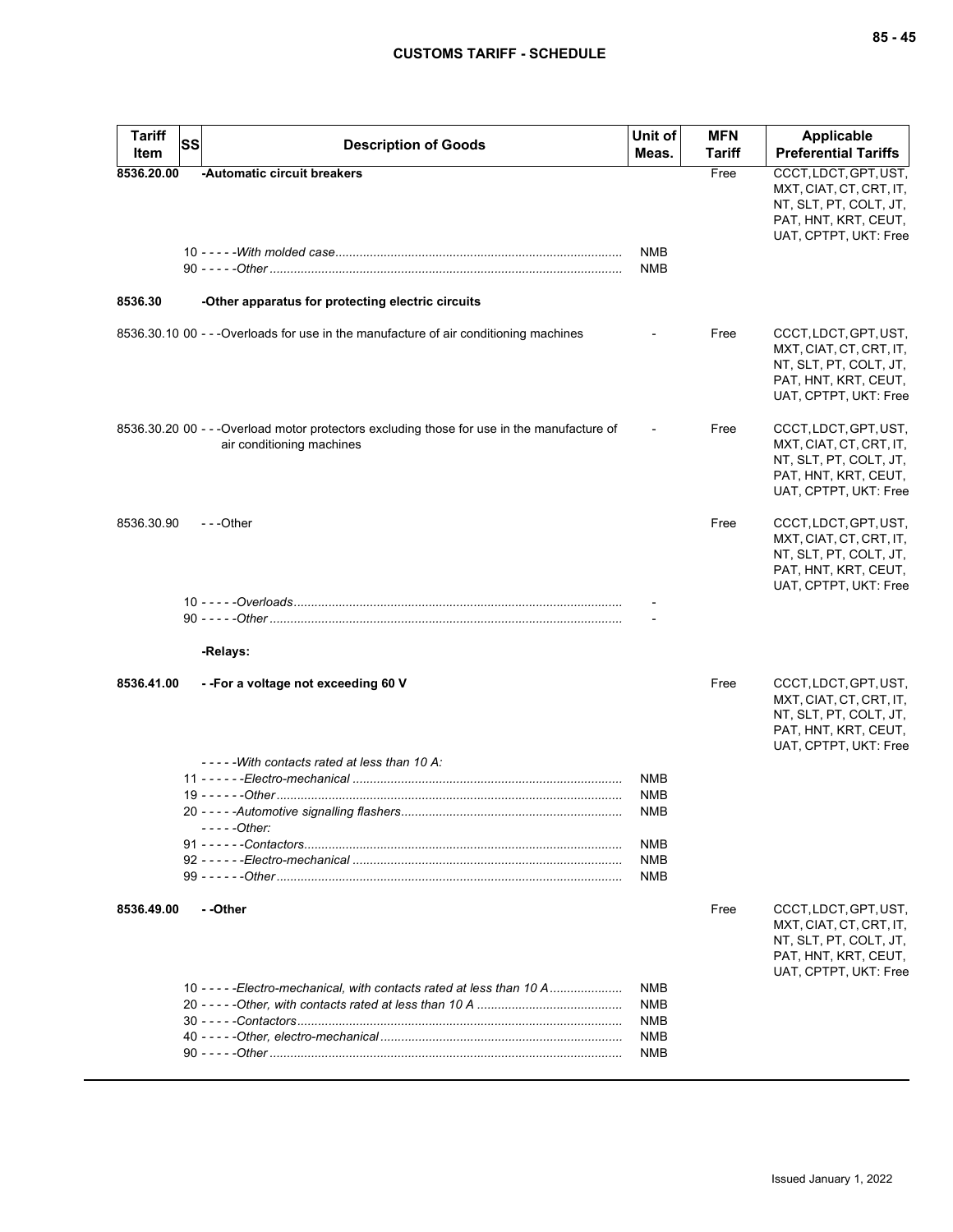| Tariff Item | SS | Description of Goods | Unit of Meas. | MFN Tariff | Applicable Preferential Tariffs |
|---|---|---|---|---|---|
| **8536.20.00** | | **-Automatic circuit breakers** | | Free | CCCT, LDCT, GPT, UST, MXT, CIAT, CT, CRT, IT, NT, SLT, PT, COLT, JT, PAT, HNT, KRT, CEUT, UAT, CPTPT, UKT: Free |
| | | 10 - - - - -*With molded case* | NMB | | |
| | | 90 - - - - -*Other* | NMB | | |
| **8536.30** | | **-Other apparatus for protecting electric circuits** | | | |
| 8536.30.10 | 00 | - - -Overloads for use in the manufacture of air conditioning machines | - | Free | CCCT, LDCT, GPT, UST, MXT, CIAT, CT, CRT, IT, NT, SLT, PT, COLT, JT, PAT, HNT, KRT, CEUT, UAT, CPTPT, UKT: Free |
| 8536.30.20 | 00 | - - -Overload motor protectors excluding those for use in the manufacture of air conditioning machines | - | Free | CCCT, LDCT, GPT, UST, MXT, CIAT, CT, CRT, IT, NT, SLT, PT, COLT, JT, PAT, HNT, KRT, CEUT, UAT, CPTPT, UKT: Free |
| 8536.30.90 | | - - -Other | | Free | CCCT, LDCT, GPT, UST, MXT, CIAT, CT, CRT, IT, NT, SLT, PT, COLT, JT, PAT, HNT, KRT, CEUT, UAT, CPTPT, UKT: Free |
| | | 10 - - - - -*Overloads* | - | | |
| | | 90 - - - - -*Other* | - | | |
| | | **-Relays:** | | | |
| **8536.41.00** | | **- -For a voltage not exceeding 60 V** | | Free | CCCT, LDCT, GPT, UST, MXT, CIAT, CT, CRT, IT, NT, SLT, PT, COLT, JT, PAT, HNT, KRT, CEUT, UAT, CPTPT, UKT: Free |
| | | - - - - -*With contacts rated at less than 10 A:* | | | |
| | | 11 - - - - - -*Electro-mechanical* | NMB | | |
| | | 19 - - - - - -*Other* | NMB | | |
| | | 20 - - - - -*Automotive signalling flashers* | NMB | | |
| | | - - - - -*Other:* | | | |
| | | 91 - - - - - -*Contactors* | NMB | | |
| | | 92 - - - - - -*Electro-mechanical* | NMB | | |
| | | 99 - - - - - -*Other* | NMB | | |
| **8536.49.00** | | **- -Other** | | Free | CCCT, LDCT, GPT, UST, MXT, CIAT, CT, CRT, IT, NT, SLT, PT, COLT, JT, PAT, HNT, KRT, CEUT, UAT, CPTPT, UKT: Free |
| | | 10 - - - - -*Electro-mechanical, with contacts rated at less than 10 A* | NMB | | |
| | | 20 - - - - -*Other, with contacts rated at less than 10 A* | NMB | | |
| | | 30 - - - - -*Contactors* | NMB | | |
| | | 40 - - - - -*Other, electro-mechanical* | NMB | | |
| | | 90 - - - - -*Other* | NMB | | |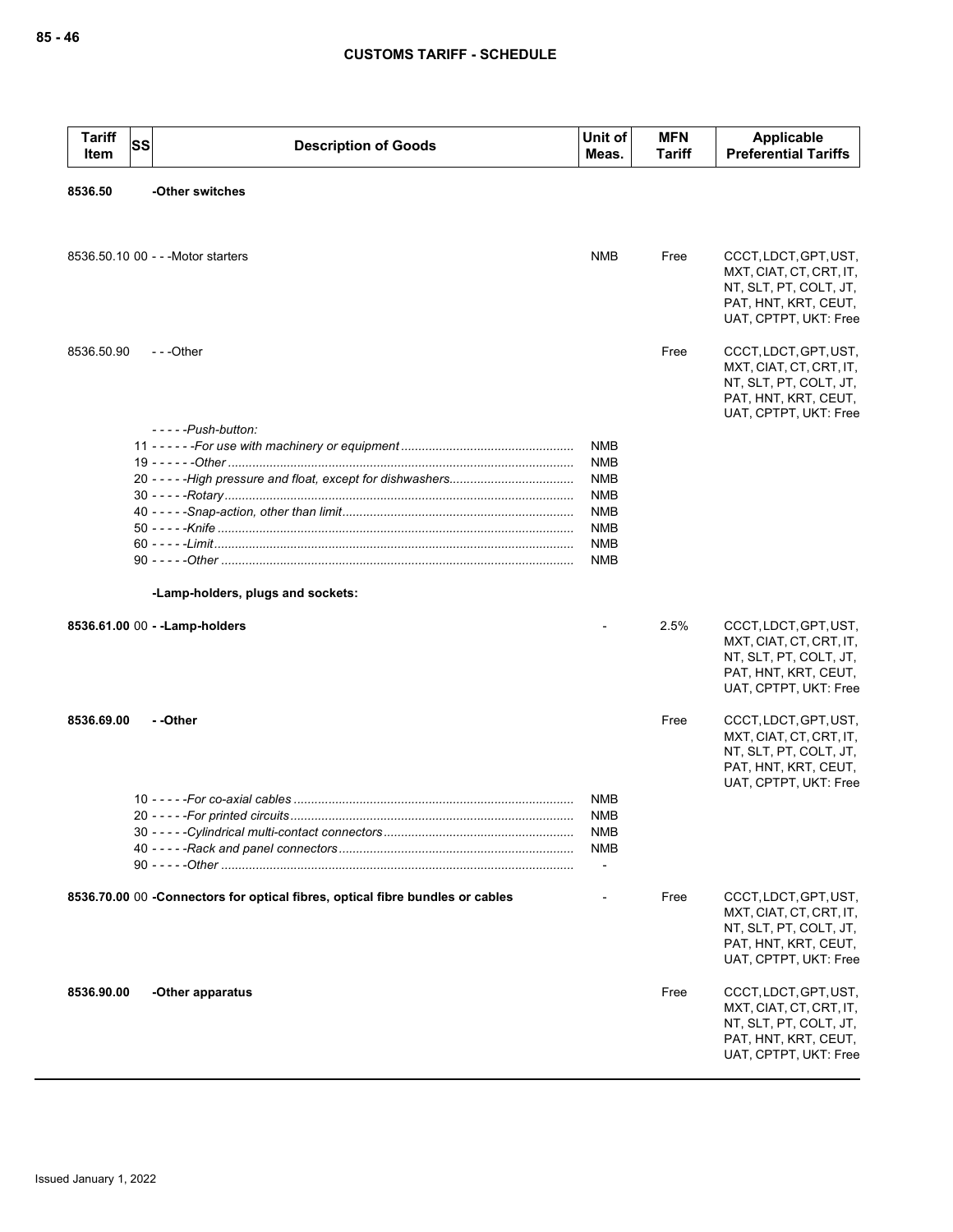| Tariff Item | SS | Description of Goods | Unit of Meas. | MFN Tariff | Applicable Preferential Tariffs |
|---|---|---|---|---|---|
| **8536.50** | | **-Other switches** | | | |
| 8536.50.10 | 00 | - - -Motor starters | NMB | Free | CCCT, LDCT, GPT, UST, MXT, CIAT, CT, CRT, IT, NT, SLT, PT, COLT, JT, PAT, HNT, KRT, CEUT, UAT, CPTPT, UKT: Free |
| 8536.50.90 | | - - -Other | | Free | CCCT, LDCT, GPT, UST, MXT, CIAT, CT, CRT, IT, NT, SLT, PT, COLT, JT, PAT, HNT, KRT, CEUT, UAT, CPTPT, UKT: Free |
| | | *- - - - -Push-button:* | | | |
| | 11 | *- - - - - -For use with machinery or equipment* | NMB | | |
| | 19 | *- - - - - -Other* | NMB | | |
| | 20 | *- - - - -High pressure and float, except for dishwashers* | NMB | | |
| | 30 | *- - - - -Rotary* | NMB | | |
| | 40 | *- - - - -Snap-action, other than limit* | NMB | | |
| | 50 | *- - - - -Knife* | NMB | | |
| | 60 | *- - - - -Limit* | NMB | | |
| | 90 | *- - - - -Other* | NMB | | |
| | | **-Lamp-holders, plugs and sockets:** | | | |
| **8536.61.00** | 00 | **- -Lamp-holders** | - | 2.5% | CCCT, LDCT, GPT, UST, MXT, CIAT, CT, CRT, IT, NT, SLT, PT, COLT, JT, PAT, HNT, KRT, CEUT, UAT, CPTPT, UKT: Free |
| **8536.69.00** | | **- -Other** | | Free | CCCT, LDCT, GPT, UST, MXT, CIAT, CT, CRT, IT, NT, SLT, PT, COLT, JT, PAT, HNT, KRT, CEUT, UAT, CPTPT, UKT: Free |
| | 10 | *- - - - -For co-axial cables* | NMB | | |
| | 20 | *- - - - -For printed circuits* | NMB | | |
| | 30 | *- - - - -Cylindrical multi-contact connectors* | NMB | | |
| | 40 | *- - - - -Rack and panel connectors* | NMB | | |
| | 90 | *- - - - -Other* | - | | |
| **8536.70.00** | 00 | **-Connectors for optical fibres, optical fibre bundles or cables** | - | Free | CCCT, LDCT, GPT, UST, MXT, CIAT, CT, CRT, IT, NT, SLT, PT, COLT, JT, PAT, HNT, KRT, CEUT, UAT, CPTPT, UKT: Free |
| **8536.90.00** | | **-Other apparatus** | | Free | CCCT, LDCT, GPT, UST, MXT, CIAT, CT, CRT, IT, NT, SLT, PT, COLT, JT, PAT, HNT, KRT, CEUT, UAT, CPTPT, UKT: Free |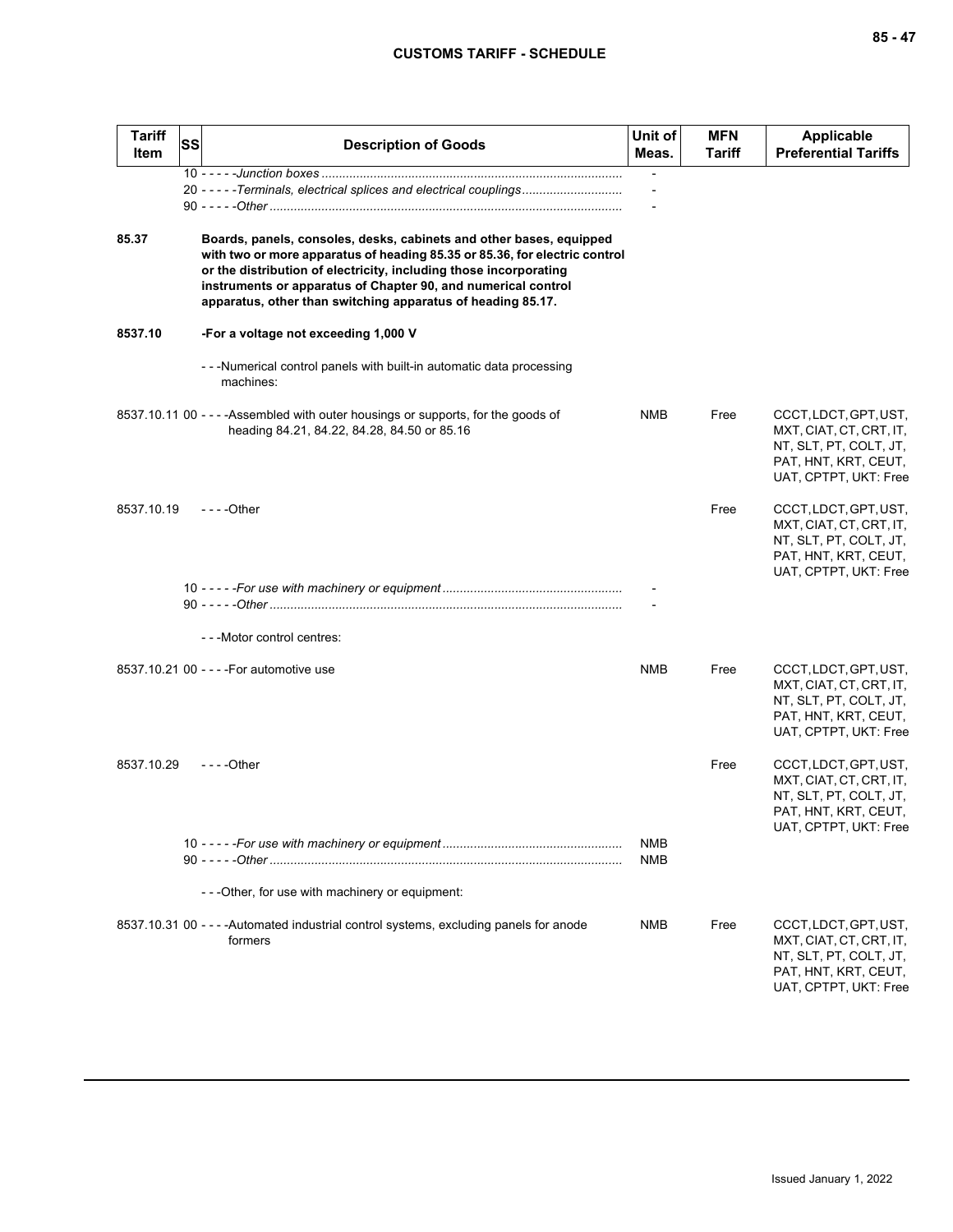| Tariff Item | SS | Description of Goods | Unit of Meas. | MFN Tariff | Applicable Preferential Tariffs |
|---|---|---|---|---|---|
| | | 10 - - - - -*Junction boxes* | - | | |
| | | 20 - - - - -*Terminals, electrical splices and electrical couplings* | - | | |
| | | 90 - - - - -*Other* | - | | |
| **85.37** | | **Boards, panels, consoles, desks, cabinets and other bases, equipped with two or more apparatus of heading 85.35 or 85.36, for electric control or the distribution of electricity, including those incorporating instruments or apparatus of Chapter 90, and numerical control apparatus, other than switching apparatus of heading 85.17.** | | | |
| **8537.10** | | **-For a voltage not exceeding 1,000 V** | | | |
| | | - - -Numerical control panels with built-in automatic data processing machines: | | | |
| 8537.10.11 | 00 | - - - -Assembled with outer housings or supports, for the goods of heading 84.21, 84.22, 84.28, 84.50 or 85.16 | NMB | Free | CCCT, LDCT, GPT, UST, MXT, CIAT, CT, CRT, IT, NT, SLT, PT, COLT, JT, PAT, HNT, KRT, CEUT, UAT, CPTPT, UKT: Free |
| 8537.10.19 | | - - - -Other | | Free | CCCT, LDCT, GPT, UST, MXT, CIAT, CT, CRT, IT, NT, SLT, PT, COLT, JT, PAT, HNT, KRT, CEUT, UAT, CPTPT, UKT: Free |
| | | 10 - - - - -*For use with machinery or equipment* | - | | |
| | | 90 - - - - -*Other* | - | | |
| | | - - -Motor control centres: | | | |
| 8537.10.21 | 00 | - - - -For automotive use | NMB | Free | CCCT, LDCT, GPT, UST, MXT, CIAT, CT, CRT, IT, NT, SLT, PT, COLT, JT, PAT, HNT, KRT, CEUT, UAT, CPTPT, UKT: Free |
| 8537.10.29 | | - - - -Other | | Free | CCCT, LDCT, GPT, UST, MXT, CIAT, CT, CRT, IT, NT, SLT, PT, COLT, JT, PAT, HNT, KRT, CEUT, UAT, CPTPT, UKT: Free |
| | | 10 - - - - -*For use with machinery or equipment* | NMB | | |
| | | 90 - - - - -*Other* | NMB | | |
| | | - - -Other, for use with machinery or equipment: | | | |
| 8537.10.31 | 00 | - - - -Automated industrial control systems, excluding panels for anode formers | NMB | Free | CCCT, LDCT, GPT, UST, MXT, CIAT, CT, CRT, IT, NT, SLT, PT, COLT, JT, PAT, HNT, KRT, CEUT, UAT, CPTPT, UKT: Free |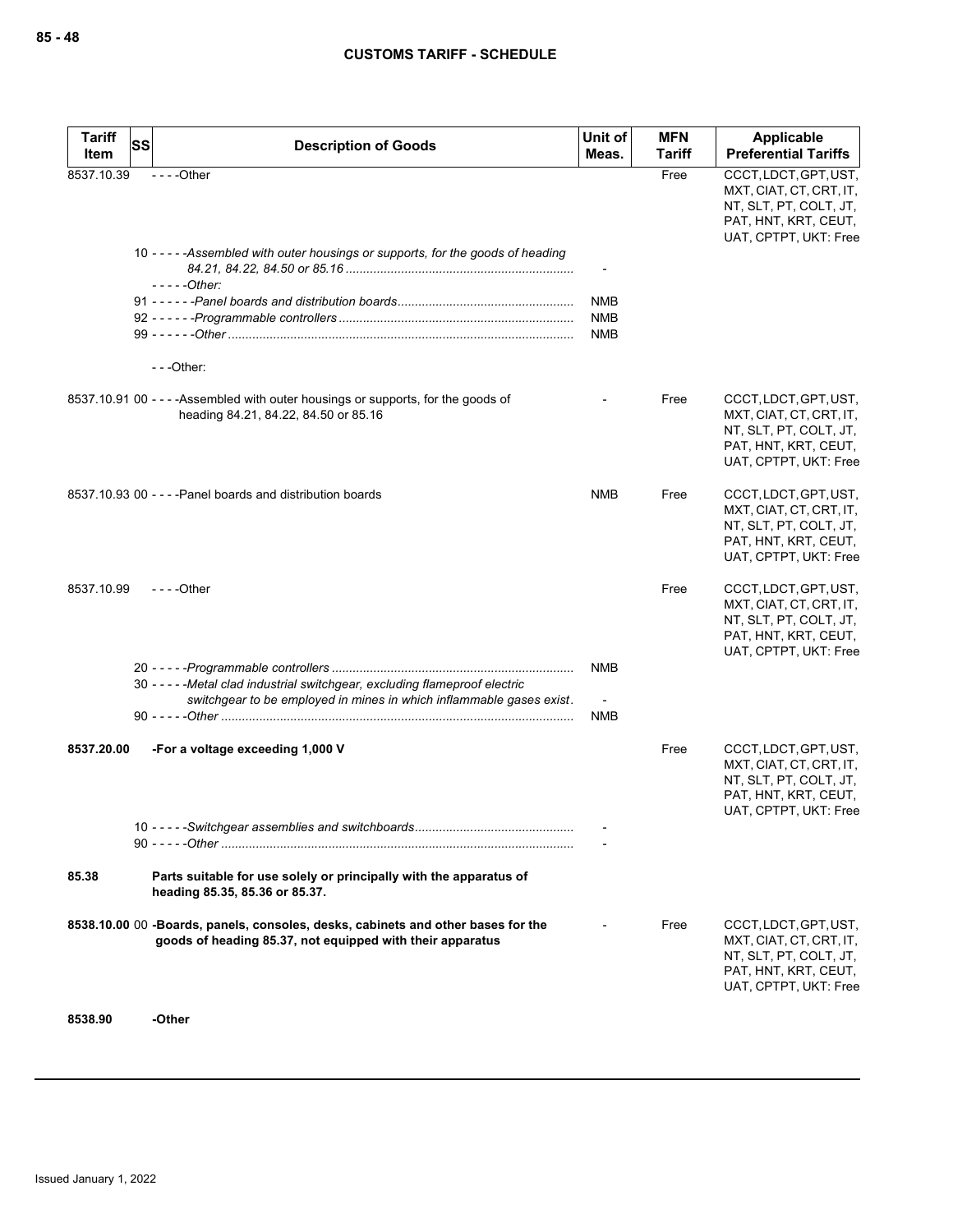| Tariff Item | SS | Description of Goods | Unit of Meas. | MFN Tariff | Applicable Preferential Tariffs |
|---|---|---|---|---|---|
| 8537.10.39 | | - - - -Other | | Free | CCCT, LDCT, GPT, UST, MXT, CIAT, CT, CRT, IT, NT, SLT, PT, COLT, JT, PAT, HNT, KRT, CEUT, UAT, CPTPT, UKT: Free |
| | 10 | - - - - -*Assembled with outer housings or supports, for the goods of heading 84.21, 84.22, 84.50 or 85.16* | - | | |
| | | - - - - -*Other:* | | | |
| | 91 | - - - - - -*Panel boards and distribution boards* | NMB | | |
| | 92 | - - - - - -*Programmable controllers* | NMB | | |
| | 99 | - - - - - -*Other* | NMB | | |
| | | - - -Other: | | | |
| 8537.10.91 | 00 | - - - -Assembled with outer housings or supports, for the goods of heading 84.21, 84.22, 84.50 or 85.16 | - | Free | CCCT, LDCT, GPT, UST, MXT, CIAT, CT, CRT, IT, NT, SLT, PT, COLT, JT, PAT, HNT, KRT, CEUT, UAT, CPTPT, UKT: Free |
| 8537.10.93 | 00 | - - - -Panel boards and distribution boards | NMB | Free | CCCT, LDCT, GPT, UST, MXT, CIAT, CT, CRT, IT, NT, SLT, PT, COLT, JT, PAT, HNT, KRT, CEUT, UAT, CPTPT, UKT: Free |
| 8537.10.99 | | - - - -Other | | Free | CCCT, LDCT, GPT, UST, MXT, CIAT, CT, CRT, IT, NT, SLT, PT, COLT, JT, PAT, HNT, KRT, CEUT, UAT, CPTPT, UKT: Free |
| | 20 | - - - - -*Programmable controllers* | NMB | | |
| | 30 | - - - - -*Metal clad industrial switchgear, excluding flameproof electric switchgear to be employed in mines in which inflammable gases exist* | - | | |
| | 90 | - - - - -*Other* | NMB | | |
| **8537.20.00** | | **-For a voltage exceeding 1,000 V** | | Free | CCCT, LDCT, GPT, UST, MXT, CIAT, CT, CRT, IT, NT, SLT, PT, COLT, JT, PAT, HNT, KRT, CEUT, UAT, CPTPT, UKT: Free |
| | 10 | - - - - -*Switchgear assemblies and switchboards* | - | | |
| | 90 | - - - - -*Other* | - | | |
| **85.38** | | **Parts suitable for use solely or principally with the apparatus of heading 85.35, 85.36 or 85.37.** | | | |
| **8538.10.00** | 00 | **-Boards, panels, consoles, desks, cabinets and other bases for the goods of heading 85.37, not equipped with their apparatus** | - | Free | CCCT, LDCT, GPT, UST, MXT, CIAT, CT, CRT, IT, NT, SLT, PT, COLT, JT, PAT, HNT, KRT, CEUT, UAT, CPTPT, UKT: Free |
| **8538.90** | | **-Other** | | | |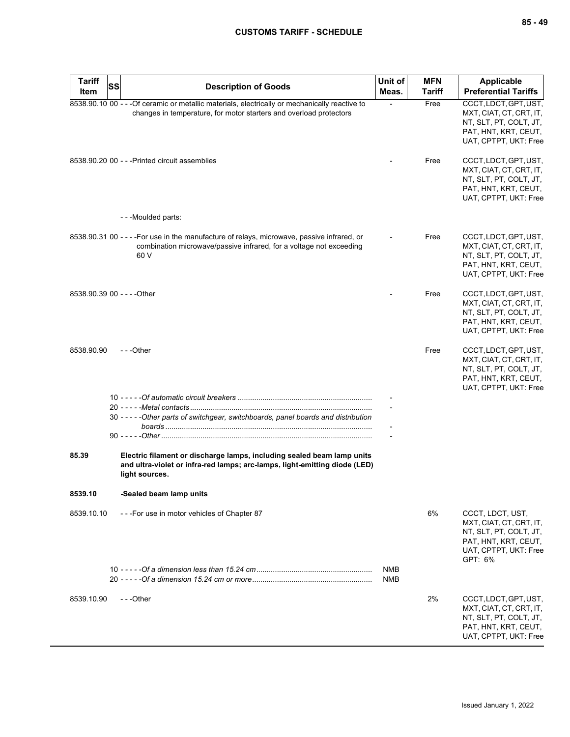| Tariff Item | SS | Description of Goods | Unit of Meas. | MFN Tariff | Applicable Preferential Tariffs |
|---|---|---|---|---|---|
| 8538.90.10 | 00 | - - -Of ceramic or metallic materials, electrically or mechanically reactive to changes in temperature, for motor starters and overload protectors | - | Free | CCCT, LDCT, GPT, UST, MXT, CIAT, CT, CRT, IT, NT, SLT, PT, COLT, JT, PAT, HNT, KRT, CEUT, UAT, CPTPT, UKT: Free |
| 8538.90.20 | 00 | - - -Printed circuit assemblies | - | Free | CCCT, LDCT, GPT, UST, MXT, CIAT, CT, CRT, IT, NT, SLT, PT, COLT, JT, PAT, HNT, KRT, CEUT, UAT, CPTPT, UKT: Free |
| | | - - -Moulded parts: | | | |
| 8538.90.31 | 00 | - - - -For use in the manufacture of relays, microwave, passive infrared, or combination microwave/passive infrared, for a voltage not exceeding 60 V | - | Free | CCCT, LDCT, GPT, UST, MXT, CIAT, CT, CRT, IT, NT, SLT, PT, COLT, JT, PAT, HNT, KRT, CEUT, UAT, CPTPT, UKT: Free |
| 8538.90.39 | 00 | - - - -Other | - | Free | CCCT, LDCT, GPT, UST, MXT, CIAT, CT, CRT, IT, NT, SLT, PT, COLT, JT, PAT, HNT, KRT, CEUT, UAT, CPTPT, UKT: Free |
| 8538.90.90 | | - - -Other | | Free | CCCT, LDCT, GPT, UST, MXT, CIAT, CT, CRT, IT, NT, SLT, PT, COLT, JT, PAT, HNT, KRT, CEUT, UAT, CPTPT, UKT: Free |
| | 10 | - - - - -*Of automatic circuit breakers* | - | | |
| | 20 | - - - - -*Metal contacts* | - | | |
| | 30 | - - - - -*Other parts of switchgear, switchboards, panel boards and distribution boards* | - | | |
| | 90 | - - - - -*Other* | - | | |
| **85.39** | | **Electric filament or discharge lamps, including sealed beam lamp units and ultra-violet or infra-red lamps; arc-lamps, light-emitting diode (LED) light sources.** | | | |
| **8539.10** | | **-Sealed beam lamp units** | | | |
| 8539.10.10 | | - - -For use in motor vehicles of Chapter 87 | | 6% | CCCT, LDCT, UST, MXT, CIAT, CT, CRT, IT, NT, SLT, PT, COLT, JT, PAT, HNT, KRT, CEUT, UAT, CPTPT, UKT: Free<br>GPT: 6% |
| | 10 | - - - - -*Of a dimension less than 15.24 cm* | NMB | | |
| | 20 | - - - - -*Of a dimension 15.24 cm or more* | NMB | | |
| 8539.10.90 | | - - -Other | | 2% | CCCT, LDCT, GPT, UST, MXT, CIAT, CT, CRT, IT, NT, SLT, PT, COLT, JT, PAT, HNT, KRT, CEUT, UAT, CPTPT, UKT: Free |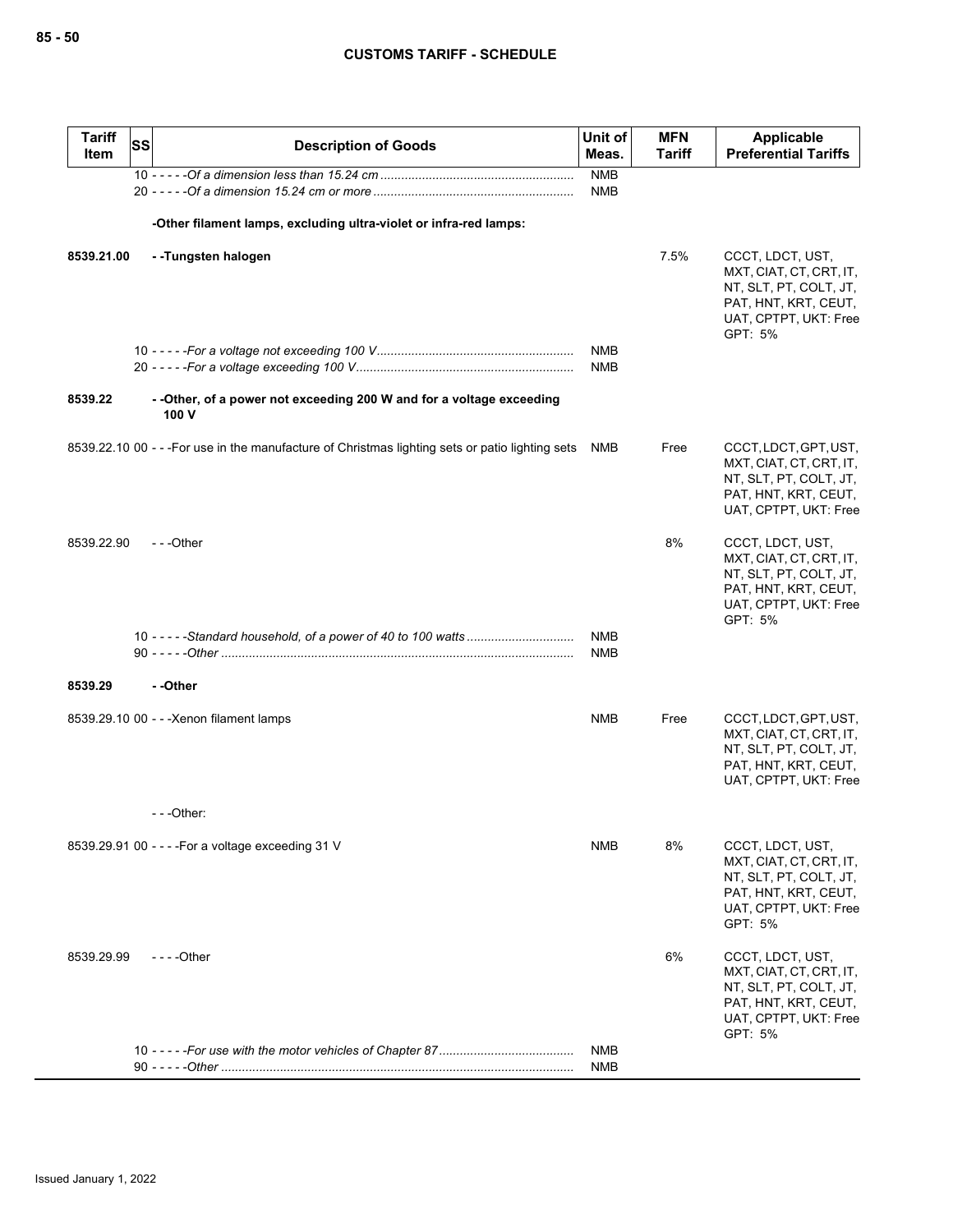| Tariff Item | SS | Description of Goods | Unit of Meas. | MFN Tariff | Applicable Preferential Tariffs |
|---|---|---|---|---|---|
| | | 10 - - - - -*Of a dimension less than 15.24 cm* | NMB | | |
| | | 20 - - - - -*Of a dimension 15.24 cm or more* | NMB | | |
| | | **-Other filament lamps, excluding ultra-violet or infra-red lamps:** | | | |
| **8539.21.00** | | **- -Tungsten halogen** | | 7.5% | CCCT, LDCT, UST, MXT, CIAT, CT, CRT, IT, NT, SLT, PT, COLT, JT, PAT, HNT, KRT, CEUT, UAT, CPTPT, UKT: Free GPT: 5% |
| | | 10 - - - - -*For a voltage not exceeding 100 V* | NMB | | |
| | | 20 - - - - -*For a voltage exceeding 100 V* | NMB | | |
| **8539.22** | | **- -Other, of a power not exceeding 200 W and for a voltage exceeding 100 V** | | | |
| 8539.22.10 | 00 | - - -For use in the manufacture of Christmas lighting sets or patio lighting sets | NMB | Free | CCCT, LDCT, GPT, UST, MXT, CIAT, CT, CRT, IT, NT, SLT, PT, COLT, JT, PAT, HNT, KRT, CEUT, UAT, CPTPT, UKT: Free |
| 8539.22.90 | | - - -Other | | 8% | CCCT, LDCT, UST, MXT, CIAT, CT, CRT, IT, NT, SLT, PT, COLT, JT, PAT, HNT, KRT, CEUT, UAT, CPTPT, UKT: Free GPT: 5% |
| | | 10 - - - - -*Standard household, of a power of 40 to 100 watts* | NMB | | |
| | | 90 - - - - -*Other* | NMB | | |
| **8539.29** | | **- -Other** | | | |
| 8539.29.10 | 00 | - - -Xenon filament lamps | NMB | Free | CCCT, LDCT, GPT, UST, MXT, CIAT, CT, CRT, IT, NT, SLT, PT, COLT, JT, PAT, HNT, KRT, CEUT, UAT, CPTPT, UKT: Free |
| | | - - -Other: | | | |
| 8539.29.91 | 00 | - - - -For a voltage exceeding 31 V | NMB | 8% | CCCT, LDCT, UST, MXT, CIAT, CT, CRT, IT, NT, SLT, PT, COLT, JT, PAT, HNT, KRT, CEUT, UAT, CPTPT, UKT: Free GPT: 5% |
| 8539.29.99 | | - - - -Other | | 6% | CCCT, LDCT, UST, MXT, CIAT, CT, CRT, IT, NT, SLT, PT, COLT, JT, PAT, HNT, KRT, CEUT, UAT, CPTPT, UKT: Free GPT: 5% |
| | | 10 - - - - -*For use with the motor vehicles of Chapter 87* | NMB | | |
| | | 90 - - - - -*Other* | NMB | | |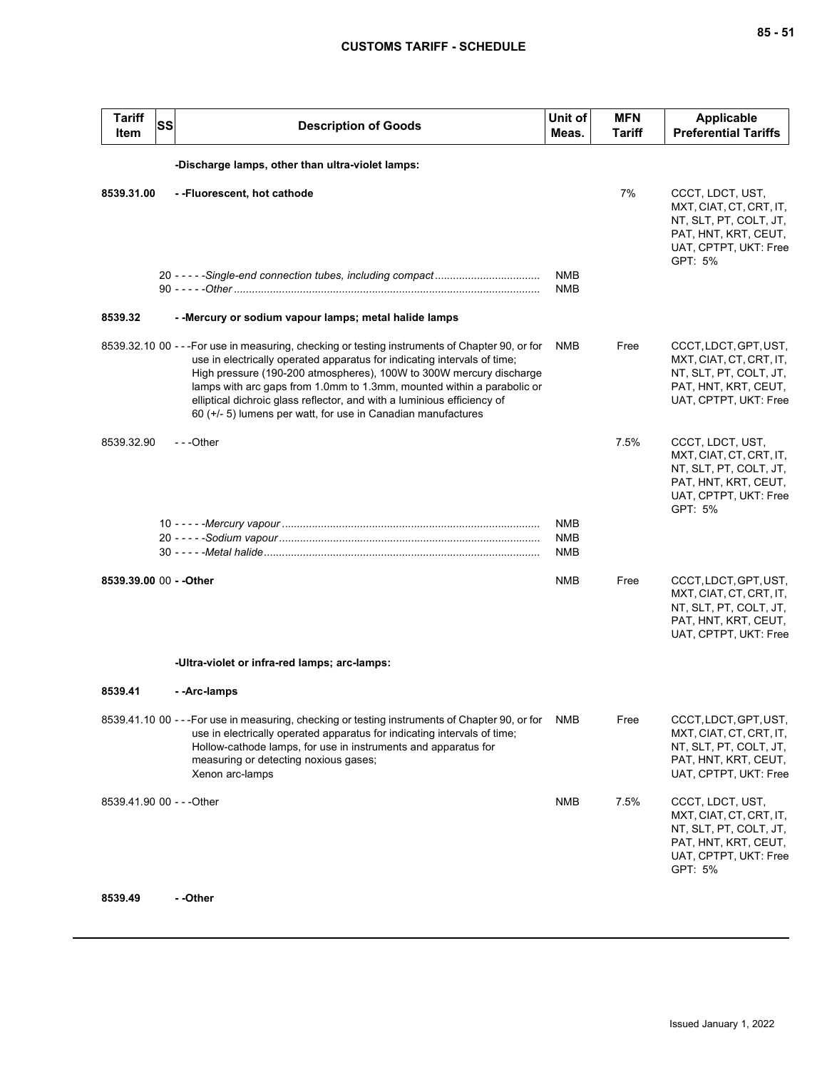| Tariff Item | SS | Description of Goods | Unit of Meas. | MFN Tariff | Applicable Preferential Tariffs |
|---|---|---|---|---|---|
| | | **-Discharge lamps, other than ultra-violet lamps:** | | | |
| **8539.31.00** | | **- -Fluorescent, hot cathode** | | 7% | CCCT, LDCT, UST, MXT, CIAT, CT, CRT, IT, NT, SLT, PT, COLT, JT, PAT, HNT, KRT, CEUT, UAT, CPTPT, UKT: Free<br>GPT: 5% |
| | 20 | - - - - -*Single-end connection tubes, including compact* | NMB | | |
| | 90 | - - - - -*Other* | NMB | | |
| **8539.32** | | **- -Mercury or sodium vapour lamps; metal halide lamps** | | | |
| 8539.32.10 | 00 | - - -For use in measuring, checking or testing instruments of Chapter 90, or for use in electrically operated apparatus for indicating intervals of time;<br>High pressure (190-200 atmospheres), 100W to 300W mercury discharge lamps with arc gaps from 1.0mm to 1.3mm, mounted within a parabolic or elliptical dichroic glass reflector, and with a luminious efficiency of 60 (+/- 5) lumens per watt, for use in Canadian manufactures | NMB | Free | CCCT, LDCT, GPT, UST, MXT, CIAT, CT, CRT, IT, NT, SLT, PT, COLT, JT, PAT, HNT, KRT, CEUT, UAT, CPTPT, UKT: Free |
| 8539.32.90 | | - - -Other | | 7.5% | CCCT, LDCT, UST, MXT, CIAT, CT, CRT, IT, NT, SLT, PT, COLT, JT, PAT, HNT, KRT, CEUT, UAT, CPTPT, UKT: Free<br>GPT: 5% |
| | 10 | - - - - -*Mercury vapour* | NMB | | |
| | 20 | - - - - -*Sodium vapour* | NMB | | |
| | 30 | - - - - -*Metal halide* | NMB | | |
| **8539.39.00** | 00 | **- -Other** | NMB | Free | CCCT, LDCT, GPT, UST, MXT, CIAT, CT, CRT, IT, NT, SLT, PT, COLT, JT, PAT, HNT, KRT, CEUT, UAT, CPTPT, UKT: Free |
| | | **-Ultra-violet or infra-red lamps; arc-lamps:** | | | |
| **8539.41** | | **- -Arc-lamps** | | | |
| 8539.41.10 | 00 | - - -For use in measuring, checking or testing instruments of Chapter 90, or for use in electrically operated apparatus for indicating intervals of time;<br>Hollow-cathode lamps, for use in instruments and apparatus for measuring or detecting noxious gases;<br>Xenon arc-lamps | NMB | Free | CCCT, LDCT, GPT, UST, MXT, CIAT, CT, CRT, IT, NT, SLT, PT, COLT, JT, PAT, HNT, KRT, CEUT, UAT, CPTPT, UKT: Free |
| 8539.41.90 | 00 | - - -Other | NMB | 7.5% | CCCT, LDCT, UST, MXT, CIAT, CT, CRT, IT, NT, SLT, PT, COLT, JT, PAT, HNT, KRT, CEUT, UAT, CPTPT, UKT: Free<br>GPT: 5% |
| **8539.49** | | **- -Other** | | | |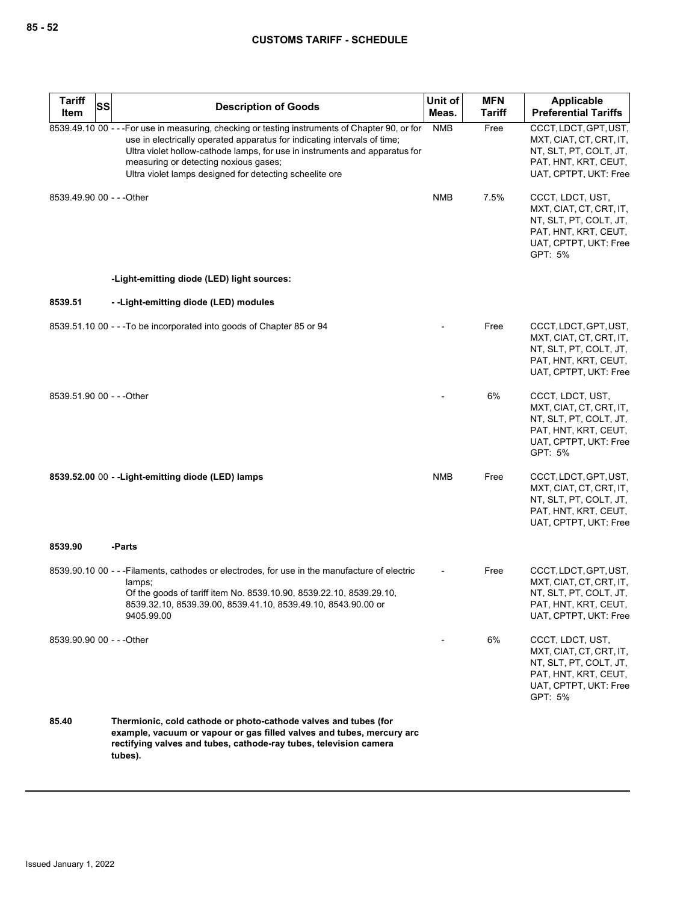| Tariff Item | SS | Description of Goods | Unit of Meas. | MFN Tariff | Applicable Preferential Tariffs |
|---|---|---|---|---|---|
| 8539.49.10 | 00 | - - -For use in measuring, checking or testing instruments of Chapter 90, or for use in electrically operated apparatus for indicating intervals of time;<br>Ultra violet hollow-cathode lamps, for use in instruments and apparatus for measuring or detecting noxious gases;<br>Ultra violet lamps designed for detecting scheelite ore | NMB | Free | CCCT, LDCT, GPT, UST, MXT, CIAT, CT, CRT, IT, NT, SLT, PT, COLT, JT, PAT, HNT, KRT, CEUT, UAT, CPTPT, UKT: Free |
| 8539.49.90 | 00 | - - -Other | NMB | 7.5% | CCCT, LDCT, UST, MXT, CIAT, CT, CRT, IT, NT, SLT, PT, COLT, JT, PAT, HNT, KRT, CEUT, UAT, CPTPT, UKT: Free<br>GPT: 5% |
| | | **-Light-emitting diode (LED) light sources:** | | | |
| **8539.51** | | **- -Light-emitting diode (LED) modules** | | | |
| 8539.51.10 | 00 | - - -To be incorporated into goods of Chapter 85 or 94 | - | Free | CCCT, LDCT, GPT, UST, MXT, CIAT, CT, CRT, IT, NT, SLT, PT, COLT, JT, PAT, HNT, KRT, CEUT, UAT, CPTPT, UKT: Free |
| 8539.51.90 | 00 | - - -Other | - | 6% | CCCT, LDCT, UST, MXT, CIAT, CT, CRT, IT, NT, SLT, PT, COLT, JT, PAT, HNT, KRT, CEUT, UAT, CPTPT, UKT: Free<br>GPT: 5% |
| **8539.52.00** | 00 | **- -Light-emitting diode (LED) lamps** | NMB | Free | CCCT, LDCT, GPT, UST, MXT, CIAT, CT, CRT, IT, NT, SLT, PT, COLT, JT, PAT, HNT, KRT, CEUT, UAT, CPTPT, UKT: Free |
| **8539.90** | | **-Parts** | | | |
| 8539.90.10 | 00 | - - -Filaments, cathodes or electrodes, for use in the manufacture of electric lamps;<br>Of the goods of tariff item No. 8539.10.90, 8539.22.10, 8539.29.10, 8539.32.10, 8539.39.00, 8539.41.10, 8539.49.10, 8543.90.00 or 9405.99.00 | - | Free | CCCT, LDCT, GPT, UST, MXT, CIAT, CT, CRT, IT, NT, SLT, PT, COLT, JT, PAT, HNT, KRT, CEUT, UAT, CPTPT, UKT: Free |
| 8539.90.90 | 00 | - - -Other | - | 6% | CCCT, LDCT, UST, MXT, CIAT, CT, CRT, IT, NT, SLT, PT, COLT, JT, PAT, HNT, KRT, CEUT, UAT, CPTPT, UKT: Free<br>GPT: 5% |
| **85.40** | | **Thermionic, cold cathode or photo-cathode valves and tubes (for example, vacuum or vapour or gas filled valves and tubes, mercury arc rectifying valves and tubes, cathode-ray tubes, television camera tubes).** | | | |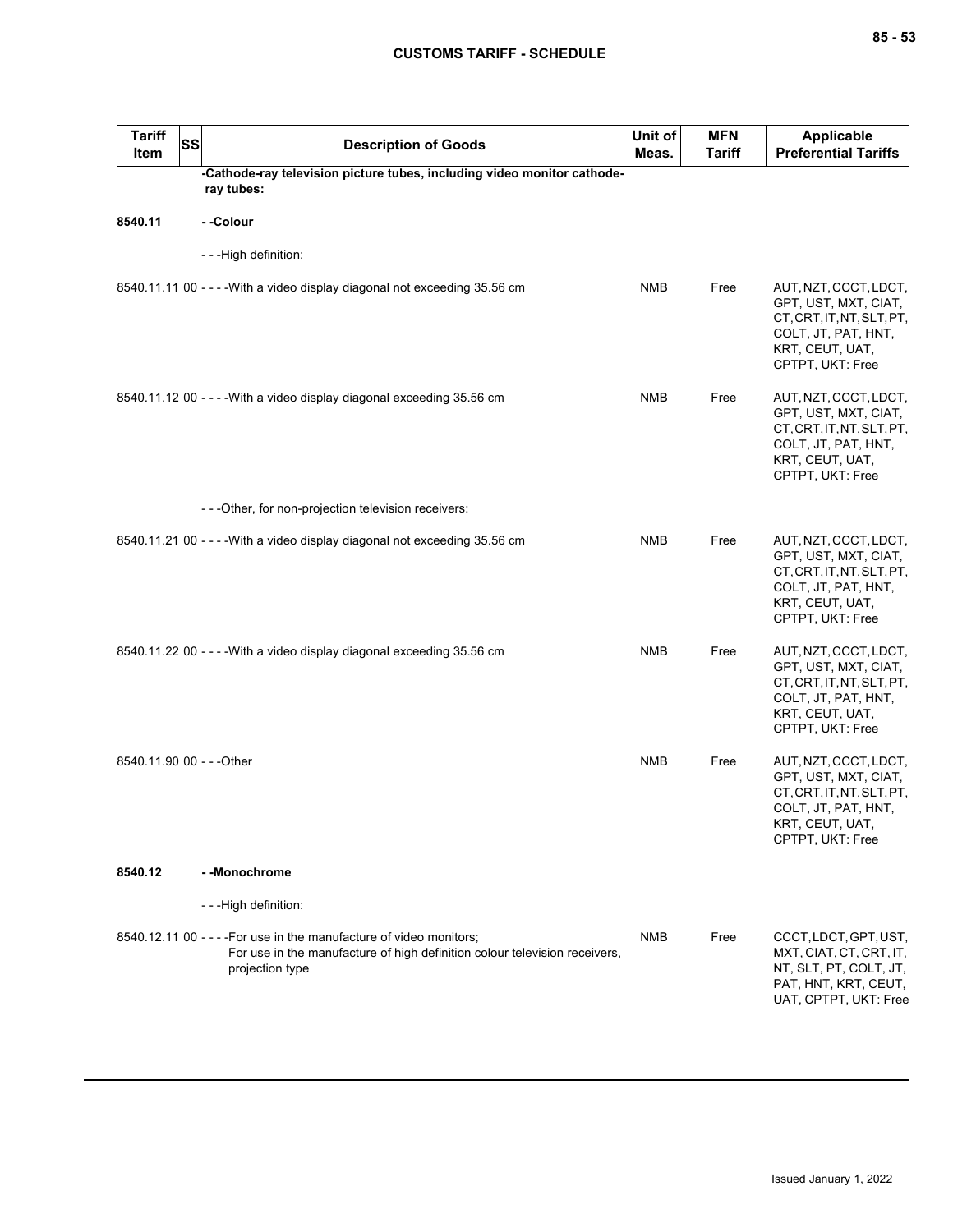| Tariff Item | SS | Description of Goods | Unit of Meas. | MFN Tariff | Applicable Preferential Tariffs |
|---|---|---|---|---|---|
| | | **-Cathode-ray television picture tubes, including video monitor cathode-ray tubes:** | | | |
| **8540.11** | | **- -Colour** | | | |
| | | - - -High definition: | | | |
| 8540.11.11 | 00 | - - - -With a video display diagonal not exceeding 35.56 cm | NMB | Free | AUT, NZT, CCCT, LDCT, GPT, UST, MXT, CIAT, CT, CRT, IT, NT, SLT, PT, COLT, JT, PAT, HNT, KRT, CEUT, UAT, CPTPT, UKT: Free |
| 8540.11.12 | 00 | - - - -With a video display diagonal exceeding 35.56 cm | NMB | Free | AUT, NZT, CCCT, LDCT, GPT, UST, MXT, CIAT, CT, CRT, IT, NT, SLT, PT, COLT, JT, PAT, HNT, KRT, CEUT, UAT, CPTPT, UKT: Free |
| | | - - -Other, for non-projection television receivers: | | | |
| 8540.11.21 | 00 | - - - -With a video display diagonal not exceeding 35.56 cm | NMB | Free | AUT, NZT, CCCT, LDCT, GPT, UST, MXT, CIAT, CT, CRT, IT, NT, SLT, PT, COLT, JT, PAT, HNT, KRT, CEUT, UAT, CPTPT, UKT: Free |
| 8540.11.22 | 00 | - - - -With a video display diagonal exceeding 35.56 cm | NMB | Free | AUT, NZT, CCCT, LDCT, GPT, UST, MXT, CIAT, CT, CRT, IT, NT, SLT, PT, COLT, JT, PAT, HNT, KRT, CEUT, UAT, CPTPT, UKT: Free |
| 8540.11.90 | 00 | - - -Other | NMB | Free | AUT, NZT, CCCT, LDCT, GPT, UST, MXT, CIAT, CT, CRT, IT, NT, SLT, PT, COLT, JT, PAT, HNT, KRT, CEUT, UAT, CPTPT, UKT: Free |
| **8540.12** | | **- -Monochrome** | | | |
| | | - - -High definition: | | | |
| 8540.12.11 | 00 | - - - -For use in the manufacture of video monitors;<br>For use in the manufacture of high definition colour television receivers, projection type | NMB | Free | CCCT, LDCT, GPT, UST, MXT, CIAT, CT, CRT, IT, NT, SLT, PT, COLT, JT, PAT, HNT, KRT, CEUT, UAT, CPTPT, UKT: Free |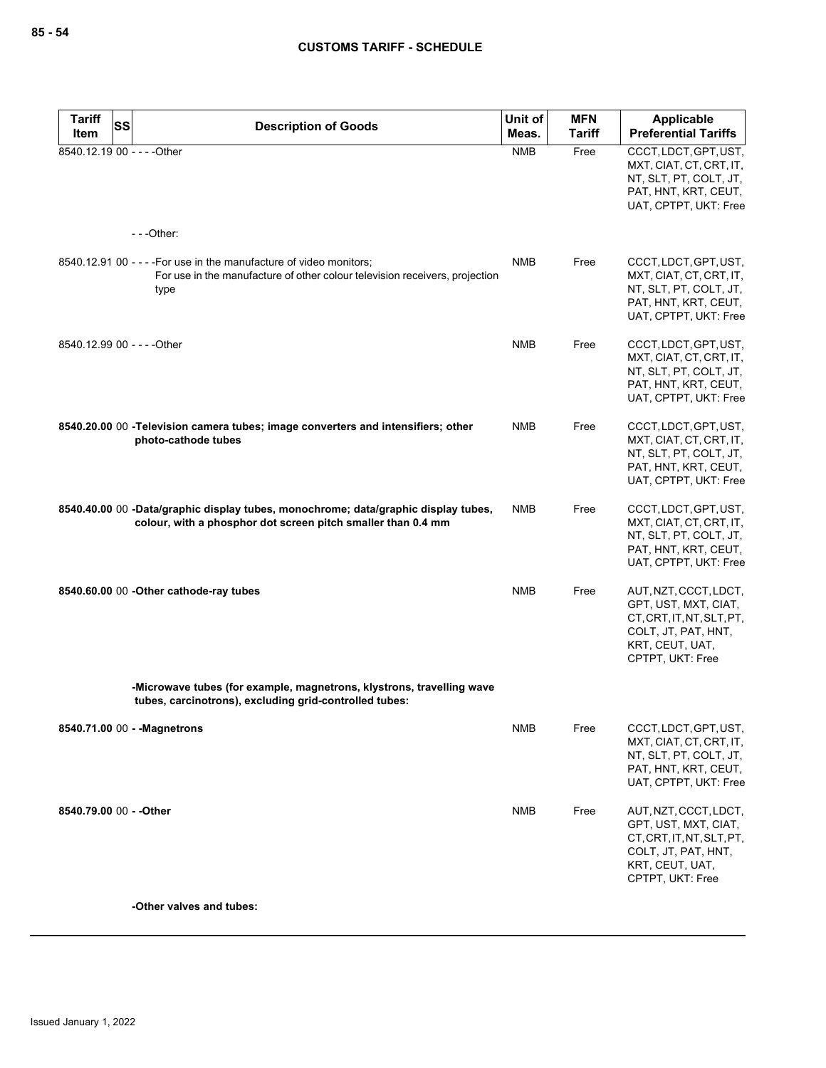| Tariff Item | SS | Description of Goods | Unit of Meas. | MFN Tariff | Applicable Preferential Tariffs |
|---|---|---|---|---|---|
| 8540.12.19 | 00 | - - - -Other | NMB | Free | CCCT, LDCT, GPT, UST, MXT, CIAT, CT, CRT, IT, NT, SLT, PT, COLT, JT, PAT, HNT, KRT, CEUT, UAT, CPTPT, UKT: Free |
| | | - - -Other: | | | |
| 8540.12.91 | 00 | - - - -For use in the manufacture of video monitors;<br>For use in the manufacture of other colour television receivers, projection type | NMB | Free | CCCT, LDCT, GPT, UST, MXT, CIAT, CT, CRT, IT, NT, SLT, PT, COLT, JT, PAT, HNT, KRT, CEUT, UAT, CPTPT, UKT: Free |
| 8540.12.99 | 00 | - - - -Other | NMB | Free | CCCT, LDCT, GPT, UST, MXT, CIAT, CT, CRT, IT, NT, SLT, PT, COLT, JT, PAT, HNT, KRT, CEUT, UAT, CPTPT, UKT: Free |
| **8540.20.00** | 00 | **-Television camera tubes; image converters and intensifiers; other photo-cathode tubes** | NMB | Free | CCCT, LDCT, GPT, UST, MXT, CIAT, CT, CRT, IT, NT, SLT, PT, COLT, JT, PAT, HNT, KRT, CEUT, UAT, CPTPT, UKT: Free |
| **8540.40.00** | 00 | **-Data/graphic display tubes, monochrome; data/graphic display tubes, colour, with a phosphor dot screen pitch smaller than 0.4 mm** | NMB | Free | CCCT, LDCT, GPT, UST, MXT, CIAT, CT, CRT, IT, NT, SLT, PT, COLT, JT, PAT, HNT, KRT, CEUT, UAT, CPTPT, UKT: Free |
| **8540.60.00** | 00 | **-Other cathode-ray tubes** | NMB | Free | AUT, NZT, CCCT, LDCT, GPT, UST, MXT, CIAT, CT, CRT, IT, NT, SLT, PT, COLT, JT, PAT, HNT, KRT, CEUT, UAT, CPTPT, UKT: Free |
| | | **-Microwave tubes (for example, magnetrons, klystrons, travelling wave tubes, carcinotrons), excluding grid-controlled tubes:** | | | |
| **8540.71.00** | 00 | **- -Magnetrons** | NMB | Free | CCCT, LDCT, GPT, UST, MXT, CIAT, CT, CRT, IT, NT, SLT, PT, COLT, JT, PAT, HNT, KRT, CEUT, UAT, CPTPT, UKT: Free |
| **8540.79.00** | 00 | **- -Other** | NMB | Free | AUT, NZT, CCCT, LDCT, GPT, UST, MXT, CIAT, CT, CRT, IT, NT, SLT, PT, COLT, JT, PAT, HNT, KRT, CEUT, UAT, CPTPT, UKT: Free |
| | | **-Other valves and tubes:** | | | |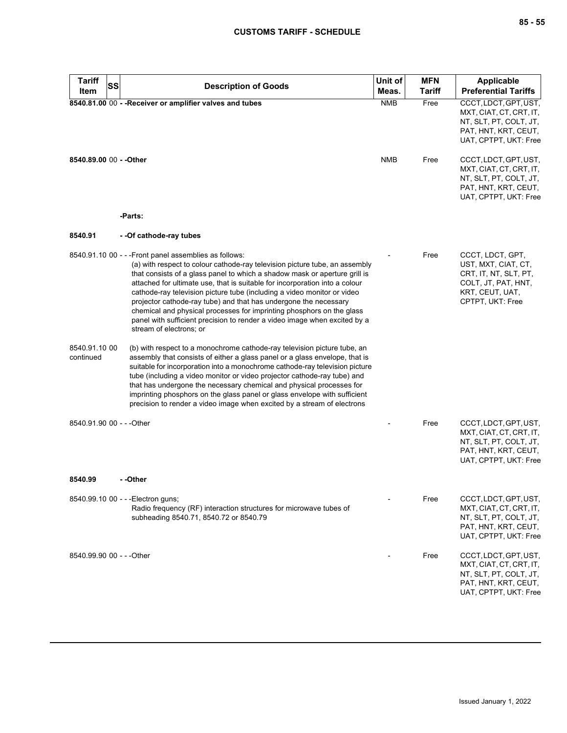| Tariff Item | SS | Description of Goods | Unit of Meas. | MFN Tariff | Applicable Preferential Tariffs |
|---|---|---|---|---|---|
| **8540.81.00** | 00 | **- -Receiver or amplifier valves and tubes** | NMB | Free | CCCT, LDCT, GPT, UST, MXT, CIAT, CT, CRT, IT, NT, SLT, PT, COLT, JT, PAT, HNT, KRT, CEUT, UAT, CPTPT, UKT: Free |
| **8540.89.00** | 00 | **- -Other** | NMB | Free | CCCT, LDCT, GPT, UST, MXT, CIAT, CT, CRT, IT, NT, SLT, PT, COLT, JT, PAT, HNT, KRT, CEUT, UAT, CPTPT, UKT: Free |
| | | **-Parts:** | | | |
| **8540.91** | | **- -Of cathode-ray tubes** | | | |
| 8540.91.10 | 00 | - - -Front panel assemblies as follows:<br>(a) with respect to colour cathode-ray television picture tube, an assembly that consists of a glass panel to which a shadow mask or aperture grill is attached for ultimate use, that is suitable for incorporation into a colour cathode-ray television picture tube (including a video monitor or video projector cathode-ray tube) and that has undergone the necessary chemical and physical processes for imprinting phosphors on the glass panel with sufficient precision to render a video image when excited by a stream of electrons; or | - | Free | CCCT, LDCT, GPT, UST, MXT, CIAT, CT, CRT, IT, NT, SLT, PT, COLT, JT, PAT, HNT, KRT, CEUT, UAT, CPTPT, UKT: Free |
| 8540.91.10 00 continued | | (b) with respect to a monochrome cathode-ray television picture tube, an assembly that consists of either a glass panel or a glass envelope, that is suitable for incorporation into a monochrome cathode-ray television picture tube (including a video monitor or video projector cathode-ray tube) and that has undergone the necessary chemical and physical processes for imprinting phosphors on the glass panel or glass envelope with sufficient precision to render a video image when excited by a stream of electrons | | | |
| 8540.91.90 | 00 | - - -Other | - | Free | CCCT, LDCT, GPT, UST, MXT, CIAT, CT, CRT, IT, NT, SLT, PT, COLT, JT, PAT, HNT, KRT, CEUT, UAT, CPTPT, UKT: Free |
| **8540.99** | | **- -Other** | | | |
| 8540.99.10 | 00 | - - -Electron guns;<br>Radio frequency (RF) interaction structures for microwave tubes of subheading 8540.71, 8540.72 or 8540.79 | - | Free | CCCT, LDCT, GPT, UST, MXT, CIAT, CT, CRT, IT, NT, SLT, PT, COLT, JT, PAT, HNT, KRT, CEUT, UAT, CPTPT, UKT: Free |
| 8540.99.90 | 00 | - - -Other | - | Free | CCCT, LDCT, GPT, UST, MXT, CIAT, CT, CRT, IT, NT, SLT, PT, COLT, JT, PAT, HNT, KRT, CEUT, UAT, CPTPT, UKT: Free |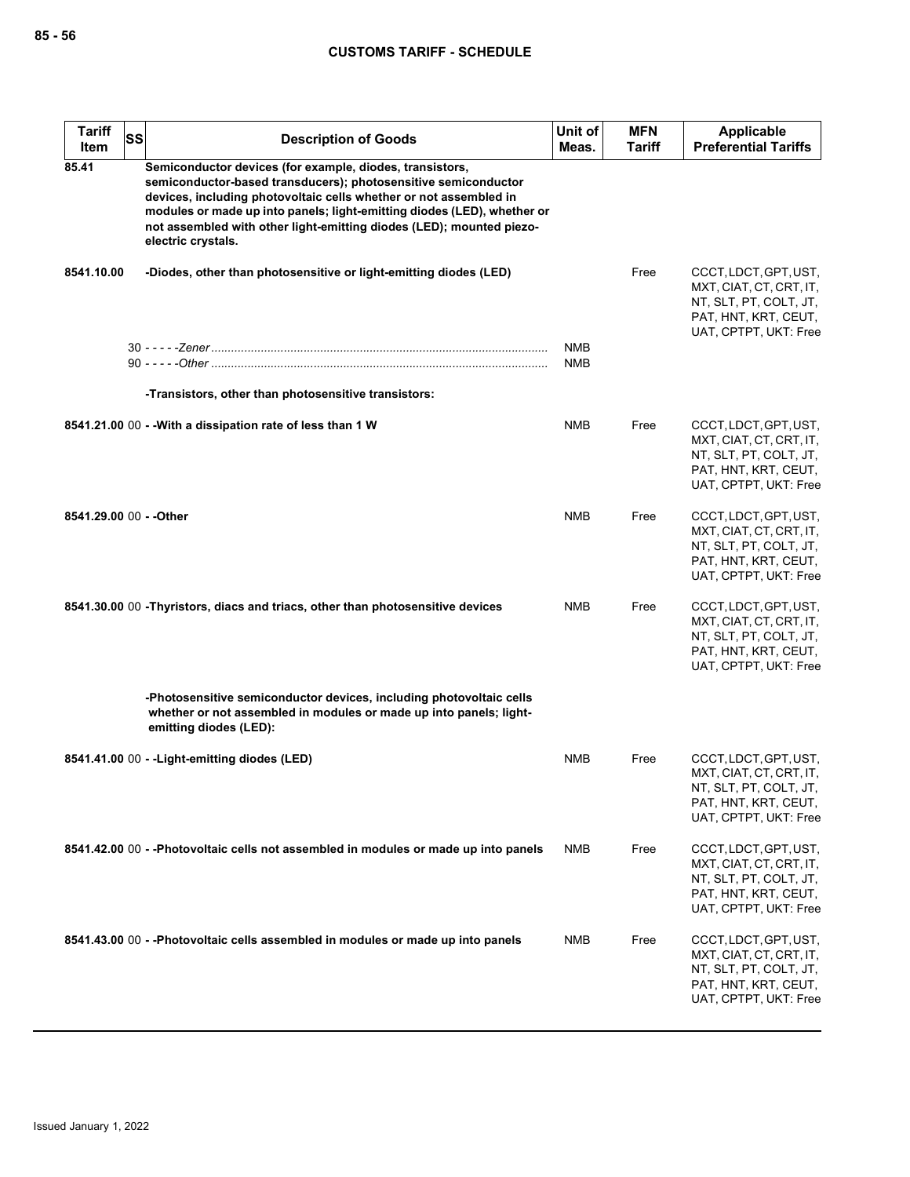| Tariff Item | SS | Description of Goods | Unit of Meas. | MFN Tariff | Applicable Preferential Tariffs |
|---|---|---|---|---|---|
| 85.41 | | **Semiconductor devices (for example, diodes, transistors, semiconductor-based transducers); photosensitive semiconductor devices, including photovoltaic cells whether or not assembled in modules or made up into panels; light-emitting diodes (LED), whether or not assembled with other light-emitting diodes (LED); mounted piezo-electric crystals.** | | | |
| 8541.10.00 | | **-Diodes, other than photosensitive or light-emitting diodes (LED)** | | Free | CCCT, LDCT, GPT, UST, MXT, CIAT, CT, CRT, IT, NT, SLT, PT, COLT, JT, PAT, HNT, KRT, CEUT, UAT, CPTPT, UKT: Free |
| | 30 | - - - - -*Zener* | NMB | | |
| | 90 | - - - - -*Other* | NMB | | |
| | | **-Transistors, other than photosensitive transistors:** | | | |
| 8541.21.00 | 00 | **- -With a dissipation rate of less than 1 W** | NMB | Free | CCCT, LDCT, GPT, UST, MXT, CIAT, CT, CRT, IT, NT, SLT, PT, COLT, JT, PAT, HNT, KRT, CEUT, UAT, CPTPT, UKT: Free |
| 8541.29.00 | 00 | **- -Other** | NMB | Free | CCCT, LDCT, GPT, UST, MXT, CIAT, CT, CRT, IT, NT, SLT, PT, COLT, JT, PAT, HNT, KRT, CEUT, UAT, CPTPT, UKT: Free |
| 8541.30.00 | 00 | **-Thyristors, diacs and triacs, other than photosensitive devices** | NMB | Free | CCCT, LDCT, GPT, UST, MXT, CIAT, CT, CRT, IT, NT, SLT, PT, COLT, JT, PAT, HNT, KRT, CEUT, UAT, CPTPT, UKT: Free |
| | | **-Photosensitive semiconductor devices, including photovoltaic cells whether or not assembled in modules or made up into panels; light-emitting diodes (LED):** | | | |
| 8541.41.00 | 00 | **- -Light-emitting diodes (LED)** | NMB | Free | CCCT, LDCT, GPT, UST, MXT, CIAT, CT, CRT, IT, NT, SLT, PT, COLT, JT, PAT, HNT, KRT, CEUT, UAT, CPTPT, UKT: Free |
| 8541.42.00 | 00 | **- -Photovoltaic cells not assembled in modules or made up into panels** | NMB | Free | CCCT, LDCT, GPT, UST, MXT, CIAT, CT, CRT, IT, NT, SLT, PT, COLT, JT, PAT, HNT, KRT, CEUT, UAT, CPTPT, UKT: Free |
| 8541.43.00 | 00 | **- -Photovoltaic cells assembled in modules or made up into panels** | NMB | Free | CCCT, LDCT, GPT, UST, MXT, CIAT, CT, CRT, IT, NT, SLT, PT, COLT, JT, PAT, HNT, KRT, CEUT, UAT, CPTPT, UKT: Free |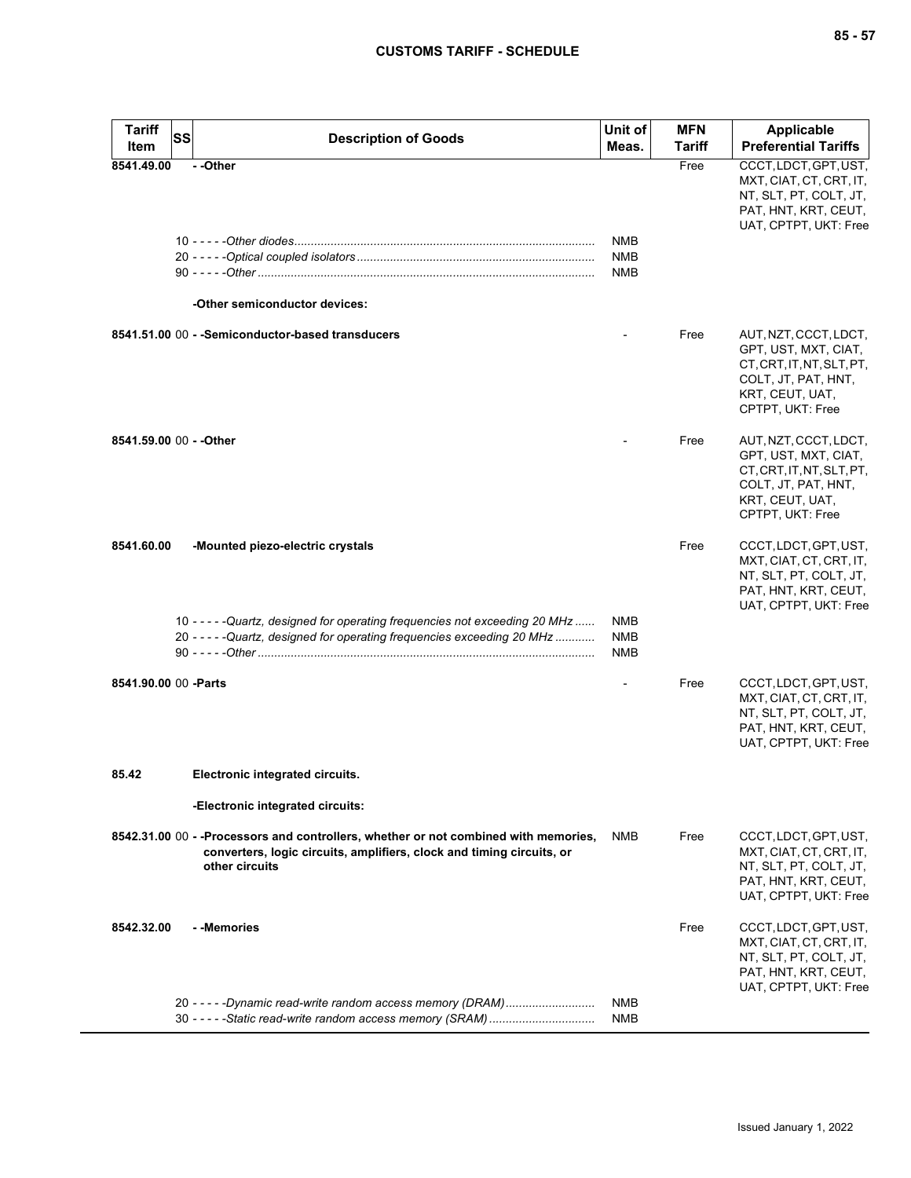| Tariff Item | SS | Description of Goods | Unit of Meas. | MFN Tariff | Applicable Preferential Tariffs |
|---|---|---|---|---|---|
| 8541.49.00 | | - -Other | | Free | CCCT, LDCT, GPT, UST, MXT, CIAT, CT, CRT, IT, NT, SLT, PT, COLT, JT, PAT, HNT, KRT, CEUT, UAT, CPTPT, UKT: Free |
| | 10 | - - - - -*Other diodes* | NMB | | |
| | 20 | - - - - -*Optical coupled isolators* | NMB | | |
| | 90 | - - - - -*Other* | NMB | | |
| | | **-Other semiconductor devices:** | | | |
| 8541.51.00 | 00 | - -Semiconductor-based transducers | - | Free | AUT, NZT, CCCT, LDCT, GPT, UST, MXT, CIAT, CT, CRT, IT, NT, SLT, PT, COLT, JT, PAT, HNT, KRT, CEUT, UAT, CPTPT, UKT: Free |
| 8541.59.00 | 00 | - -Other | - | Free | AUT, NZT, CCCT, LDCT, GPT, UST, MXT, CIAT, CT, CRT, IT, NT, SLT, PT, COLT, JT, PAT, HNT, KRT, CEUT, UAT, CPTPT, UKT: Free |
| 8541.60.00 | | -Mounted piezo-electric crystals | | Free | CCCT, LDCT, GPT, UST, MXT, CIAT, CT, CRT, IT, NT, SLT, PT, COLT, JT, PAT, HNT, KRT, CEUT, UAT, CPTPT, UKT: Free |
| | 10 | - - - - -*Quartz, designed for operating frequencies not exceeding 20 MHz* | NMB | | |
| | 20 | - - - - -*Quartz, designed for operating frequencies exceeding 20 MHz* | NMB | | |
| | 90 | - - - - -*Other* | NMB | | |
| 8541.90.00 | 00 | -Parts | - | Free | CCCT, LDCT, GPT, UST, MXT, CIAT, CT, CRT, IT, NT, SLT, PT, COLT, JT, PAT, HNT, KRT, CEUT, UAT, CPTPT, UKT: Free |
| 85.42 | | **Electronic integrated circuits.** | | | |
| | | **-Electronic integrated circuits:** | | | |
| 8542.31.00 | 00 | - -Processors and controllers, whether or not combined with memories, converters, logic circuits, amplifiers, clock and timing circuits, or other circuits | NMB | Free | CCCT, LDCT, GPT, UST, MXT, CIAT, CT, CRT, IT, NT, SLT, PT, COLT, JT, PAT, HNT, KRT, CEUT, UAT, CPTPT, UKT: Free |
| 8542.32.00 | | - -Memories | | Free | CCCT, LDCT, GPT, UST, MXT, CIAT, CT, CRT, IT, NT, SLT, PT, COLT, JT, PAT, HNT, KRT, CEUT, UAT, CPTPT, UKT: Free |
| | 20 | - - - - -*Dynamic read-write random access memory (DRAM)* | NMB | | |
| | 30 | - - - - -*Static read-write random access memory (SRAM)* | NMB | | |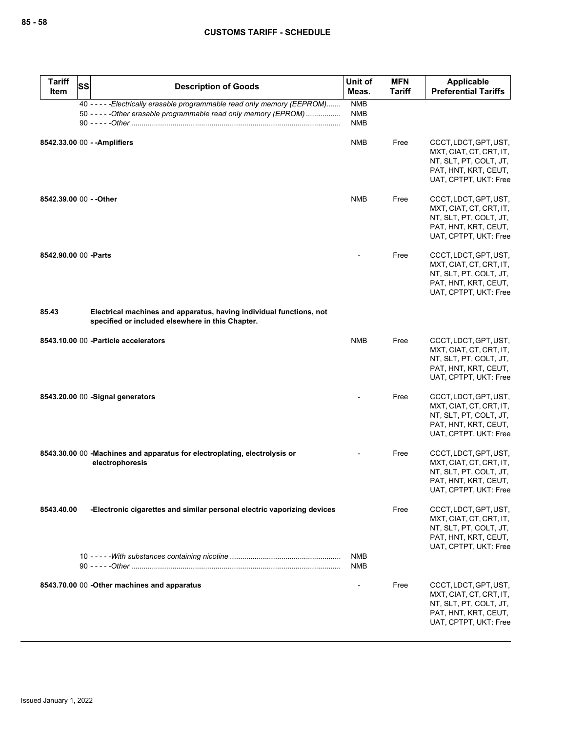| Tariff Item | SS | Description of Goods | Unit of Meas. | MFN Tariff | Applicable Preferential Tariffs |
|---|---|---|---|---|---|
| | 40 | - - - - -*Electrically erasable programmable read only memory (EEPROM)* | NMB | | |
| | 50 | - - - - -*Other erasable programmable read only memory (EPROM)* | NMB | | |
| | 90 | - - - - -*Other* | NMB | | |
| **8542.33.00** | 00 | **- -Amplifiers** | NMB | Free | CCCT, LDCT, GPT, UST, MXT, CIAT, CT, CRT, IT, NT, SLT, PT, COLT, JT, PAT, HNT, KRT, CEUT, UAT, CPTPT, UKT: Free |
| **8542.39.00** | 00 | **- -Other** | NMB | Free | CCCT, LDCT, GPT, UST, MXT, CIAT, CT, CRT, IT, NT, SLT, PT, COLT, JT, PAT, HNT, KRT, CEUT, UAT, CPTPT, UKT: Free |
| **8542.90.00** | 00 | **-Parts** | - | Free | CCCT, LDCT, GPT, UST, MXT, CIAT, CT, CRT, IT, NT, SLT, PT, COLT, JT, PAT, HNT, KRT, CEUT, UAT, CPTPT, UKT: Free |
| **85.43** | | **Electrical machines and apparatus, having individual functions, not specified or included elsewhere in this Chapter.** | | | |
| **8543.10.00** | 00 | **-Particle accelerators** | NMB | Free | CCCT, LDCT, GPT, UST, MXT, CIAT, CT, CRT, IT, NT, SLT, PT, COLT, JT, PAT, HNT, KRT, CEUT, UAT, CPTPT, UKT: Free |
| **8543.20.00** | 00 | **-Signal generators** | - | Free | CCCT, LDCT, GPT, UST, MXT, CIAT, CT, CRT, IT, NT, SLT, PT, COLT, JT, PAT, HNT, KRT, CEUT, UAT, CPTPT, UKT: Free |
| **8543.30.00** | 00 | **-Machines and apparatus for electroplating, electrolysis or electrophoresis** | - | Free | CCCT, LDCT, GPT, UST, MXT, CIAT, CT, CRT, IT, NT, SLT, PT, COLT, JT, PAT, HNT, KRT, CEUT, UAT, CPTPT, UKT: Free |
| **8543.40.00** | | **-Electronic cigarettes and similar personal electric vaporizing devices** | | Free | CCCT, LDCT, GPT, UST, MXT, CIAT, CT, CRT, IT, NT, SLT, PT, COLT, JT, PAT, HNT, KRT, CEUT, UAT, CPTPT, UKT: Free |
| | 10 | - - - - -*With substances containing nicotine* | NMB | | |
| | 90 | - - - - -*Other* | NMB | | |
| **8543.70.00** | 00 | **-Other machines and apparatus** | - | Free | CCCT, LDCT, GPT, UST, MXT, CIAT, CT, CRT, IT, NT, SLT, PT, COLT, JT, PAT, HNT, KRT, CEUT, UAT, CPTPT, UKT: Free |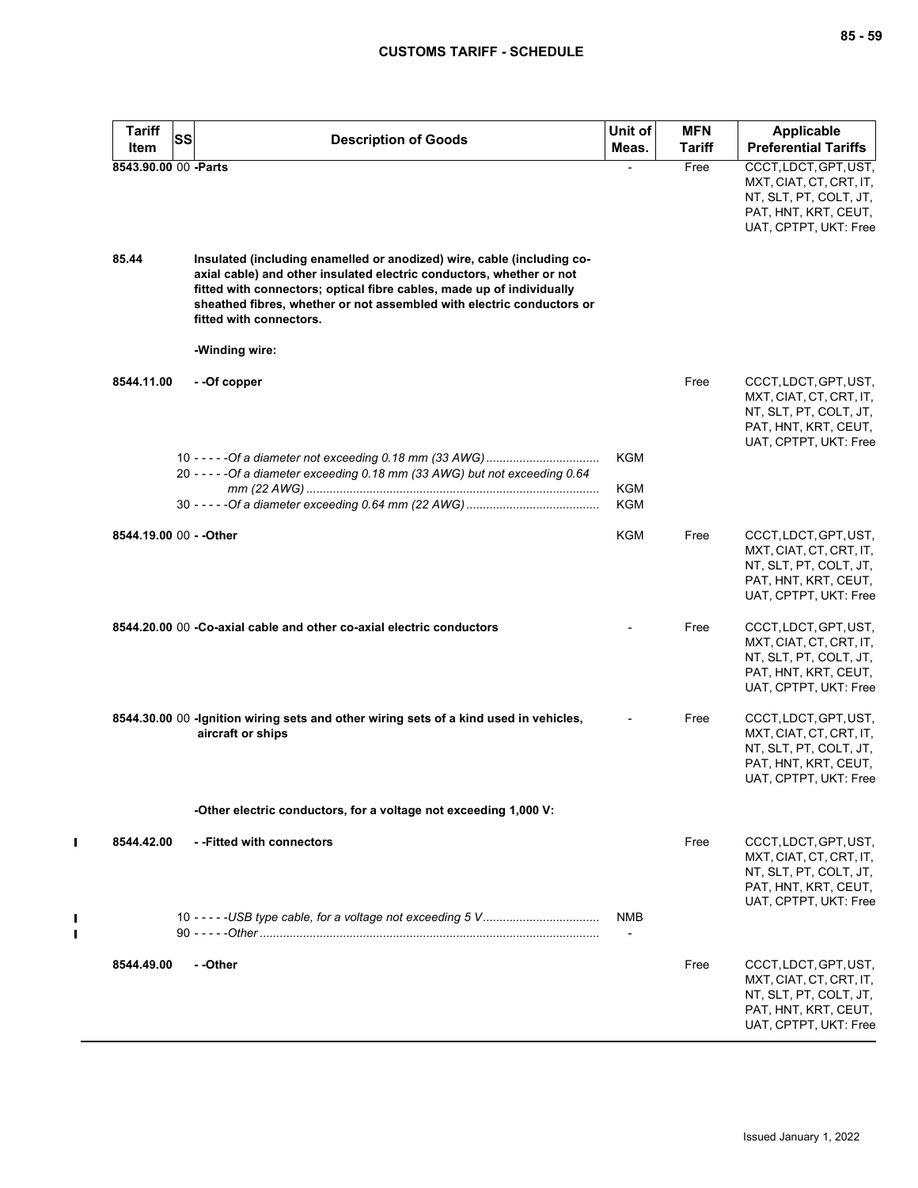| Tariff Item | SS | Description of Goods | Unit of Meas. | MFN Tariff | Applicable Preferential Tariffs |
|---|---|---|---|---|---|
| 8543.90.00 | 00 | **-Parts** | - | Free | CCCT, LDCT, GPT, UST, MXT, CIAT, CT, CRT, IT, NT, SLT, PT, COLT, JT, PAT, HNT, KRT, CEUT, UAT, CPTPT, UKT: Free |
| 85.44 | | **Insulated (including enamelled or anodized) wire, cable (including co-axial cable) and other insulated electric conductors, whether or not fitted with connectors; optical fibre cables, made up of individually sheathed fibres, whether or not assembled with electric conductors or fitted with connectors.** | | | |
| | | **-Winding wire:** | | | |
| 8544.11.00 | | **- -Of copper** | | Free | CCCT, LDCT, GPT, UST, MXT, CIAT, CT, CRT, IT, NT, SLT, PT, COLT, JT, PAT, HNT, KRT, CEUT, UAT, CPTPT, UKT: Free |
| | 10 | - - - - -*Of a diameter not exceeding 0.18 mm (33 AWG)* | KGM | | |
| | 20 | - - - - -*Of a diameter exceeding 0.18 mm (33 AWG) but not exceeding 0.64 mm (22 AWG)* | KGM | | |
| | 30 | - - - - -*Of a diameter exceeding 0.64 mm (22 AWG)* | KGM | | |
| 8544.19.00 | 00 | **- -Other** | KGM | Free | CCCT, LDCT, GPT, UST, MXT, CIAT, CT, CRT, IT, NT, SLT, PT, COLT, JT, PAT, HNT, KRT, CEUT, UAT, CPTPT, UKT: Free |
| 8544.20.00 | 00 | **-Co-axial cable and other co-axial electric conductors** | - | Free | CCCT, LDCT, GPT, UST, MXT, CIAT, CT, CRT, IT, NT, SLT, PT, COLT, JT, PAT, HNT, KRT, CEUT, UAT, CPTPT, UKT: Free |
| 8544.30.00 | 00 | **-Ignition wiring sets and other wiring sets of a kind used in vehicles, aircraft or ships** | - | Free | CCCT, LDCT, GPT, UST, MXT, CIAT, CT, CRT, IT, NT, SLT, PT, COLT, JT, PAT, HNT, KRT, CEUT, UAT, CPTPT, UKT: Free |
| | | **-Other electric conductors, for a voltage not exceeding 1,000 V:** | | | |
| 8544.42.00 | | **- -Fitted with connectors** | | Free | CCCT, LDCT, GPT, UST, MXT, CIAT, CT, CRT, IT, NT, SLT, PT, COLT, JT, PAT, HNT, KRT, CEUT, UAT, CPTPT, UKT: Free |
| | 10 | - - - - -*USB type cable, for a voltage not exceeding 5 V* | NMB | | |
| | 90 | - - - - -*Other* | - | | |
| 8544.49.00 | | **- -Other** | | Free | CCCT, LDCT, GPT, UST, MXT, CIAT, CT, CRT, IT, NT, SLT, PT, COLT, JT, PAT, HNT, KRT, CEUT, UAT, CPTPT, UKT: Free |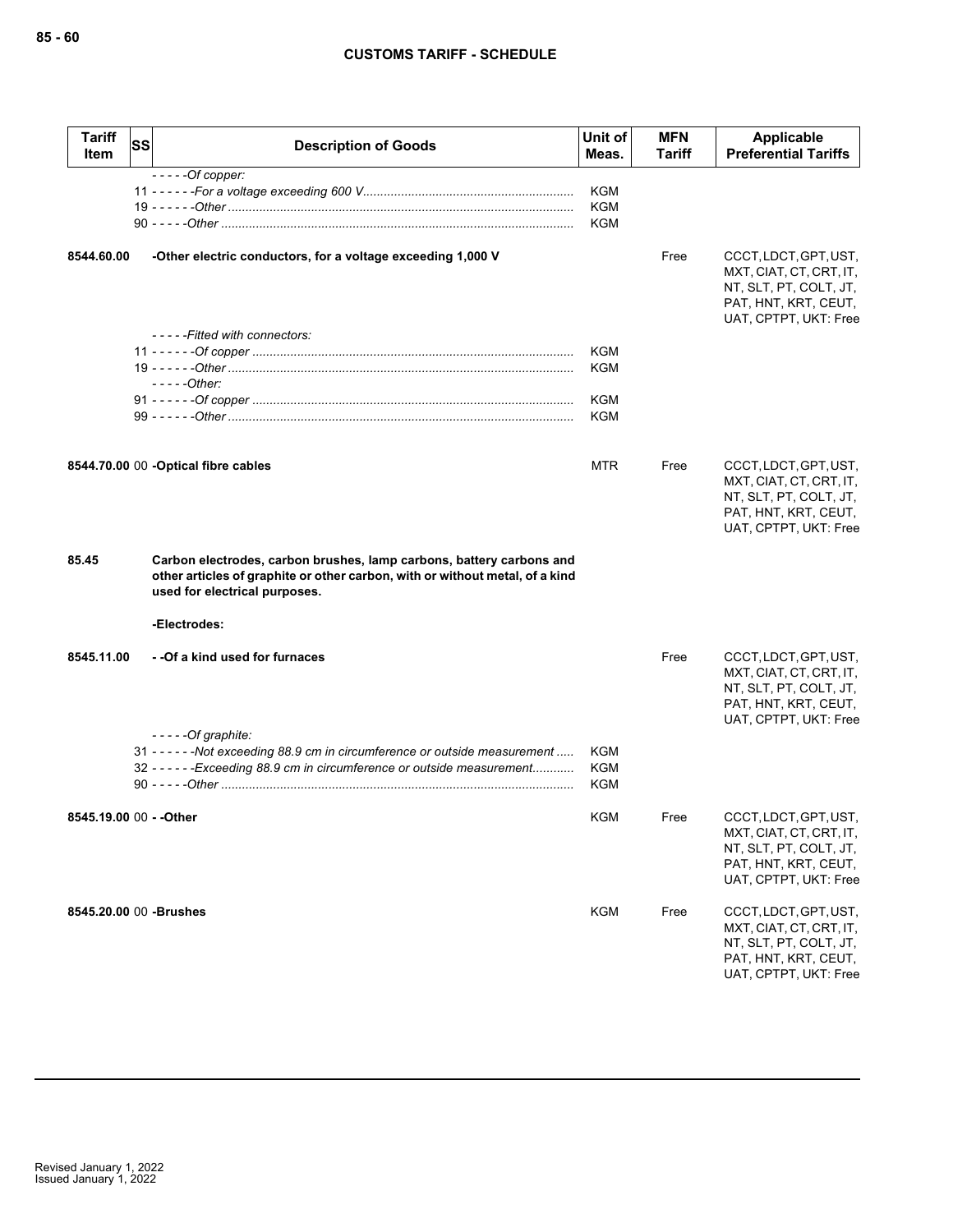| Tariff Item | SS | Description of Goods | Unit of Meas. | MFN Tariff | Applicable Preferential Tariffs |
|---|---|---|---|---|---|
| | | - - - - -*Of copper:* | | | |
| | 11 | - - - - - -*For a voltage exceeding 600 V* | KGM | | |
| | 19 | - - - - - -*Other* | KGM | | |
| | 90 | - - - - -*Other* | KGM | | |
| **8544.60.00** | | **-Other electric conductors, for a voltage exceeding 1,000 V** | | Free | CCCT, LDCT, GPT, UST, MXT, CIAT, CT, CRT, IT, NT, SLT, PT, COLT, JT, PAT, HNT, KRT, CEUT, UAT, CPTPT, UKT: Free |
| | | - - - - -*Fitted with connectors:* | | | |
| | 11 | - - - - - -*Of copper* | KGM | | |
| | 19 | - - - - - -*Other* | KGM | | |
| | | - - - - -*Other:* | | | |
| | 91 | - - - - - -*Of copper* | KGM | | |
| | 99 | - - - - - -*Other* | KGM | | |
| **8544.70.00** | 00 | **-Optical fibre cables** | MTR | Free | CCCT, LDCT, GPT, UST, MXT, CIAT, CT, CRT, IT, NT, SLT, PT, COLT, JT, PAT, HNT, KRT, CEUT, UAT, CPTPT, UKT: Free |
| **85.45** | | **Carbon electrodes, carbon brushes, lamp carbons, battery carbons and other articles of graphite or other carbon, with or without metal, of a kind used for electrical purposes.** | | | |
| | | **-Electrodes:** | | | |
| **8545.11.00** | | **- -Of a kind used for furnaces** | | Free | CCCT, LDCT, GPT, UST, MXT, CIAT, CT, CRT, IT, NT, SLT, PT, COLT, JT, PAT, HNT, KRT, CEUT, UAT, CPTPT, UKT: Free |
| | | - - - - -*Of graphite:* | | | |
| | 31 | - - - - - -*Not exceeding 88.9 cm in circumference or outside measurement* | KGM | | |
| | 32 | - - - - - -*Exceeding 88.9 cm in circumference or outside measurement* | KGM | | |
| | 90 | - - - - -*Other* | KGM | | |
| **8545.19.00** | 00 | **- -Other** | KGM | Free | CCCT, LDCT, GPT, UST, MXT, CIAT, CT, CRT, IT, NT, SLT, PT, COLT, JT, PAT, HNT, KRT, CEUT, UAT, CPTPT, UKT: Free |
| **8545.20.00** | 00 | **-Brushes** | KGM | Free | CCCT, LDCT, GPT, UST, MXT, CIAT, CT, CRT, IT, NT, SLT, PT, COLT, JT, PAT, HNT, KRT, CEUT, UAT, CPTPT, UKT: Free |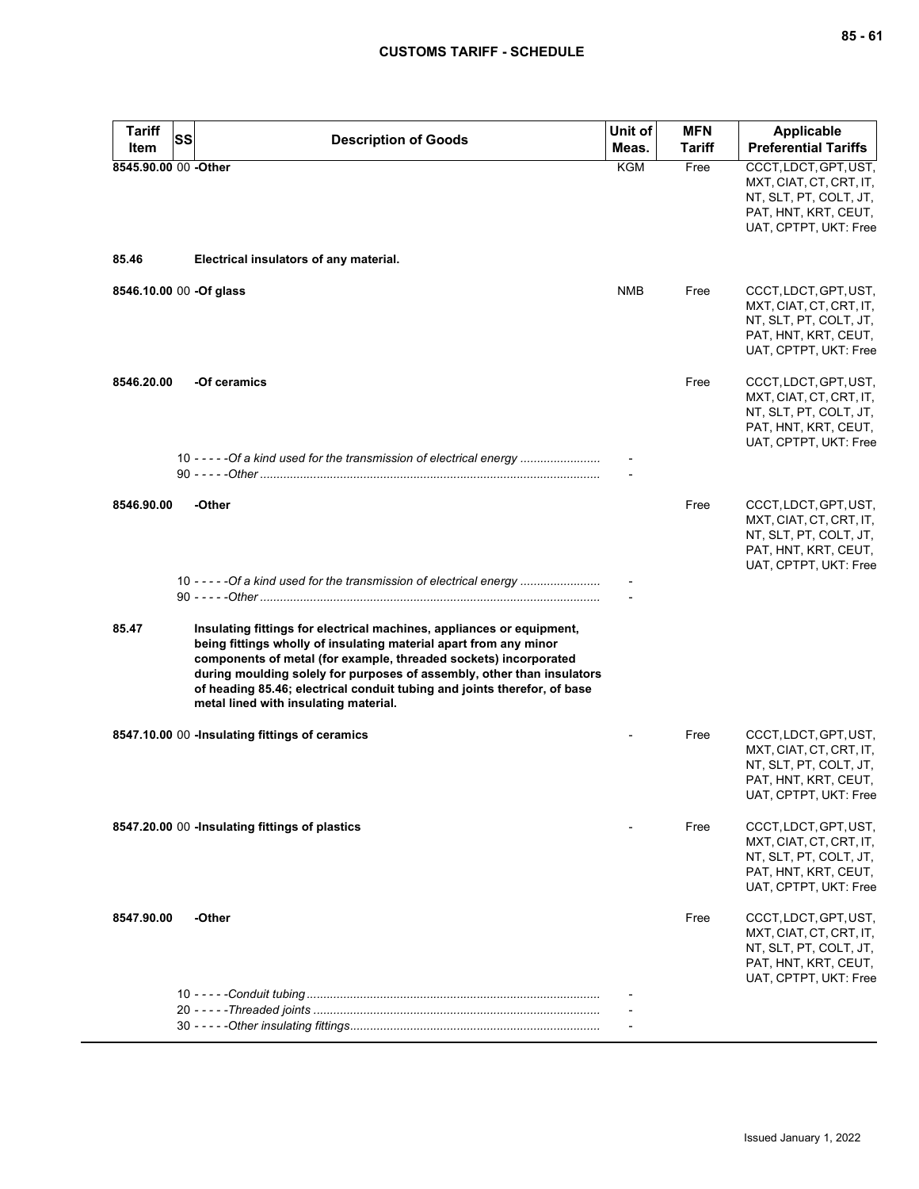| Tariff Item | SS | Description of Goods | Unit of Meas. | MFN Tariff | Applicable Preferential Tariffs |
|---|---|---|---|---|---|
| 8545.90.00 | 00 | **-Other** | KGM | Free | CCCT, LDCT, GPT, UST, MXT, CIAT, CT, CRT, IT, NT, SLT, PT, COLT, JT, PAT, HNT, KRT, CEUT, UAT, CPTPT, UKT: Free |
| **85.46** | | **Electrical insulators of any material.** | | | |
| 8546.10.00 | 00 | **-Of glass** | NMB | Free | CCCT, LDCT, GPT, UST, MXT, CIAT, CT, CRT, IT, NT, SLT, PT, COLT, JT, PAT, HNT, KRT, CEUT, UAT, CPTPT, UKT: Free |
| **8546.20.00** | | **-Of ceramics** | | Free | CCCT, LDCT, GPT, UST, MXT, CIAT, CT, CRT, IT, NT, SLT, PT, COLT, JT, PAT, HNT, KRT, CEUT, UAT, CPTPT, UKT: Free |
| | 10 | - - - - -*Of a kind used for the transmission of electrical energy* | - | | |
| | 90 | - - - - -*Other* | - | | |
| **8546.90.00** | | **-Other** | | Free | CCCT, LDCT, GPT, UST, MXT, CIAT, CT, CRT, IT, NT, SLT, PT, COLT, JT, PAT, HNT, KRT, CEUT, UAT, CPTPT, UKT: Free |
| | 10 | - - - - -*Of a kind used for the transmission of electrical energy* | - | | |
| | 90 | - - - - -*Other* | - | | |
| **85.47** | | **Insulating fittings for electrical machines, appliances or equipment, being fittings wholly of insulating material apart from any minor components of metal (for example, threaded sockets) incorporated during moulding solely for purposes of assembly, other than insulators of heading 85.46; electrical conduit tubing and joints therefor, of base metal lined with insulating material.** | | | |
| 8547.10.00 | 00 | **-Insulating fittings of ceramics** | - | Free | CCCT, LDCT, GPT, UST, MXT, CIAT, CT, CRT, IT, NT, SLT, PT, COLT, JT, PAT, HNT, KRT, CEUT, UAT, CPTPT, UKT: Free |
| 8547.20.00 | 00 | **-Insulating fittings of plastics** | - | Free | CCCT, LDCT, GPT, UST, MXT, CIAT, CT, CRT, IT, NT, SLT, PT, COLT, JT, PAT, HNT, KRT, CEUT, UAT, CPTPT, UKT: Free |
| **8547.90.00** | | **-Other** | | Free | CCCT, LDCT, GPT, UST, MXT, CIAT, CT, CRT, IT, NT, SLT, PT, COLT, JT, PAT, HNT, KRT, CEUT, UAT, CPTPT, UKT: Free |
| | 10 | - - - - -*Conduit tubing* | - | | |
| | 20 | - - - - -*Threaded joints* | - | | |
| | 30 | - - - - -*Other insulating fittings* | - | | |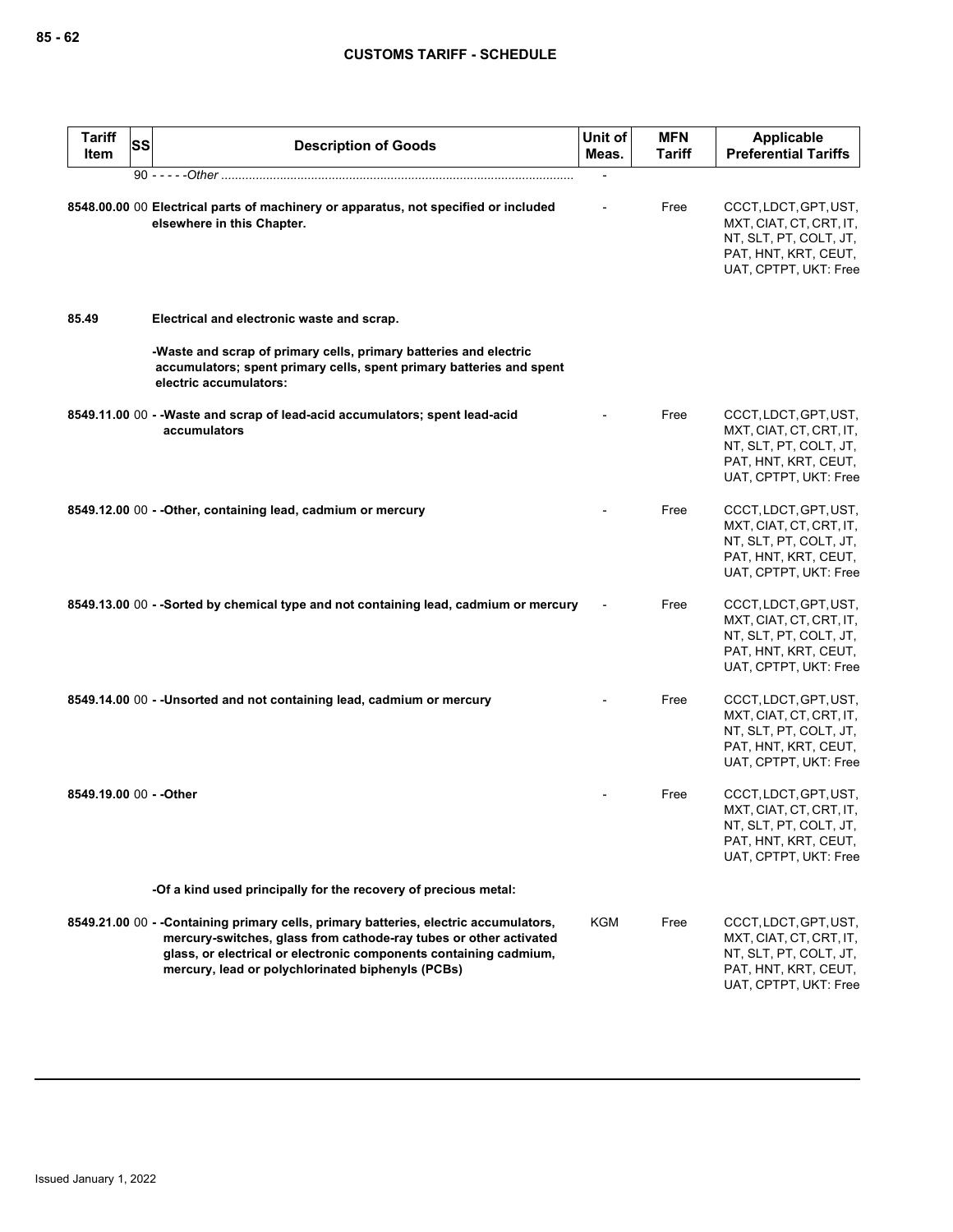| Tariff Item | SS | Description of Goods | Unit of Meas. | MFN Tariff | Applicable Preferential Tariffs |
|---|---|---|---|---|---|
| | 90 | - - - - -*Other* | - | | |
| **8548.00.00** | 00 | **Electrical parts of machinery or apparatus, not specified or included elsewhere in this Chapter.** | - | Free | CCCT, LDCT, GPT, UST, MXT, CIAT, CT, CRT, IT, NT, SLT, PT, COLT, JT, PAT, HNT, KRT, CEUT, UAT, CPTPT, UKT: Free |
| **85.49** | | **Electrical and electronic waste and scrap.** | | | |
| | | **-Waste and scrap of primary cells, primary batteries and electric accumulators; spent primary cells, spent primary batteries and spent electric accumulators:** | | | |
| **8549.11.00** | 00 | **- -Waste and scrap of lead-acid accumulators; spent lead-acid accumulators** | - | Free | CCCT, LDCT, GPT, UST, MXT, CIAT, CT, CRT, IT, NT, SLT, PT, COLT, JT, PAT, HNT, KRT, CEUT, UAT, CPTPT, UKT: Free |
| **8549.12.00** | 00 | **- -Other, containing lead, cadmium or mercury** | - | Free | CCCT, LDCT, GPT, UST, MXT, CIAT, CT, CRT, IT, NT, SLT, PT, COLT, JT, PAT, HNT, KRT, CEUT, UAT, CPTPT, UKT: Free |
| **8549.13.00** | 00 | **- -Sorted by chemical type and not containing lead, cadmium or mercury** | - | Free | CCCT, LDCT, GPT, UST, MXT, CIAT, CT, CRT, IT, NT, SLT, PT, COLT, JT, PAT, HNT, KRT, CEUT, UAT, CPTPT, UKT: Free |
| **8549.14.00** | 00 | **- -Unsorted and not containing lead, cadmium or mercury** | - | Free | CCCT, LDCT, GPT, UST, MXT, CIAT, CT, CRT, IT, NT, SLT, PT, COLT, JT, PAT, HNT, KRT, CEUT, UAT, CPTPT, UKT: Free |
| **8549.19.00** | 00 | **- -Other** | - | Free | CCCT, LDCT, GPT, UST, MXT, CIAT, CT, CRT, IT, NT, SLT, PT, COLT, JT, PAT, HNT, KRT, CEUT, UAT, CPTPT, UKT: Free |
| | | **-Of a kind used principally for the recovery of precious metal:** | | | |
| **8549.21.00** | 00 | **- -Containing primary cells, primary batteries, electric accumulators, mercury-switches, glass from cathode-ray tubes or other activated glass, or electrical or electronic components containing cadmium, mercury, lead or polychlorinated biphenyls (PCBs)** | KGM | Free | CCCT, LDCT, GPT, UST, MXT, CIAT, CT, CRT, IT, NT, SLT, PT, COLT, JT, PAT, HNT, KRT, CEUT, UAT, CPTPT, UKT: Free |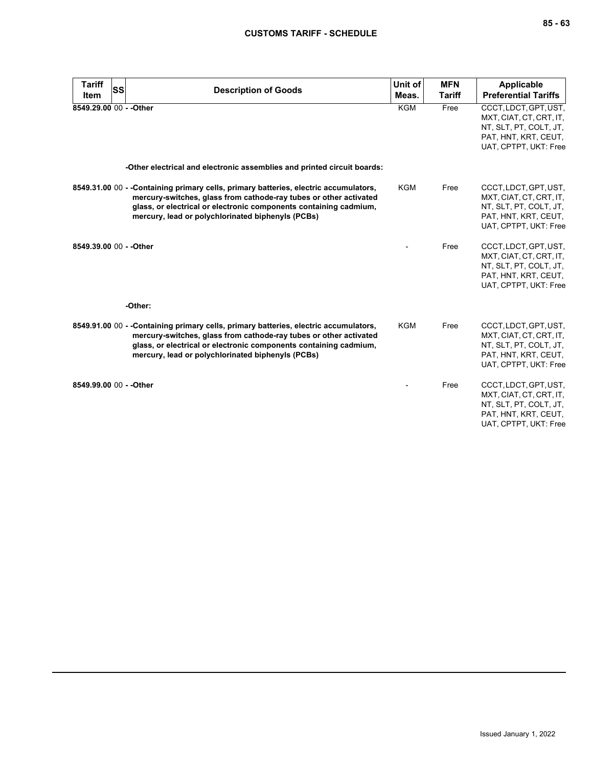| Tariff Item | SS | Description of Goods | Unit of Meas. | MFN Tariff | Applicable Preferential Tariffs |
|---|---|---|---|---|---|
| 8549.29.00 | 00 | - -Other | KGM | Free | CCCT, LDCT, GPT, UST, MXT, CIAT, CT, CRT, IT, NT, SLT, PT, COLT, JT, PAT, HNT, KRT, CEUT, UAT, CPTPT, UKT: Free |
| | | -Other electrical and electronic assemblies and printed circuit boards: | | | |
| 8549.31.00 | 00 | - -Containing primary cells, primary batteries, electric accumulators, mercury-switches, glass from cathode-ray tubes or other activated glass, or electrical or electronic components containing cadmium, mercury, lead or polychlorinated biphenyls (PCBs) | KGM | Free | CCCT, LDCT, GPT, UST, MXT, CIAT, CT, CRT, IT, NT, SLT, PT, COLT, JT, PAT, HNT, KRT, CEUT, UAT, CPTPT, UKT: Free |
| 8549.39.00 | 00 | - -Other | - | Free | CCCT, LDCT, GPT, UST, MXT, CIAT, CT, CRT, IT, NT, SLT, PT, COLT, JT, PAT, HNT, KRT, CEUT, UAT, CPTPT, UKT: Free |
| | | -Other: | | | |
| 8549.91.00 | 00 | - -Containing primary cells, primary batteries, electric accumulators, mercury-switches, glass from cathode-ray tubes or other activated glass, or electrical or electronic components containing cadmium, mercury, lead or polychlorinated biphenyls (PCBs) | KGM | Free | CCCT, LDCT, GPT, UST, MXT, CIAT, CT, CRT, IT, NT, SLT, PT, COLT, JT, PAT, HNT, KRT, CEUT, UAT, CPTPT, UKT: Free |
| 8549.99.00 | 00 | - -Other | - | Free | CCCT, LDCT, GPT, UST, MXT, CIAT, CT, CRT, IT, NT, SLT, PT, COLT, JT, PAT, HNT, KRT, CEUT, UAT, CPTPT, UKT: Free |